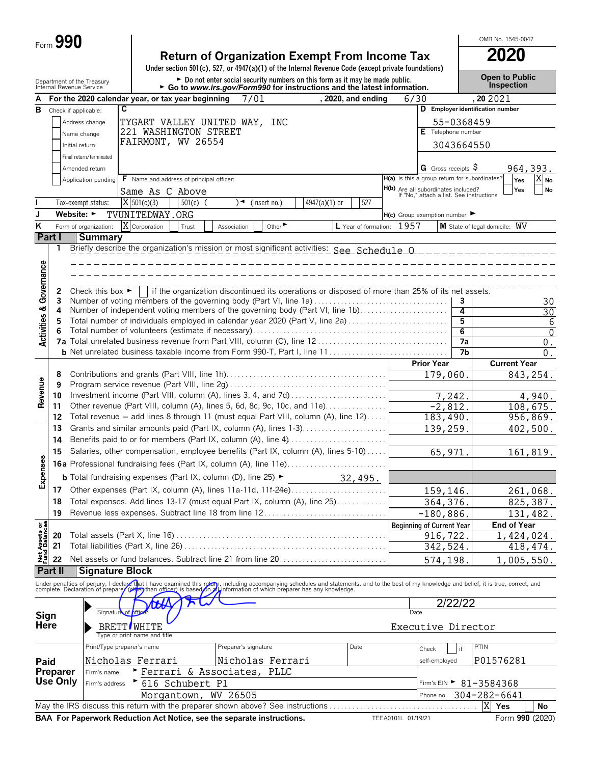Form **990**

# Return of Organization Exempt From Income Tax

**2020**

OMB No. 1545-0047

Under section 501(c), 527, or 4947(a)(1) of the Internal Revenue Code (except private foundations)

► Do not enter social security numbers on this form as it may be made public.

► Go to *www.irs.gov/Form990* for instructions and the latest information.

Department of the Treasury
Internal Revenue Service

**Open to Public Inspection**

**A** For the 2020 calendar year, or tax year beginning 7/01 , 2020, and ending 6/30 , 20 2021

**B** Check if applicable:
- [ ] Address change
- [ ] Name change
- [ ] Initial return
- [ ] Final return/terminated
- [ ] Amended return
- [ ] Application pending

**C** TYGART VALLEY UNITED WAY, INC
221 WASHINGTON STREET
FAIRMONT, WV 26554

**D** Employer identification number: 55-0368459

**E** Telephone number: 3043664550

**G** Gross receipts $ 964,393.

**F** Name and address of principal officer: Same As C Above

**H(a)** Is this a group return for subordinates? [ ] Yes [X] No

**H(b)** Are all subordinates included? [ ] Yes [ ] No
If "No," attach a list. See instructions

**I** Tax-exempt status: [X] 501(c)(3) [ ] 501(c) ( ) ◄ (insert no.) [ ] 4947(a)(1) or [ ] 527

**J** Website: ► TVUNITEDWAY.ORG

**H(c)** Group exemption number ►

**K** Form of organization: [X] Corporation [ ] Trust [ ] Association [ ] Other ►

**L** Year of formation: 1957

**M** State of legal domicile: WV

## Part I Summary

**Activities & Governance**

1 Briefly describe the organization's mission or most significant activities: See Schedule O

2 Check this box ► [ ] if the organization discontinued its operations or disposed of more than 25% of its net assets.

| | | | |
|---|---|---|---|
| 3 | Number of voting members of the governing body (Part VI, line 1a) | 3 | 30 |
| 4 | Number of independent voting members of the governing body (Part VI, line 1b) | 4 | 30 |
| 5 | Total number of individuals employed in calendar year 2020 (Part V, line 2a) | 5 | 6 |
| 6 | Total number of volunteers (estimate if necessary) | 6 | 0 |
| 7a | Total unrelated business revenue from Part VIII, column (C), line 12 | 7a | 0. |
| b | Net unrelated business taxable income from Form 990-T, Part I, line 11 | 7b | 0. |

| | | | Prior Year | Current Year |
|---|---|---|---|---|
| **Revenue** | 8 | Contributions and grants (Part VIII, line 1h) | 179,060. | 843,254. |
| | 9 | Program service revenue (Part VIII, line 2g) | | |
| | 10 | Investment income (Part VIII, column (A), lines 3, 4, and 7d) | 7,242. | 4,940. |
| | 11 | Other revenue (Part VIII, column (A), lines 5, 6d, 8c, 9c, 10c, and 11e) | -2,812. | 108,675. |
| | 12 | Total revenue – add lines 8 through 11 (must equal Part VIII, column (A), line 12) | 183,490. | 956,869. |
| **Expenses** | 13 | Grants and similar amounts paid (Part IX, column (A), lines 1-3) | 139,259. | 402,500. |
| | 14 | Benefits paid to or for members (Part IX, column (A), line 4) | | |
| | 15 | Salaries, other compensation, employee benefits (Part IX, column (A), lines 5-10) | 65,971. | 161,819. |
| | 16a | Professional fundraising fees (Part IX, column (A), line 11e) | | |
| | b | Total fundraising expenses (Part IX, column (D), line 25) ► 32,495. | | |
| | 17 | Other expenses (Part IX, column (A), lines 11a-11d, 11f-24e) | 159,146. | 261,068. |
| | 18 | Total expenses. Add lines 13-17 (must equal Part IX, column (A), line 25) | 364,376. | 825,387. |
| | 19 | Revenue less expenses. Subtract line 18 from line 12 | -180,886. | 131,482. |
| | | | **Beginning of Current Year** | **End of Year** |
| **Net Assets or Fund Balances** | 20 | Total assets (Part X, line 16) | 916,722. | 1,424,024. |
| | 21 | Total liabilities (Part X, line 26) | 342,524. | 418,474. |
| | 22 | Net assets or fund balances. Subtract line 21 from line 20 | 574,198. | 1,005,550. |

## Part II Signature Block

Under penalties of perjury, I declare that I have examined this return, including accompanying schedules and statements, and to the best of my knowledge and belief, it is true, correct, and complete. Declaration of preparer (other than officer) is based on all information of which preparer has any knowledge.

**Sign Here**

Signature of officer — Date: 2/22/22

BRETT WHITE — Executive Director
Type or print name and title

**Paid Preparer Use Only**

| Print/Type preparer's name | Preparer's signature | Date | Check [ ] if self-employed | PTIN |
|---|---|---|---|---|
| Nicholas Ferrari | Nicholas Ferrari | | | P01576281 |

Firm's name ► Ferrari & Associates, PLLC
Firm's address ► 616 Schubert Pl, Morgantown, WV 26505
Firm's EIN ► 81-3584368
Phone no. 304-282-6641

May the IRS discuss this return with the preparer shown above? See instructions [X] Yes [ ] No

**BAA For Paperwork Reduction Act Notice, see the separate instructions.** TEEA0101L 01/19/21 Form **990** (2020)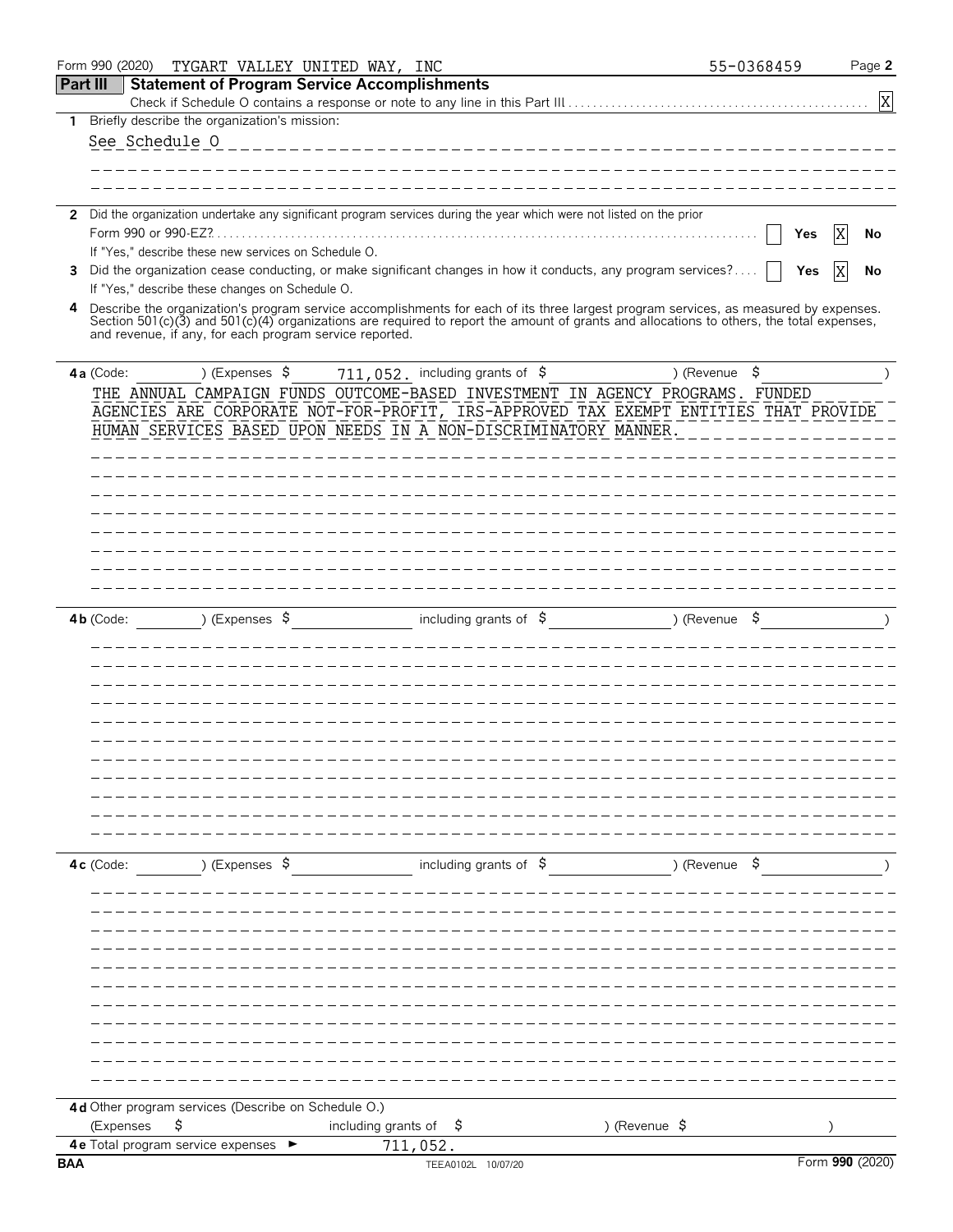Form 990 (2020) TYGART VALLEY UNITED WAY, INC 55-0368459

## Part III Statement of Program Service Accomplishments

Check if Schedule O contains a response or note to any line in this Part III .......... [X]

**1** Briefly describe the organization's mission:

See Schedule O

**2** Did the organization undertake any significant program services during the year which were not listed on the prior Form 990 or 990-EZ? .......... [ ] Yes [X] No

If "Yes," describe these new services on Schedule O.

**3** Did the organization cease conducting, or make significant changes in how it conducts, any program services? .......... [ ] Yes [X] No

If "Yes," describe these changes on Schedule O.

**4** Describe the organization's program service accomplishments for each of its three largest program services, as measured by expenses. Section 501(c)(3) and 501(c)(4) organizations are required to report the amount of grants and allocations to others, the total expenses, and revenue, if any, for each program service reported.

**4a** (Code: ) (Expenses $ 711,052. including grants of $ ) (Revenue $ )

THE ANNUAL CAMPAIGN FUNDS OUTCOME-BASED INVESTMENT IN AGENCY PROGRAMS. FUNDED AGENCIES ARE CORPORATE NOT-FOR-PROFIT, IRS-APPROVED TAX EXEMPT ENTITIES THAT PROVIDE HUMAN SERVICES BASED UPON NEEDS IN A NON-DISCRIMINATORY MANNER.

**4b** (Code: ) (Expenses $ including grants of $ ) (Revenue $ )

**4c** (Code: ) (Expenses $ including grants of $ ) (Revenue $ )

**4d** Other program services (Describe on Schedule O.)

(Expenses $ including grants of $ ) (Revenue $ )

**4e** Total program service expenses ► 711,052.

BAA TEEA0102L 10/07/20 Form **990** (2020)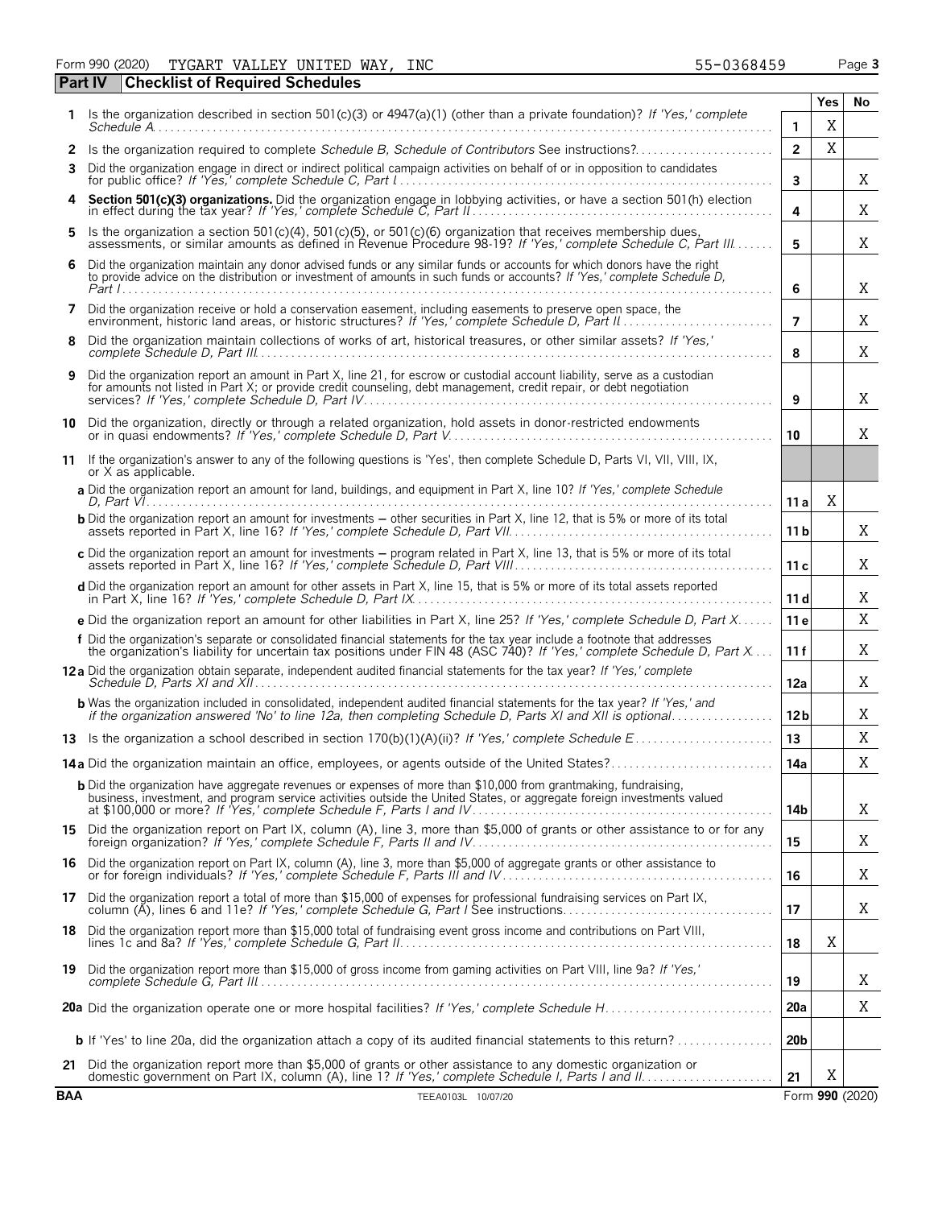Form 990 (2020) TYGART VALLEY UNITED WAY, INC 55-0368459 Page **3**

## Part IV Checklist of Required Schedules

| | | | Yes | No |
|---|---|---|---|---|
| 1 | Is the organization described in section 501(c)(3) or 4947(a)(1) (other than a private foundation)? *If 'Yes,' complete Schedule A* | 1 | X | |
| 2 | Is the organization required to complete *Schedule B, Schedule of Contributors* See instructions? | 2 | X | |
| 3 | Did the organization engage in direct or indirect political campaign activities on behalf of or in opposition to candidates for public office? *If 'Yes,' complete Schedule C, Part I* | 3 | | X |
| 4 | **Section 501(c)(3) organizations.** Did the organization engage in lobbying activities, or have a section 501(h) election in effect during the tax year? *If 'Yes,' complete Schedule C, Part II* | 4 | | X |
| 5 | Is the organization a section 501(c)(4), 501(c)(5), or 501(c)(6) organization that receives membership dues, assessments, or similar amounts as defined in Revenue Procedure 98-19? *If 'Yes,' complete Schedule C, Part III* | 5 | | X |
| 6 | Did the organization maintain any donor advised funds or any similar funds or accounts for which donors have the right to provide advice on the distribution or investment of amounts in such funds or accounts? *If 'Yes,' complete Schedule D, Part I* | 6 | | X |
| 7 | Did the organization receive or hold a conservation easement, including easements to preserve open space, the environment, historic land areas, or historic structures? *If 'Yes,' complete Schedule D, Part II* | 7 | | X |
| 8 | Did the organization maintain collections of works of art, historical treasures, or other similar assets? *If 'Yes,' complete Schedule D, Part III* | 8 | | X |
| 9 | Did the organization report an amount in Part X, line 21, for escrow or custodial account liability, serve as a custodian for amounts not listed in Part X; or provide credit counseling, debt management, credit repair, or debt negotiation services? *If 'Yes,' complete Schedule D, Part IV* | 9 | | X |
| 10 | Did the organization, directly or through a related organization, hold assets in donor-restricted endowments or in quasi endowments? *If 'Yes,' complete Schedule D, Part V* | 10 | | X |
| 11 | If the organization's answer to any of the following questions is 'Yes', then complete Schedule D, Parts VI, VII, VIII, IX, or X as applicable. | | | |
| | **a** Did the organization report an amount for land, buildings, and equipment in Part X, line 10? *If 'Yes,' complete Schedule D, Part VI* | 11 a | X | |
| | **b** Did the organization report an amount for investments – other securities in Part X, line 12, that is 5% or more of its total assets reported in Part X, line 16? *If 'Yes,' complete Schedule D, Part VII* | 11 b | | X |
| | **c** Did the organization report an amount for investments – program related in Part X, line 13, that is 5% or more of its total assets reported in Part X, line 16? *If 'Yes,' complete Schedule D, Part VIII* | 11 c | | X |
| | **d** Did the organization report an amount for other assets in Part X, line 15, that is 5% or more of its total assets reported in Part X, line 16? *If 'Yes,' complete Schedule D, Part IX* | 11 d | | X |
| | **e** Did the organization report an amount for other liabilities in Part X, line 25? *If 'Yes,' complete Schedule D, Part X* | 11 e | | X |
| | **f** Did the organization's separate or consolidated financial statements for the tax year include a footnote that addresses the organization's liability for uncertain tax positions under FIN 48 (ASC 740)? *If 'Yes,' complete Schedule D, Part X* | 11 f | | X |
| 12 a | Did the organization obtain separate, independent audited financial statements for the tax year? *If 'Yes,' complete Schedule D, Parts XI and XII* | 12a | | X |
| | **b** Was the organization included in consolidated, independent audited financial statements for the tax year? *If 'Yes,' and if the organization answered 'No' to line 12a, then completing Schedule D, Parts XI and XII is optional* | 12b | | X |
| 13 | Is the organization a school described in section 170(b)(1)(A)(ii)? *If 'Yes,' complete Schedule E* | 13 | | X |
| 14 a | Did the organization maintain an office, employees, or agents outside of the United States? | 14a | | X |
| | **b** Did the organization have aggregate revenues or expenses of more than $10,000 from grantmaking, fundraising, business, investment, and program service activities outside the United States, or aggregate foreign investments valued at $100,000 or more? *If 'Yes,' complete Schedule F, Parts I and IV* | 14b | | X |
| 15 | Did the organization report on Part IX, column (A), line 3, more than $5,000 of grants or other assistance to or for any foreign organization? *If 'Yes,' complete Schedule F, Parts II and IV* | 15 | | X |
| 16 | Did the organization report on Part IX, column (A), line 3, more than $5,000 of aggregate grants or other assistance to or for foreign individuals? *If 'Yes,' complete Schedule F, Parts III and IV* | 16 | | X |
| 17 | Did the organization report a total of more than $15,000 of expenses for professional fundraising services on Part IX, column (A), lines 6 and 11e? *If 'Yes,' complete Schedule G, Part I* See instructions | 17 | | X |
| 18 | Did the organization report more than $15,000 total of fundraising event gross income and contributions on Part VIII, lines 1c and 8a? *If 'Yes,' complete Schedule G, Part II* | 18 | X | |
| 19 | Did the organization report more than $15,000 of gross income from gaming activities on Part VIII, line 9a? *If 'Yes,' complete Schedule G, Part III* | 19 | | X |
| 20 a | Did the organization operate one or more hospital facilities? *If 'Yes,' complete Schedule H* | 20a | | X |
| | **b** If 'Yes' to line 20a, did the organization attach a copy of its audited financial statements to this return? | 20b | | |
| 21 | Did the organization report more than $5,000 of grants or other assistance to any domestic organization or domestic government on Part IX, column (A), line 1? *If 'Yes,' complete Schedule I, Parts I and II* | 21 | X | |

BAA TEEA0103L 10/07/20 Form **990** (2020)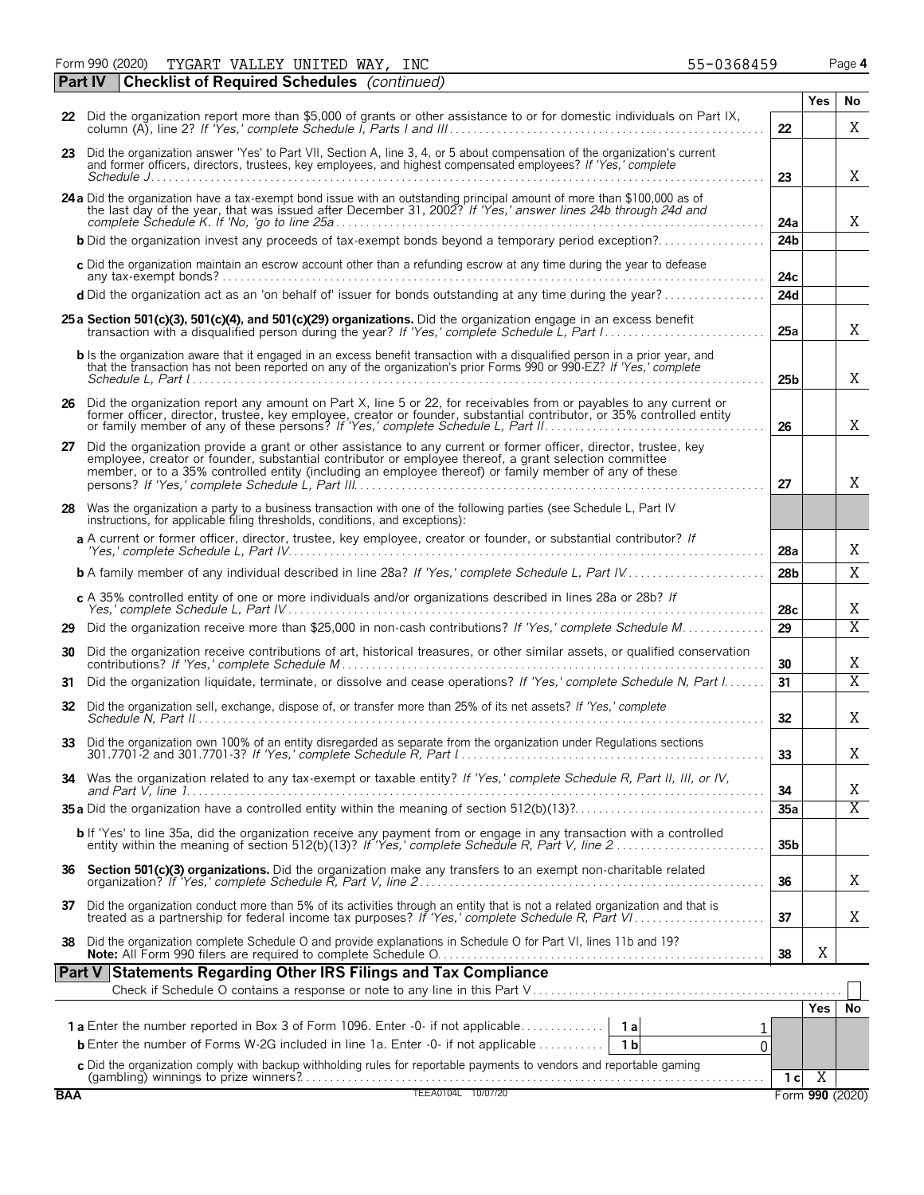Form 990 (2020) TYGART VALLEY UNITED WAY, INC 55-0368459

## Part IV Checklist of Required Schedules *(continued)*

| | | | Yes | No |
|---|---|---|---|---|
| **22** | Did the organization report more than $5,000 of grants or other assistance to or for domestic individuals on Part IX, column (A), line 2? *If 'Yes,' complete Schedule I, Parts I and III* | 22 | | X |
| **23** | Did the organization answer 'Yes' to Part VII, Section A, line 3, 4, or 5 about compensation of the organization's current and former officers, directors, trustees, key employees, and highest compensated employees? *If 'Yes,' complete Schedule J* | 23 | | X |
| **24a** | Did the organization have a tax-exempt bond issue with an outstanding principal amount of more than $100,000 as of the last day of the year, that was issued after December 31, 2002? *If 'Yes,' answer lines 24b through 24d and complete Schedule K. If 'No,' go to line 25a* | 24a | | X |
| **b** | Did the organization invest any proceeds of tax-exempt bonds beyond a temporary period exception? | 24b | | |
| **c** | Did the organization maintain an escrow account other than a refunding escrow at any time during the year to defease any tax-exempt bonds? | 24c | | |
| **d** | Did the organization act as an 'on behalf of' issuer for bonds outstanding at any time during the year? | 24d | | |
| **25a** | **Section 501(c)(3), 501(c)(4), and 501(c)(29) organizations.** Did the organization engage in an excess benefit transaction with a disqualified person during the year? *If 'Yes,' complete Schedule L, Part I* | 25a | | X |
| **b** | Is the organization aware that it engaged in an excess benefit transaction with a disqualified person in a prior year, and that the transaction has not been reported on any of the organization's prior Forms 990 or 990-EZ? *If 'Yes,' complete Schedule L, Part I* | 25b | | X |
| **26** | Did the organization report any amount on Part X, line 5 or 22, for receivables from or payables to any current or former officer, director, trustee, key employee, creator or founder, substantial contributor, or 35% controlled entity or family member of any of these persons? *If 'Yes,' complete Schedule L, Part II* | 26 | | X |
| **27** | Did the organization provide a grant or other assistance to any current or former officer, director, trustee, key employee, creator or founder, substantial contributor or employee thereof, a grant selection committee member, or to a 35% controlled entity (including an employee thereof) or family member of any of these persons? *If 'Yes,' complete Schedule L, Part III* | 27 | | X |
| **28** | Was the organization a party to a business transaction with one of the following parties (see Schedule L, Part IV instructions, for applicable filing thresholds, conditions, and exceptions): | | | |
| **a** | A current or former officer, director, trustee, key employee, creator or founder, or substantial contributor? *If 'Yes,' complete Schedule L, Part IV* | 28a | | X |
| **b** | A family member of any individual described in line 28a? *If 'Yes,' complete Schedule L, Part IV* | 28b | | X |
| **c** | A 35% controlled entity of one or more individuals and/or organizations described in lines 28a or 28b? *If Yes,' complete Schedule L, Part IV* | 28c | | X |
| **29** | Did the organization receive more than $25,000 in non-cash contributions? *If 'Yes,' complete Schedule M* | 29 | | X |
| **30** | Did the organization receive contributions of art, historical treasures, or other similar assets, or qualified conservation contributions? *If 'Yes,' complete Schedule M* | 30 | | X |
| **31** | Did the organization liquidate, terminate, or dissolve and cease operations? *If 'Yes,' complete Schedule N, Part I* | 31 | | X |
| **32** | Did the organization sell, exchange, dispose of, or transfer more than 25% of its net assets? *If 'Yes,' complete Schedule N, Part II* | 32 | | X |
| **33** | Did the organization own 100% of an entity disregarded as separate from the organization under Regulations sections 301.7701-2 and 301.7701-3? *If 'Yes,' complete Schedule R, Part I* | 33 | | X |
| **34** | Was the organization related to any tax-exempt or taxable entity? *If 'Yes,' complete Schedule R, Part II, III, or IV, and Part V, line 1* | 34 | | X |
| **35a** | Did the organization have a controlled entity within the meaning of section 512(b)(13)? | 35a | | X |
| **b** | If 'Yes' to line 35a, did the organization receive any payment from or engage in any transaction with a controlled entity within the meaning of section 512(b)(13)? *If 'Yes,' complete Schedule R, Part V, line 2* | 35b | | |
| **36** | **Section 501(c)(3) organizations.** Did the organization make any transfers to an exempt non-charitable related organization? *If 'Yes,' complete Schedule R, Part V, line 2* | 36 | | X |
| **37** | Did the organization conduct more than 5% of its activities through an entity that is not a related organization and that is treated as a partnership for federal income tax purposes? *If 'Yes,' complete Schedule R, Part VI* | 37 | | X |
| **38** | Did the organization complete Schedule O and provide explanations in Schedule O for Part VI, lines 11b and 19? **Note:** All Form 990 filers are required to complete Schedule O. | 38 | X | |

## Part V Statements Regarding Other IRS Filings and Tax Compliance

Check if Schedule O contains a response or note to any line in this Part V ☐

| | | | | | Yes | No |
|---|---|---|---|---|---|---|
| **1a** | Enter the number reported in Box 3 of Form 1096. Enter -0- if not applicable | 1a | 1 | | | |
| **b** | Enter the number of Forms W-2G included in line 1a. Enter -0- if not applicable | 1b | 0 | | | |
| **c** | Did the organization comply with backup withholding rules for reportable payments to vendors and reportable gaming (gambling) winnings to prize winners? | | | 1c | X | |

BAA TEEA0104L 10/07/20 Form **990** (2020)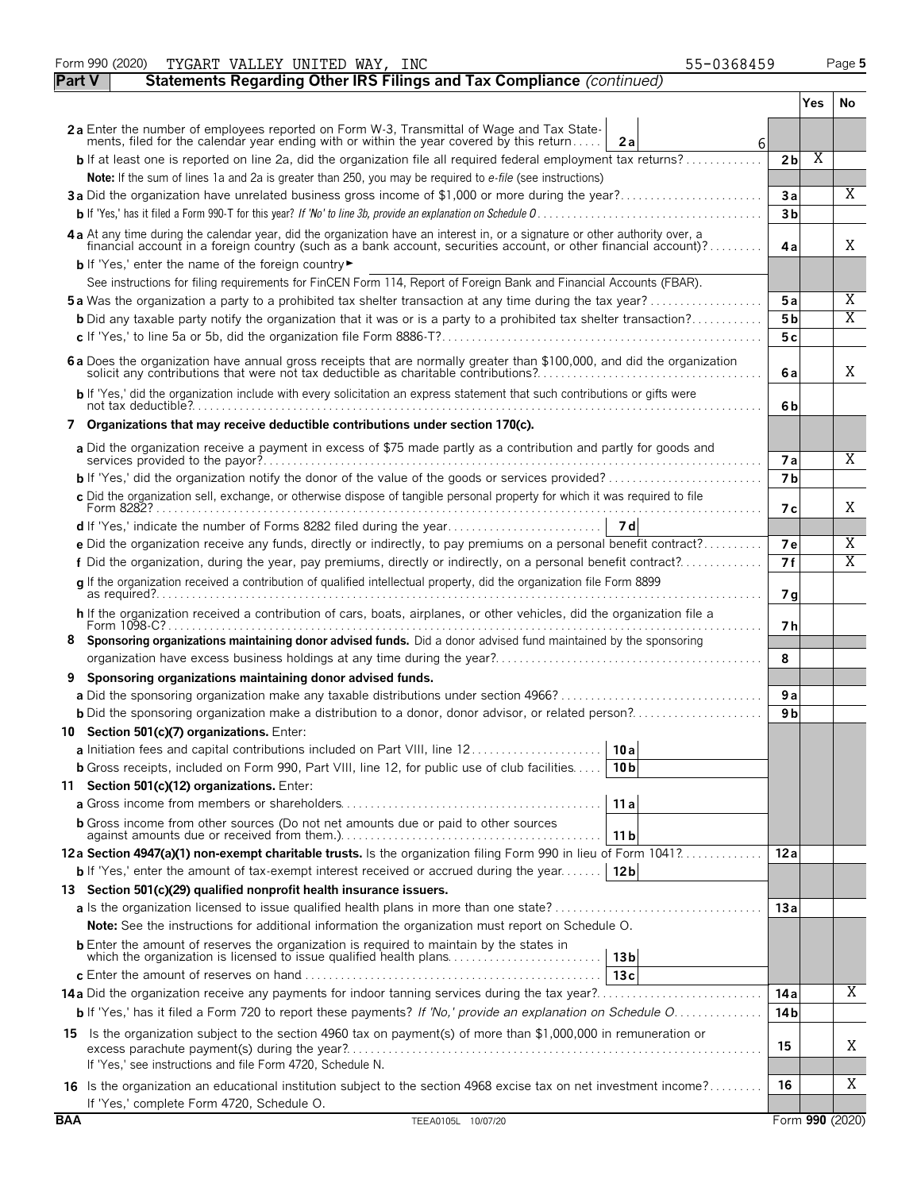Form 990 (2020) TYGART VALLEY UNITED WAY, INC 55-0368459

**Part V — Statements Regarding Other IRS Filings and Tax Compliance** *(continued)*

| | | | Yes | No |
|---|---|---|---|---|
| **2a** | Enter the number of employees reported on Form W-3, Transmittal of Wage and Tax Statements, filed for the calendar year ending with or within the year covered by this return — **2a** 6 | | | |
| **b** | If at least one is reported on line 2a, did the organization file all required federal employment tax returns? | 2b | X | |
| | **Note:** If the sum of lines 1a and 2a is greater than 250, you may be required to *e-file* (see instructions) | | | |
| **3a** | Did the organization have unrelated business gross income of $1,000 or more during the year? | 3a | | X |
| **b** | If 'Yes,' has it filed a Form 990-T for this year? *If 'No' to line 3b, provide an explanation on Schedule O* | 3b | | |
| **4a** | At any time during the calendar year, did the organization have an interest in, or a signature or other authority over, a financial account in a foreign country (such as a bank account, securities account, or other financial account)? | 4a | | X |
| **b** | If 'Yes,' enter the name of the foreign country ► | | | |
| | See instructions for filing requirements for FinCEN Form 114, Report of Foreign Bank and Financial Accounts (FBAR). | | | |
| **5a** | Was the organization a party to a prohibited tax shelter transaction at any time during the tax year? | 5a | | X |
| **b** | Did any taxable party notify the organization that it was or is a party to a prohibited tax shelter transaction? | 5b | | X |
| **c** | If 'Yes,' to line 5a or 5b, did the organization file Form 8886-T? | 5c | | |
| **6a** | Does the organization have annual gross receipts that are normally greater than $100,000, and did the organization solicit any contributions that were not tax deductible as charitable contributions? | 6a | | X |
| **b** | If 'Yes,' did the organization include with every solicitation an express statement that such contributions or gifts were not tax deductible? | 6b | | |
| **7** | **Organizations that may receive deductible contributions under section 170(c).** | | | |
| **a** | Did the organization receive a payment in excess of $75 made partly as a contribution and partly for goods and services provided to the payor? | 7a | | X |
| **b** | If 'Yes,' did the organization notify the donor of the value of the goods or services provided? | 7b | | |
| **c** | Did the organization sell, exchange, or otherwise dispose of tangible personal property for which it was required to file Form 8282? | 7c | | X |
| **d** | If 'Yes,' indicate the number of Forms 8282 filed during the year — **7d** | | | |
| **e** | Did the organization receive any funds, directly or indirectly, to pay premiums on a personal benefit contract? | 7e | | X |
| **f** | Did the organization, during the year, pay premiums, directly or indirectly, on a personal benefit contract? | 7f | | X |
| **g** | If the organization received a contribution of qualified intellectual property, did the organization file Form 8899 as required? | 7g | | |
| **h** | If the organization received a contribution of cars, boats, airplanes, or other vehicles, did the organization file a Form 1098-C? | 7h | | |
| **8** | **Sponsoring organizations maintaining donor advised funds.** Did a donor advised fund maintained by the sponsoring organization have excess business holdings at any time during the year? | 8 | | |
| **9** | **Sponsoring organizations maintaining donor advised funds.** | | | |
| **a** | Did the sponsoring organization make any taxable distributions under section 4966? | 9a | | |
| **b** | Did the sponsoring organization make a distribution to a donor, donor advisor, or related person? | 9b | | |
| **10** | **Section 501(c)(7) organizations.** Enter: | | | |
| **a** | Initiation fees and capital contributions included on Part VIII, line 12 — **10a** | | | |
| **b** | Gross receipts, included on Form 990, Part VIII, line 12, for public use of club facilities — **10b** | | | |
| **11** | **Section 501(c)(12) organizations.** Enter: | | | |
| **a** | Gross income from members or shareholders — **11a** | | | |
| **b** | Gross income from other sources (Do not net amounts due or paid to other sources against amounts due or received from them.) — **11b** | | | |
| **12a** | **Section 4947(a)(1) non-exempt charitable trusts.** Is the organization filing Form 990 in lieu of Form 1041? | 12a | | |
| **b** | If 'Yes,' enter the amount of tax-exempt interest received or accrued during the year — **12b** | | | |
| **13** | **Section 501(c)(29) qualified nonprofit health insurance issuers.** | | | |
| **a** | Is the organization licensed to issue qualified health plans in more than one state? | 13a | | |
| | **Note:** See the instructions for additional information the organization must report on Schedule O. | | | |
| **b** | Enter the amount of reserves the organization is required to maintain by the states in which the organization is licensed to issue qualified health plans — **13b** | | | |
| **c** | Enter the amount of reserves on hand — **13c** | | | |
| **14a** | Did the organization receive any payments for indoor tanning services during the tax year? | 14a | | X |
| **b** | If 'Yes,' has it filed a Form 720 to report these payments? *If 'No,' provide an explanation on Schedule O* | 14b | | |
| **15** | Is the organization subject to the section 4960 tax on payment(s) of more than $1,000,000 in remuneration or excess parachute payment(s) during the year? If 'Yes,' see instructions and file Form 4720, Schedule N. | 15 | | X |
| **16** | Is the organization an educational institution subject to the section 4968 excise tax on net investment income? If 'Yes,' complete Form 4720, Schedule O. | 16 | | X |

BAA TEEA0105L 10/07/20 Form **990** (2020)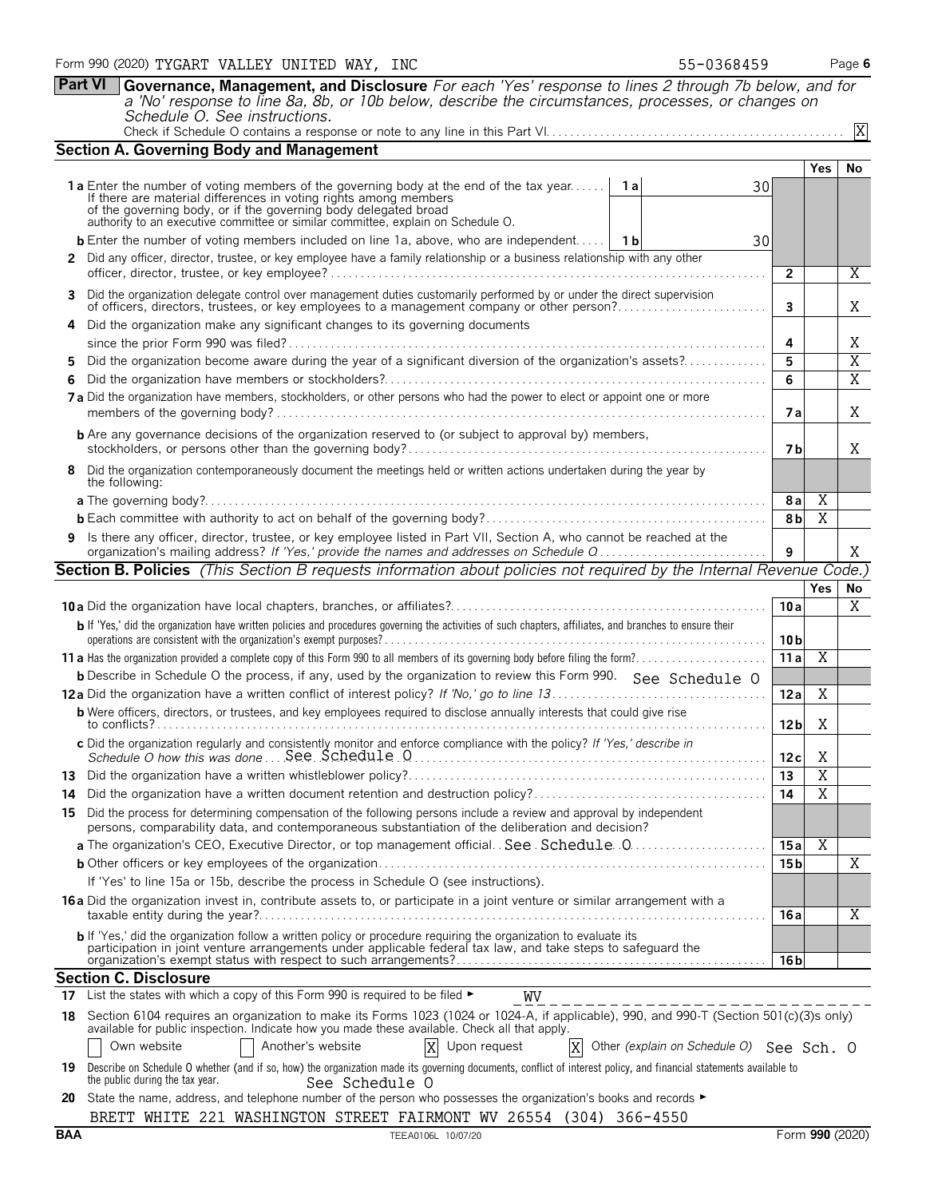Form 990 (2020) TYGART VALLEY UNITED WAY, INC 55-0368459

**Part VI Governance, Management, and Disclosure** *For each 'Yes' response to lines 2 through 7b below, and for a 'No' response to line 8a, 8b, or 10b below, describe the circumstances, processes, or changes on Schedule O. See instructions.*

Check if Schedule O contains a response or note to any line in this Part VI . . . X

## Section A. Governing Body and Management

| | | | Yes | No |
|---|---|---|---|---|
| **1a** Enter the number of voting members of the governing body at the end of the tax year. If there are material differences in voting rights among members of the governing body, or if the governing body delegated broad authority to an executive committee or similar committee, explain on Schedule O. | 1a: 30 | | | |
| **b** Enter the number of voting members included on line 1a, above, who are independent | 1b: 30 | | | |
| **2** Did any officer, director, trustee, or key employee have a family relationship or a business relationship with any other officer, director, trustee, or key employee? | | 2 | | X |
| **3** Did the organization delegate control over management duties customarily performed by or under the direct supervision of officers, directors, trustees, or key employees to a management company or other person? | | 3 | | X |
| **4** Did the organization make any significant changes to its governing documents since the prior Form 990 was filed? | | 4 | | X |
| **5** Did the organization become aware during the year of a significant diversion of the organization's assets? | | 5 | | X |
| **6** Did the organization have members or stockholders? | | 6 | | X |
| **7a** Did the organization have members, stockholders, or other persons who had the power to elect or appoint one or more members of the governing body? | | 7a | | X |
| **b** Are any governance decisions of the organization reserved to (or subject to approval by) members, stockholders, or persons other than the governing body? | | 7b | | X |
| **8** Did the organization contemporaneously document the meetings held or written actions undertaken during the year by the following: | | | | |
| **a** The governing body? | | 8a | X | |
| **b** Each committee with authority to act on behalf of the governing body? | | 8b | X | |
| **9** Is there any officer, director, trustee, or key employee listed in Part VII, Section A, who cannot be reached at the organization's mailing address? *If 'Yes,' provide the names and addresses on Schedule O* | | 9 | | X |

## Section B. Policies *(This Section B requests information about policies not required by the Internal Revenue Code.)*

| | | Yes | No |
|---|---|---|---|
| **10a** Did the organization have local chapters, branches, or affiliates? | 10a | | X |
| **b** If 'Yes,' did the organization have written policies and procedures governing the activities of such chapters, affiliates, and branches to ensure their operations are consistent with the organization's exempt purposes? | 10b | | |
| **11a** Has the organization provided a complete copy of this Form 990 to all members of its governing body before filing the form? | 11a | X | |
| **b** Describe in Schedule O the process, if any, used by the organization to review this Form 990. See Schedule O | | | |
| **12a** Did the organization have a written conflict of interest policy? *If 'No,' go to line 13* | 12a | X | |
| **b** Were officers, directors, or trustees, and key employees required to disclose annually interests that could give rise to conflicts? | 12b | X | |
| **c** Did the organization regularly and consistently monitor and enforce compliance with the policy? *If 'Yes,' describe in Schedule O how this was done* See Schedule O | 12c | X | |
| **13** Did the organization have a written whistleblower policy? | 13 | X | |
| **14** Did the organization have a written document retention and destruction policy? | 14 | X | |
| **15** Did the process for determining compensation of the following persons include a review and approval by independent persons, comparability data, and contemporaneous substantiation of the deliberation and decision? | | | |
| **a** The organization's CEO, Executive Director, or top management official. See Schedule O | 15a | X | |
| **b** Other officers or key employees of the organization | 15b | | X |
| If 'Yes' to line 15a or 15b, describe the process in Schedule O (see instructions). | | | |
| **16a** Did the organization invest in, contribute assets to, or participate in a joint venture or similar arrangement with a taxable entity during the year? | 16a | | X |
| **b** If 'Yes,' did the organization follow a written policy or procedure requiring the organization to evaluate its participation in joint venture arrangements under applicable federal tax law, and take steps to safeguard the organization's exempt status with respect to such arrangements? | 16b | | |

## Section C. Disclosure

**17** List the states with which a copy of this Form 990 is required to be filed ► WV

**18** Section 6104 requires an organization to make its Forms 1023 (1024 or 1024-A, if applicable), 990, and 990-T (Section 501(c)(3)s only) available for public inspection. Indicate how you made these available. Check all that apply.

☐ Own website ☐ Another's website ☒ Upon request ☒ Other *(explain on Schedule O)* See Sch. O

**19** Describe on Schedule O whether (and if so, how) the organization made its governing documents, conflict of interest policy, and financial statements available to the public during the tax year. See Schedule O

**20** State the name, address, and telephone number of the person who possesses the organization's books and records ►

BRETT WHITE 221 WASHINGTON STREET FAIRMONT WV 26554 (304) 366-4550

BAA TEEA0106L 10/07/20 Form **990** (2020)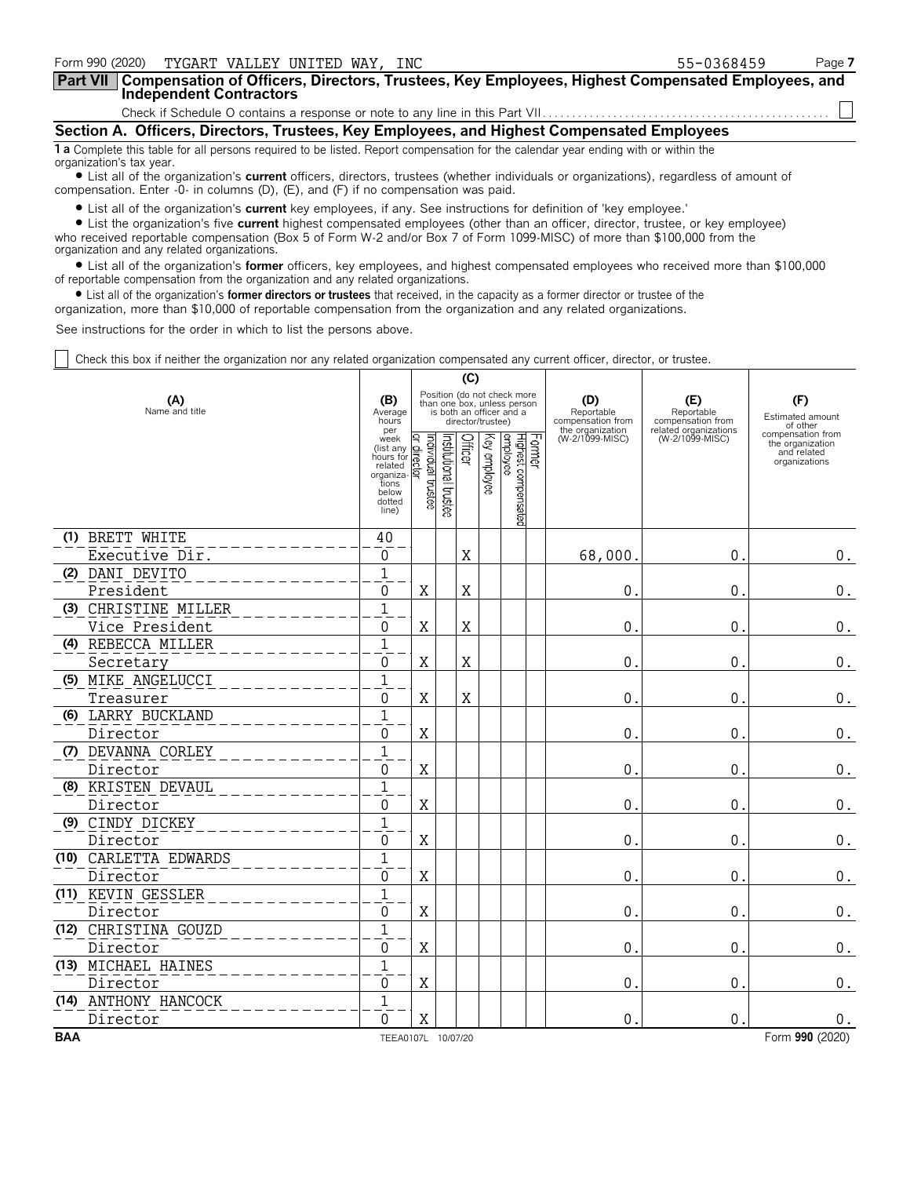Form 990 (2020) TYGART VALLEY UNITED WAY, INC 55-0368459

**Part VII Compensation of Officers, Directors, Trustees, Key Employees, Highest Compensated Employees, and Independent Contractors**

Check if Schedule O contains a response or note to any line in this Part VII ☐

## Section A. Officers, Directors, Trustees, Key Employees, and Highest Compensated Employees

**1 a** Complete this table for all persons required to be listed. Report compensation for the calendar year ending with or within the organization's tax year.

- List all of the organization's **current** officers, directors, trustees (whether individuals or organizations), regardless of amount of compensation. Enter -0- in columns (D), (E), and (F) if no compensation was paid.
- List all of the organization's **current** key employees, if any. See instructions for definition of 'key employee.'
- List the organization's five **current** highest compensated employees (other than an officer, director, trustee, or key employee) who received reportable compensation (Box 5 of Form W-2 and/or Box 7 of Form 1099-MISC) of more than $100,000 from the organization and any related organizations.
- List all of the organization's **former** officers, key employees, and highest compensated employees who received more than $100,000 of reportable compensation from the organization and any related organizations.
- List all of the organization's **former directors or trustees** that received, in the capacity as a former director or trustee of the organization, more than $10,000 of reportable compensation from the organization and any related organizations.

See instructions for the order in which to list the persons above.

☐ Check this box if neither the organization nor any related organization compensated any current officer, director, or trustee.

| (A) Name and title | (B) Average hours per week (list any hours for related organizations below dotted line) | (C) Position: Individual trustee or director | Institutional trustee | Officer | Key employee | Highest compensated employee | Former | (D) Reportable compensation from the organization (W-2/1099-MISC) | (E) Reportable compensation from related organizations (W-2/1099-MISC) | (F) Estimated amount of other compensation from the organization and related organizations |
|---|---|---|---|---|---|---|---|---|---|---|
| (1) BRETT WHITE<br>Executive Dir. | 40<br>0 | | | X | | | | 68,000. | 0. | 0. |
| (2) DANI DEVITO<br>President | 1<br>0 | X | | X | | | | 0. | 0. | 0. |
| (3) CHRISTINE MILLER<br>Vice President | 1<br>0 | X | | X | | | | 0. | 0. | 0. |
| (4) REBECCA MILLER<br>Secretary | 1<br>0 | X | | X | | | | 0. | 0. | 0. |
| (5) MIKE ANGELUCCI<br>Treasurer | 1<br>0 | X | | X | | | | 0. | 0. | 0. |
| (6) LARRY BUCKLAND<br>Director | 1<br>0 | X | | | | | | 0. | 0. | 0. |
| (7) DEVANNA CORLEY<br>Director | 1<br>0 | X | | | | | | 0. | 0. | 0. |
| (8) KRISTEN DEVAUL<br>Director | 1<br>0 | X | | | | | | 0. | 0. | 0. |
| (9) CINDY DICKEY<br>Director | 1<br>0 | X | | | | | | 0. | 0. | 0. |
| (10) CARLETTA EDWARDS<br>Director | 1<br>0 | X | | | | | | 0. | 0. | 0. |
| (11) KEVIN GESSLER<br>Director | 1<br>0 | X | | | | | | 0. | 0. | 0. |
| (12) CHRISTINA GOUZD<br>Director | 1<br>0 | X | | | | | | 0. | 0. | 0. |
| (13) MICHAEL HAINES<br>Director | 1<br>0 | X | | | | | | 0. | 0. | 0. |
| (14) ANTHONY HANCOCK<br>Director | 1<br>0 | X | | | | | | 0. | 0. | 0. |

BAA TEEA0107L 10/07/20 Form **990** (2020)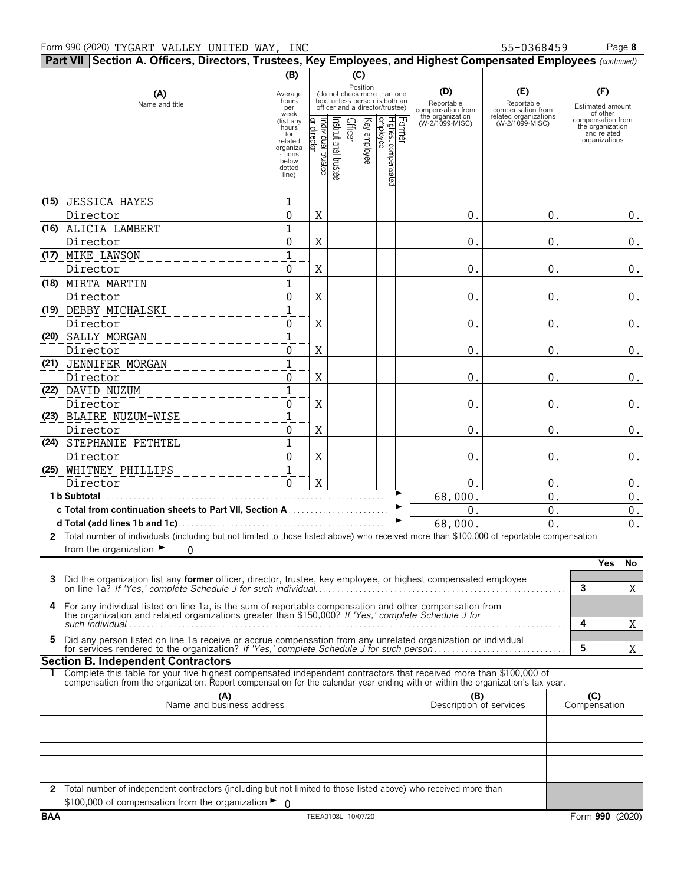Form 990 (2020) TYGART VALLEY UNITED WAY, INC 55-0368459

**Part VII Section A. Officers, Directors, Trustees, Key Employees, and Highest Compensated Employees** *(continued)*

| (A) Name and title | (B) Average hours per week (list any hours for related organizations below dotted line) | (C) Individual trustee or director | Institutional trustee | Officer | Key employee | Highest compensated employee | Former | (D) Reportable compensation from the organization (W-2/1099-MISC) | (E) Reportable compensation from related organizations (W-2/1099-MISC) | (F) Estimated amount of other compensation from the organization and related organizations |
|---|---|---|---|---|---|---|---|---|---|---|
| (15) JESSICA HAYES<br>Director | 1<br>0 | X | | | | | | 0. | 0. | 0. |
| (16) ALICIA LAMBERT<br>Director | 1<br>0 | X | | | | | | 0. | 0. | 0. |
| (17) MIKE LAWSON<br>Director | 1<br>0 | X | | | | | | 0. | 0. | 0. |
| (18) MIRTA MARTIN<br>Director | 1<br>0 | X | | | | | | 0. | 0. | 0. |
| (19) DEBBY MICHALSKI<br>Director | 1<br>0 | X | | | | | | 0. | 0. | 0. |
| (20) SALLY MORGAN<br>Director | 1<br>0 | X | | | | | | 0. | 0. | 0. |
| (21) JENNIFER MORGAN<br>Director | 1<br>0 | X | | | | | | 0. | 0. | 0. |
| (22) DAVID NUZUM<br>Director | 1<br>0 | X | | | | | | 0. | 0. | 0. |
| (23) BLAIRE NUZUM-WISE<br>Director | 1<br>0 | X | | | | | | 0. | 0. | 0. |
| (24) STEPHANIE PETHTEL<br>Director | 1<br>0 | X | | | | | | 0. | 0. | 0. |
| (25) WHITNEY PHILLIPS<br>Director | 1<br>0 | X | | | | | | 0. | 0. | 0. |
| **1 b Subtotal** | | | | | | | | 68,000. | 0. | 0. |
| **c Total from continuation sheets to Part VII, Section A** | | | | | | | | 0. | 0. | 0. |
| **d Total (add lines 1b and 1c)** | | | | | | | | 68,000. | 0. | 0. |

**2** Total number of individuals (including but not limited to those listed above) who received more than $100,000 of reportable compensation from the organization ► 0

| | | Yes | No |
|---|---|---|---|
| **3** Did the organization list any **former** officer, director, trustee, key employee, or highest compensated employee on line 1a? *If 'Yes,' complete Schedule J for such individual* | 3 | | X |
| **4** For any individual listed on line 1a, is the sum of reportable compensation and other compensation from the organization and related organizations greater than $150,000? *If 'Yes,' complete Schedule J for such individual* | 4 | | X |
| **5** Did any person listed on line 1a receive or accrue compensation from any unrelated organization or individual for services rendered to the organization? *If 'Yes,' complete Schedule J for such person* | 5 | | X |

**Section B. Independent Contractors**

**1** Complete this table for your five highest compensated independent contractors that received more than $100,000 of compensation from the organization. Report compensation for the calendar year ending with or within the organization's tax year.

| (A) Name and business address | (B) Description of services | (C) Compensation |
|---|---|---|
| | | |
| | | |
| | | |
| | | |
| | | |

**2** Total number of independent contractors (including but not limited to those listed above) who received more than $100,000 of compensation from the organization ► 0

BAA TEEA0108L 10/07/20 Form **990** (2020)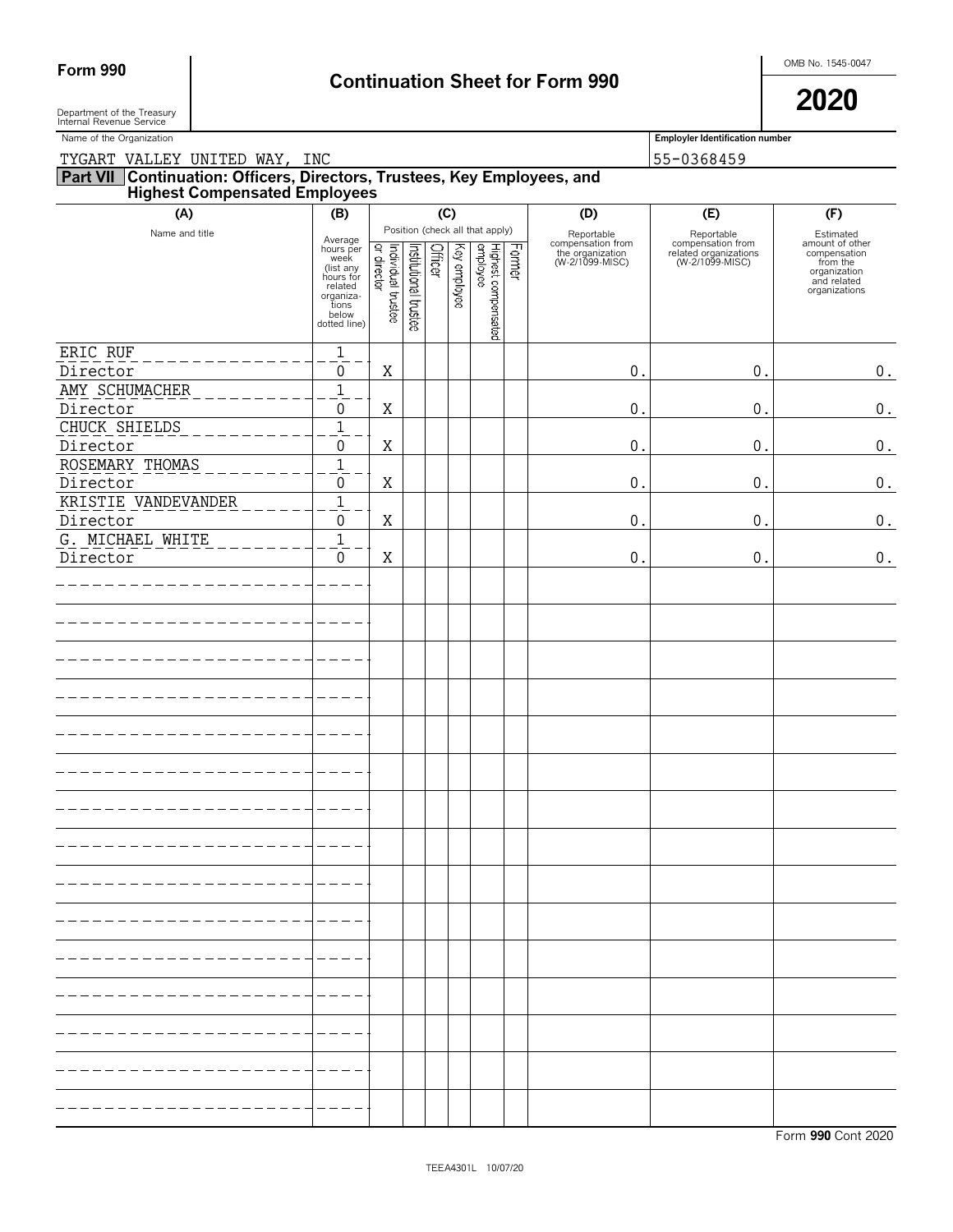**Form 990** — **Continuation Sheet for Form 990** — OMB No. 1545-0047 — **2020**

Department of the Treasury
Internal Revenue Service

Name of the Organization: TYGART VALLEY UNITED WAY, INC

Employer Identification number: 55-0368459

## Part VII Continuation: Officers, Directors, Trustees, Key Employees, and Highest Compensated Employees

| (A) Name and title | (B) Average hours per week (list any hours for related organizations below dotted line) | (C) Individual trustee or director | Institutional trustee | Officer | Key employee | Highest compensated employee | Former | (D) Reportable compensation from the organization (W-2/1099-MISC) | (E) Reportable compensation from related organizations (W-2/1099-MISC) | (F) Estimated amount of other compensation from the organization and related organizations |
|---|---|---|---|---|---|---|---|---|---|---|
| ERIC RUF<br>Director | 1<br>0 | X | | | | | | 0. | 0. | 0. |
| AMY SCHUMACHER<br>Director | 1<br>0 | X | | | | | | 0. | 0. | 0. |
| CHUCK SHIELDS<br>Director | 1<br>0 | X | | | | | | 0. | 0. | 0. |
| ROSEMARY THOMAS<br>Director | 1<br>0 | X | | | | | | 0. | 0. | 0. |
| KRISTIE VANDEVANDER<br>Director | 1<br>0 | X | | | | | | 0. | 0. | 0. |
| G. MICHAEL WHITE<br>Director | 1<br>0 | X | | | | | | 0. | 0. | 0. |

Form **990** Cont 2020

TEEA4301L 10/07/20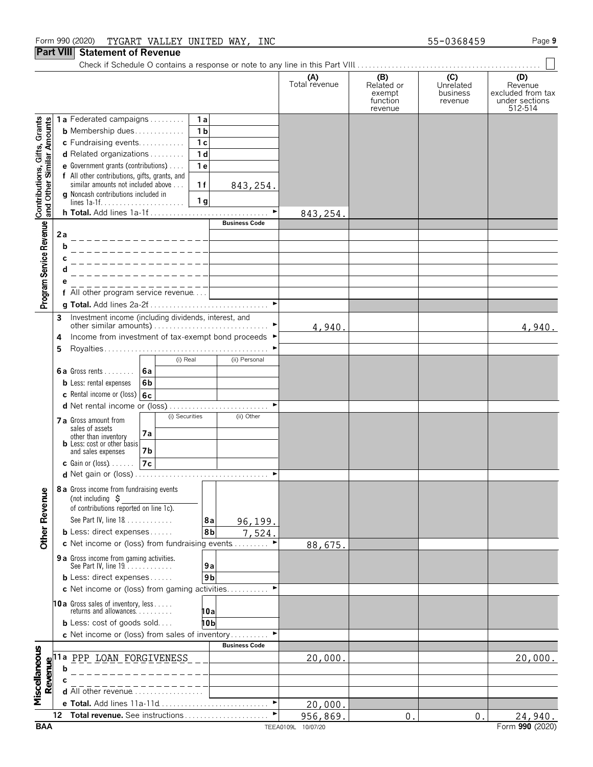Form 990 (2020) TYGART VALLEY UNITED WAY, INC 55-0368459

## Part VIII Statement of Revenue

Check if Schedule O contains a response or note to any line in this Part VIII

| | | | | (A) Total revenue | (B) Related or exempt function revenue | (C) Unrelated business revenue | (D) Revenue excluded from tax under sections 512-514 |
|---|---|---|---|---|---|---|---|
| **Contributions, Gifts, Grants and Other Similar Amounts** | 1a Federated campaigns | 1a | | | | | |
| | b Membership dues | 1b | | | | | |
| | c Fundraising events | 1c | | | | | |
| | d Related organizations | 1d | | | | | |
| | e Government grants (contributions) | 1e | | | | | |
| | f All other contributions, gifts, grants, and similar amounts not included above | 1f | 843,254. | | | | |
| | g Noncash contributions included in lines 1a-1f | 1g | | | | | |
| | h **Total.** Add lines 1a-1f | | | 843,254. | | | |
| **Program Service Revenue** | | | **Business Code** | | | | |
| | 2a | | | | | | |
| | b | | | | | | |
| | c | | | | | | |
| | d | | | | | | |
| | e | | | | | | |
| | f All other program service revenue | | | | | | |
| | g **Total.** Add lines 2a-2f | | | | | | |
| **Other Revenue** | 3 Investment income (including dividends, interest, and other similar amounts) | | | 4,940. | | | 4,940. |
| | 4 Income from investment of tax-exempt bond proceeds | | | | | | |
| | 5 Royalties | | | | | | |
| | | (i) Real | (ii) Personal | | | | |
| | 6a Gross rents | 6a | | | | | |
| | b Less: rental expenses | 6b | | | | | |
| | c Rental income or (loss) | 6c | | | | | |
| | d Net rental income or (loss) | | | | | | |
| | | (i) Securities | (ii) Other | | | | |
| | 7a Gross amount from sales of assets other than inventory | 7a | | | | | |
| | b Less: cost or other basis and sales expenses | 7b | | | | | |
| | c Gain or (loss) | 7c | | | | | |
| | d Net gain or (loss) | | | | | | |
| | 8a Gross income from fundraising events (not including $ ______ of contributions reported on line 1c). See Part IV, line 18 | 8a | 96,199. | | | | |
| | b Less: direct expenses | 8b | 7,524. | | | | |
| | c Net income or (loss) from fundraising events | | | 88,675. | | | |
| | 9a Gross income from gaming activities. See Part IV, line 19 | 9a | | | | | |
| | b Less: direct expenses | 9b | | | | | |
| | c Net income or (loss) from gaming activities | | | | | | |
| | 10a Gross sales of inventory, less returns and allowances | 10a | | | | | |
| | b Less: cost of goods sold | 10b | | | | | |
| | c Net income or (loss) from sales of inventory | | | | | | |
| **Miscellaneous Revenue** | | | **Business Code** | | | | |
| | 11a PPP LOAN FORGIVENESS | | | 20,000. | | | 20,000. |
| | b | | | | | | |
| | c | | | | | | |
| | d All other revenue | | | | | | |
| | e **Total.** Add lines 11a-11d | | | 20,000. | | | |
| | 12 **Total revenue.** See instructions | | | 956,869. | 0. | 0. | 24,940. |

BAA TEEA0109L 10/07/20 Form **990** (2020)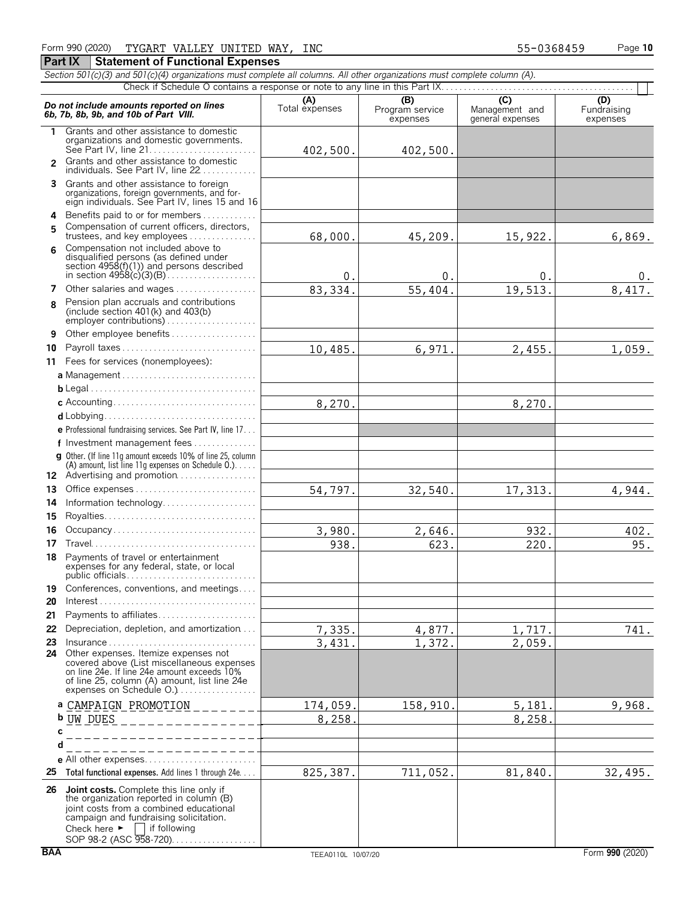Form 990 (2020) TYGART VALLEY UNITED WAY, INC 55-0368459 Page 10

## Part IX Statement of Functional Expenses

*Section 501(c)(3) and 501(c)(4) organizations must complete all columns. All other organizations must complete column (A).*

Check if Schedule O contains a response or note to any line in this Part IX. . . . . . ☐

| *Do not include amounts reported on lines 6b, 7b, 8b, 9b, and 10b of Part VIII.* | (A) Total expenses | (B) Program service expenses | (C) Management and general expenses | (D) Fundraising expenses |
|---|---|---|---|---|
| **1** Grants and other assistance to domestic organizations and domestic governments. See Part IV, line 21 | 402,500. | 402,500. | | |
| **2** Grants and other assistance to domestic individuals. See Part IV, line 22 | | | | |
| **3** Grants and other assistance to foreign organizations, foreign governments, and foreign individuals. See Part IV, lines 15 and 16 | | | | |
| **4** Benefits paid to or for members | | | | |
| **5** Compensation of current officers, directors, trustees, and key employees | 68,000. | 45,209. | 15,922. | 6,869. |
| **6** Compensation not included above to disqualified persons (as defined under section 4958(f)(1)) and persons described in section 4958(c)(3)(B) | 0. | 0. | 0. | 0. |
| **7** Other salaries and wages | 83,334. | 55,404. | 19,513. | 8,417. |
| **8** Pension plan accruals and contributions (include section 401(k) and 403(b) employer contributions) | | | | |
| **9** Other employee benefits | | | | |
| **10** Payroll taxes | 10,485. | 6,971. | 2,455. | 1,059. |
| **11** Fees for services (nonemployees): | | | | |
| **a** Management | | | | |
| **b** Legal | | | | |
| **c** Accounting | 8,270. | | 8,270. | |
| **d** Lobbying | | | | |
| **e** Professional fundraising services. See Part IV, line 17 | | | | |
| **f** Investment management fees | | | | |
| **g** Other. (If line 11g amount exceeds 10% of line 25, column (A) amount, list line 11g expenses on Schedule O.) | | | | |
| **12** Advertising and promotion | | | | |
| **13** Office expenses | 54,797. | 32,540. | 17,313. | 4,944. |
| **14** Information technology | | | | |
| **15** Royalties | | | | |
| **16** Occupancy | 3,980. | 2,646. | 932. | 402. |
| **17** Travel | 938. | 623. | 220. | 95. |
| **18** Payments of travel or entertainment expenses for any federal, state, or local public officials | | | | |
| **19** Conferences, conventions, and meetings | | | | |
| **20** Interest | | | | |
| **21** Payments to affiliates | | | | |
| **22** Depreciation, depletion, and amortization | 7,335. | 4,877. | 1,717. | 741. |
| **23** Insurance | 3,431. | 1,372. | 2,059. | |
| **24** Other expenses. Itemize expenses not covered above (List miscellaneous expenses on line 24e. If line 24e amount exceeds 10% of line 25, column (A) amount, list line 24e expenses on Schedule O.) | | | | |
| **a** CAMPAIGN PROMOTION | 174,059. | 158,910. | 5,181. | 9,968. |
| **b** UW DUES | 8,258. | | 8,258. | |
| **c** | | | | |
| **d** | | | | |
| **e** All other expenses | | | | |
| **25** **Total functional expenses.** Add lines 1 through 24e | 825,387. | 711,052. | 81,840. | 32,495. |
| **26** **Joint costs.** Complete this line only if the organization reported in column (B) joint costs from a combined educational campaign and fundraising solicitation. Check here ► ☐ if following SOP 98-2 (ASC 958-720) | | | | |

BAA TEEA0110L 10/07/20 Form **990** (2020)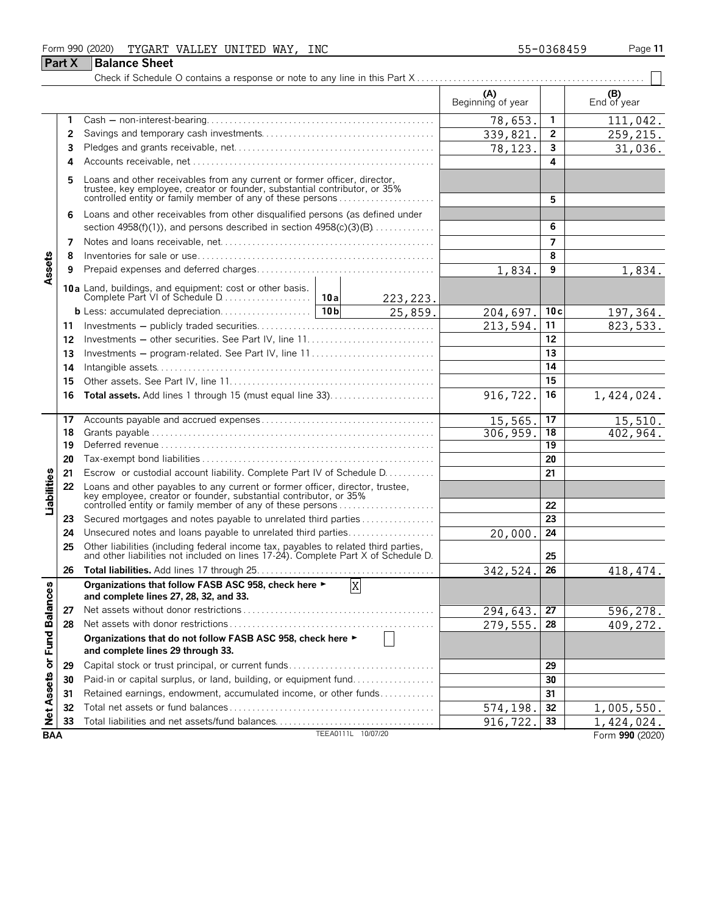Form 990 (2020) TYGART VALLEY UNITED WAY, INC 55-0368459

## Part X Balance Sheet

Check if Schedule O contains a response or note to any line in this Part X

| | | | (A) Beginning of year | | (B) End of year |
|---|---|---|---|---|---|
| **Assets** | 1 | Cash — non-interest-bearing | 78,653. | 1 | 111,042. |
| | 2 | Savings and temporary cash investments | 339,821. | 2 | 259,215. |
| | 3 | Pledges and grants receivable, net | 78,123. | 3 | 31,036. |
| | 4 | Accounts receivable, net | | 4 | |
| | 5 | Loans and other receivables from any current or former officer, director, trustee, key employee, creator or founder, substantial contributor, or 35% controlled entity or family member of any of these persons | | 5 | |
| | 6 | Loans and other receivables from other disqualified persons (as defined under section 4958(f)(1)), and persons described in section 4958(c)(3)(B) | | 6 | |
| | 7 | Notes and loans receivable, net | | 7 | |
| | 8 | Inventories for sale or use | | 8 | |
| | 9 | Prepaid expenses and deferred charges | 1,834. | 9 | 1,834. |
| | 10a | Land, buildings, and equipment: cost or other basis. Complete Part VI of Schedule D — 10a: 223,223. | | | |
| | b | Less: accumulated depreciation — 10b: 25,859. | 204,697. | 10c | 197,364. |
| | 11 | Investments — publicly traded securities | 213,594. | 11 | 823,533. |
| | 12 | Investments — other securities. See Part IV, line 11 | | 12 | |
| | 13 | Investments — program-related. See Part IV, line 11 | | 13 | |
| | 14 | Intangible assets | | 14 | |
| | 15 | Other assets. See Part IV, line 11 | | 15 | |
| | 16 | **Total assets.** Add lines 1 through 15 (must equal line 33) | 916,722. | 16 | 1,424,024. |
| **Liabilities** | 17 | Accounts payable and accrued expenses | 15,565. | 17 | 15,510. |
| | 18 | Grants payable | 306,959. | 18 | 402,964. |
| | 19 | Deferred revenue | | 19 | |
| | 20 | Tax-exempt bond liabilities | | 20 | |
| | 21 | Escrow or custodial account liability. Complete Part IV of Schedule D | | 21 | |
| | 22 | Loans and other payables to any current or former officer, director, trustee, key employee, creator or founder, substantial contributor, or 35% controlled entity or family member of any of these persons | | 22 | |
| | 23 | Secured mortgages and notes payable to unrelated third parties | | 23 | |
| | 24 | Unsecured notes and loans payable to unrelated third parties | 20,000. | 24 | |
| | 25 | Other liabilities (including federal income tax, payables to related third parties, and other liabilities not included on lines 17-24). Complete Part X of Schedule D | | 25 | |
| | 26 | **Total liabilities.** Add lines 17 through 25 | 342,524. | 26 | 418,474. |
| **Net Assets or Fund Balances** | | **Organizations that follow FASB ASC 958, check here ► [X] and complete lines 27, 28, 32, and 33.** | | | |
| | 27 | Net assets without donor restrictions | 294,643. | 27 | 596,278. |
| | 28 | Net assets with donor restrictions | 279,555. | 28 | 409,272. |
| | | **Organizations that do not follow FASB ASC 958, check here ► [ ] and complete lines 29 through 33.** | | | |
| | 29 | Capital stock or trust principal, or current funds | | 29 | |
| | 30 | Paid-in or capital surplus, or land, building, or equipment fund | | 30 | |
| | 31 | Retained earnings, endowment, accumulated income, or other funds | | 31 | |
| | 32 | Total net assets or fund balances | 574,198. | 32 | 1,005,550. |
| | 33 | Total liabilities and net assets/fund balances | 916,722. | 33 | 1,424,024. |

BAA TEEA0111L 10/07/20 Form **990** (2020)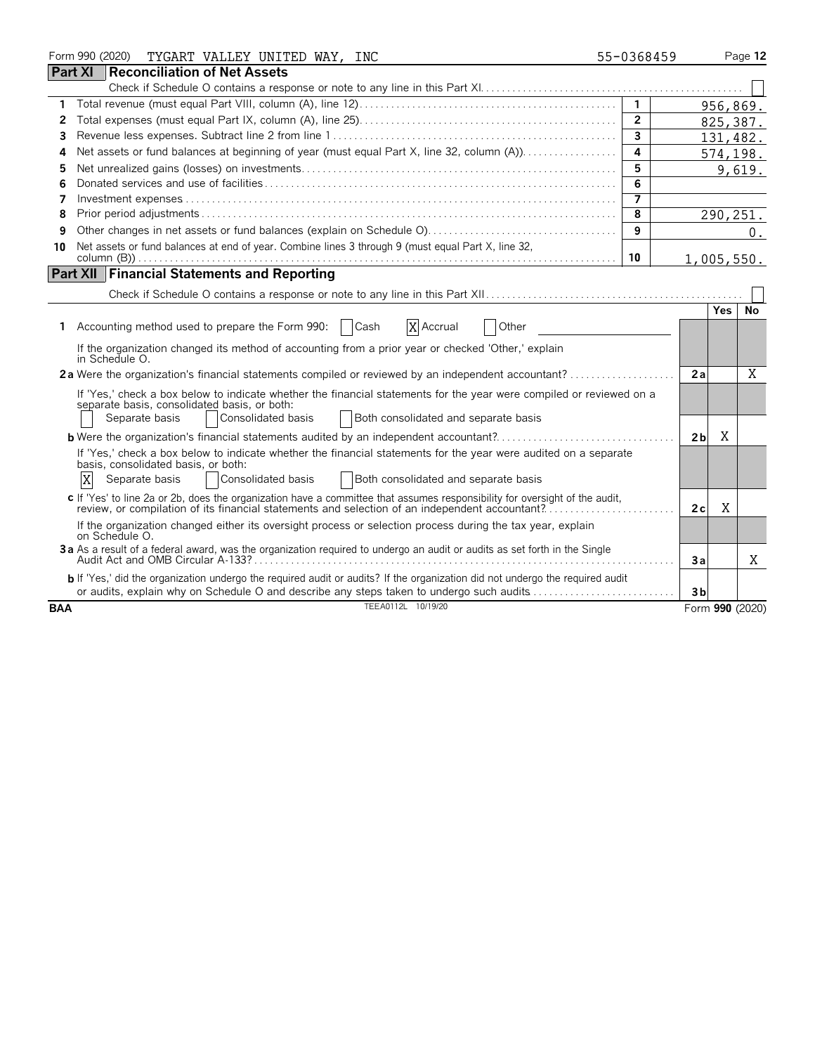Form 990 (2020) TYGART VALLEY UNITED WAY, INC 55-0368459

## Part XI Reconciliation of Net Assets

Check if Schedule O contains a response or note to any line in this Part XI. ☐

| | | Line | Amount |
|---|---|---|---|
| 1 | Total revenue (must equal Part VIII, column (A), line 12) | 1 | 956,869. |
| 2 | Total expenses (must equal Part IX, column (A), line 25) | 2 | 825,387. |
| 3 | Revenue less expenses. Subtract line 2 from line 1 | 3 | 131,482. |
| 4 | Net assets or fund balances at beginning of year (must equal Part X, line 32, column (A)) | 4 | 574,198. |
| 5 | Net unrealized gains (losses) on investments | 5 | 9,619. |
| 6 | Donated services and use of facilities | 6 | |
| 7 | Investment expenses | 7 | |
| 8 | Prior period adjustments | 8 | 290,251. |
| 9 | Other changes in net assets or fund balances (explain on Schedule O) | 9 | 0. |
| 10 | Net assets or fund balances at end of year. Combine lines 3 through 9 (must equal Part X, line 32, column (B)) | 10 | 1,005,550. |

## Part XII Financial Statements and Reporting

Check if Schedule O contains a response or note to any line in this Part XII. ☐

| | | | Yes | No |
|---|---|---|---|---|
| 1 | Accounting method used to prepare the Form 990: ☐ Cash ☒ Accrual ☐ Other | | | |
| | If the organization changed its method of accounting from a prior year or checked 'Other,' explain in Schedule O. | | | |
| 2a | Were the organization's financial statements compiled or reviewed by an independent accountant? | 2a | | X |
| | If 'Yes,' check a box below to indicate whether the financial statements for the year were compiled or reviewed on a separate basis, consolidated basis, or both: ☐ Separate basis ☐ Consolidated basis ☐ Both consolidated and separate basis | | | |
| b | Were the organization's financial statements audited by an independent accountant? | 2b | X | |
| | If 'Yes,' check a box below to indicate whether the financial statements for the year were audited on a separate basis, consolidated basis, or both: ☒ Separate basis ☐ Consolidated basis ☐ Both consolidated and separate basis | | | |
| c | If 'Yes' to line 2a or 2b, does the organization have a committee that assumes responsibility for oversight of the audit, review, or compilation of its financial statements and selection of an independent accountant? | 2c | X | |
| | If the organization changed either its oversight process or selection process during the tax year, explain on Schedule O. | | | |
| 3a | As a result of a federal award, was the organization required to undergo an audit or audits as set forth in the Single Audit Act and OMB Circular A-133? | 3a | | X |
| b | If 'Yes,' did the organization undergo the required audit or audits? If the organization did not undergo the required audit or audits, explain why on Schedule O and describe any steps taken to undergo such audits | 3b | | |

BAA TEEA0112L 10/19/20 Form **990** (2020)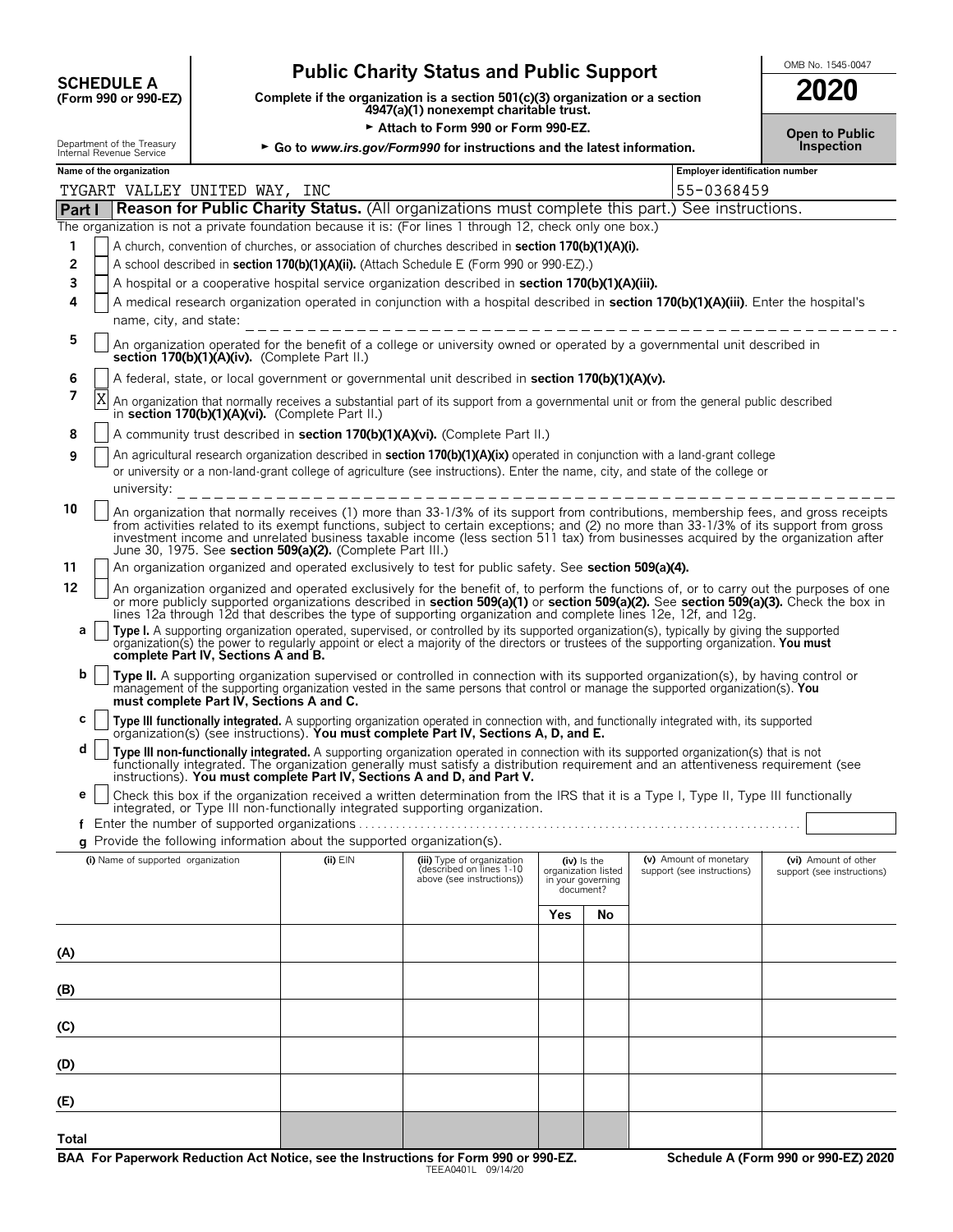**SCHEDULE A (Form 990 or 990-EZ)**

Department of the Treasury Internal Revenue Service

# Public Charity Status and Public Support

**Complete if the organization is a section 501(c)(3) organization or a section 4947(a)(1) nonexempt charitable trust.**

► **Attach to Form 990 or Form 990-EZ.**

► **Go to *www.irs.gov/Form990* for instructions and the latest information.**

OMB No. 1545-0047

**2020**

**Open to Public Inspection**

**Name of the organization:** TYGART VALLEY UNITED WAY, INC

**Employer identification number:** 55-0368459

## Part I Reason for Public Charity Status. (All organizations must complete this part.) See instructions.

The organization is not a private foundation because it is: (For lines 1 through 12, check only one box.)

1 [ ] A church, convention of churches, or association of churches described in **section 170(b)(1)(A)(i).**

2 [ ] A school described in **section 170(b)(1)(A)(ii).** (Attach Schedule E (Form 990 or 990-EZ).)

3 [ ] A hospital or a cooperative hospital service organization described in **section 170(b)(1)(A)(iii).**

4 [ ] A medical research organization operated in conjunction with a hospital described in **section 170(b)(1)(A)(iii)**. Enter the hospital's name, city, and state:

5 [ ] An organization operated for the benefit of a college or university owned or operated by a governmental unit described in **section 170(b)(1)(A)(iv).** (Complete Part II.)

6 [ ] A federal, state, or local government or governmental unit described in **section 170(b)(1)(A)(v).**

7 [X] An organization that normally receives a substantial part of its support from a governmental unit or from the general public described in **section 170(b)(1)(A)(vi).** (Complete Part II.)

8 [ ] A community trust described in **section 170(b)(1)(A)(vi).** (Complete Part II.)

9 [ ] An agricultural research organization described in **section 170(b)(1)(A)(ix)** operated in conjunction with a land-grant college or university or a non-land-grant college of agriculture (see instructions). Enter the name, city, and state of the college or university:

10 [ ] An organization that normally receives (1) more than 33-1/3% of its support from contributions, membership fees, and gross receipts from activities related to its exempt functions, subject to certain exceptions; and (2) no more than 33-1/3% of its support from gross investment income and unrelated business taxable income (less section 511 tax) from businesses acquired by the organization after June 30, 1975. See **section 509(a)(2).** (Complete Part III.)

11 [ ] An organization organized and operated exclusively to test for public safety. See **section 509(a)(4).**

12 [ ] An organization organized and operated exclusively for the benefit of, to perform the functions of, or to carry out the purposes of one or more publicly supported organizations described in **section 509(a)(1)** or **section 509(a)(2).** See **section 509(a)(3).** Check the box in lines 12a through 12d that describes the type of supporting organization and complete lines 12e, 12f, and 12g.

**a** [ ] **Type I.** A supporting organization operated, supervised, or controlled by its supported organization(s), typically by giving the supported organization(s) the power to regularly appoint or elect a majority of the directors or trustees of the supporting organization. **You must complete Part IV, Sections A and B.**

**b** [ ] **Type II.** A supporting organization supervised or controlled in connection with its supported organization(s), by having control or management of the supporting organization vested in the same persons that control or manage the supported organization(s). **You must complete Part IV, Sections A and C.**

**c** [ ] **Type III functionally integrated.** A supporting organization operated in connection with, and functionally integrated with, its supported organization(s) (see instructions). **You must complete Part IV, Sections A, D, and E.**

**d** [ ] **Type III non-functionally integrated.** A supporting organization operated in connection with its supported organization(s) that is not functionally integrated. The organization generally must satisfy a distribution requirement and an attentiveness requirement (see instructions). **You must complete Part IV, Sections A and D, and Part V.**

**e** [ ] Check this box if the organization received a written determination from the IRS that it is a Type I, Type II, Type III functionally integrated, or Type III non-functionally integrated supporting organization.

**f** Enter the number of supported organizations . . . . . . . . . . . . . . . . . . . . . . . . . . . . . . . . . . . . . . . . . . . . . . . . . . . . . . . . . . . . . . . . . . . . . . .

**g** Provide the following information about the supported organization(s).

| (i) Name of supported organization | (ii) EIN | (iii) Type of organization (described on lines 1-10 above (see instructions)) | (iv) Is the organization listed in your governing document? | | (v) Amount of monetary support (see instructions) | (vi) Amount of other support (see instructions) |
|---|---|---|---|---|---|---|
| | | | Yes | No | | |
| (A) | | | | | | |
| (B) | | | | | | |
| (C) | | | | | | |
| (D) | | | | | | |
| (E) | | | | | | |
| Total | | | | | | |

**BAA For Paperwork Reduction Act Notice, see the Instructions for Form 990 or 990-EZ.** TEEA0401L 09/14/20 **Schedule A (Form 990 or 990-EZ) 2020**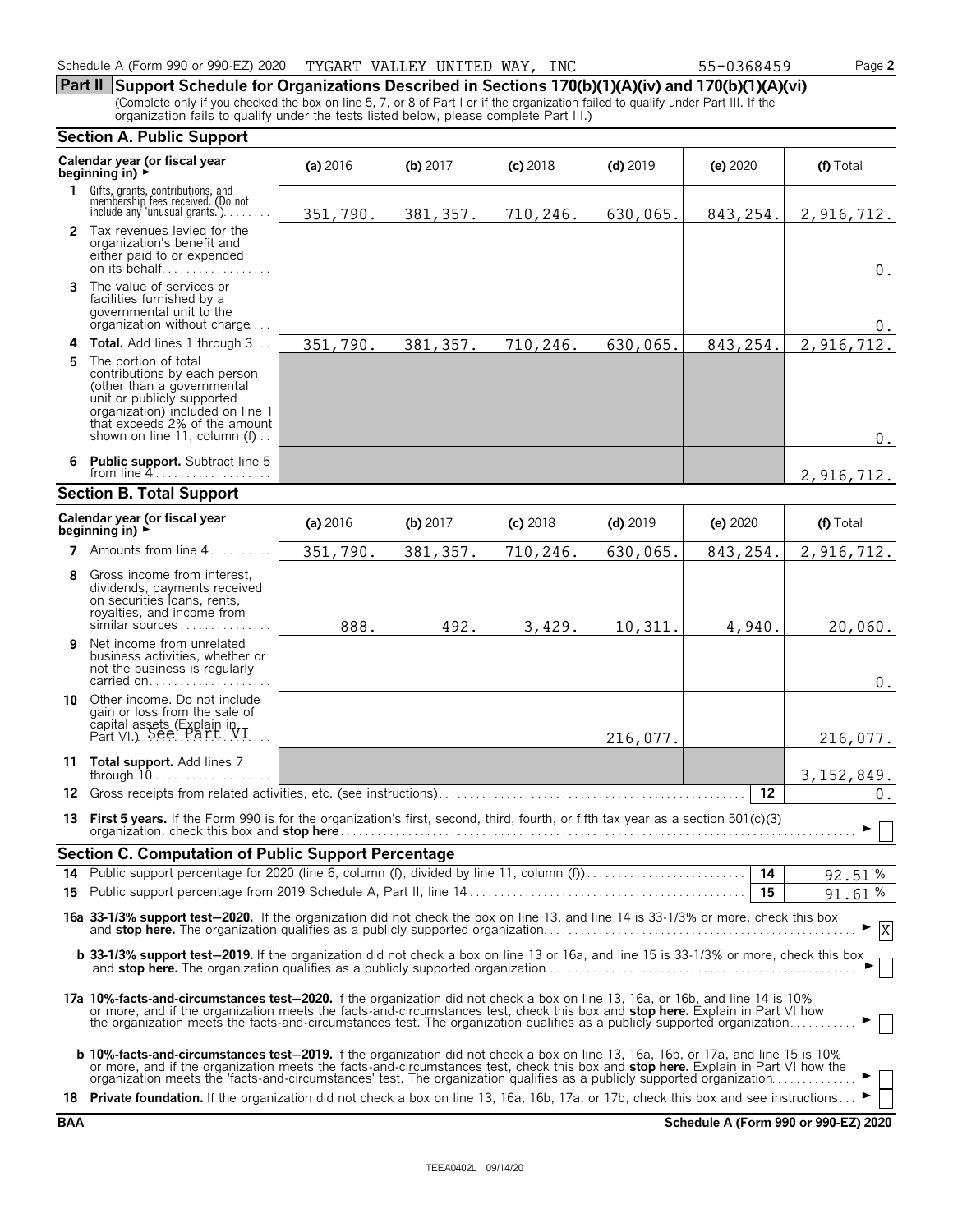Schedule A (Form 990 or 990-EZ) 2020 TYGART VALLEY UNITED WAY, INC 55-0368459 Page **2**

## Part II Support Schedule for Organizations Described in Sections 170(b)(1)(A)(iv) and 170(b)(1)(A)(vi)

(Complete only if you checked the box on line 5, 7, or 8 of Part I or if the organization failed to qualify under Part III. If the organization fails to qualify under the tests listed below, please complete Part III.)

### Section A. Public Support

| Calendar year (or fiscal year beginning in) ► | (a) 2016 | (b) 2017 | (c) 2018 | (d) 2019 | (e) 2020 | (f) Total |
|---|---|---|---|---|---|---|
| **1** Gifts, grants, contributions, and membership fees received. (Do not include any 'unusual grants.') | 351,790. | 381,357. | 710,246. | 630,065. | 843,254. | 2,916,712. |
| **2** Tax revenues levied for the organization's benefit and either paid to or expended on its behalf | | | | | | 0. |
| **3** The value of services or facilities furnished by a governmental unit to the organization without charge | | | | | | 0. |
| **4** **Total.** Add lines 1 through 3 | 351,790. | 381,357. | 710,246. | 630,065. | 843,254. | 2,916,712. |
| **5** The portion of total contributions by each person (other than a governmental unit or publicly supported organization) included on line 1 that exceeds 2% of the amount shown on line 11, column (f) | | | | | | 0. |
| **6** **Public support.** Subtract line 5 from line 4 | | | | | | 2,916,712. |

### Section B. Total Support

| Calendar year (or fiscal year beginning in) ► | (a) 2016 | (b) 2017 | (c) 2018 | (d) 2019 | (e) 2020 | (f) Total |
|---|---|---|---|---|---|---|
| **7** Amounts from line 4 | 351,790. | 381,357. | 710,246. | 630,065. | 843,254. | 2,916,712. |
| **8** Gross income from interest, dividends, payments received on securities loans, rents, royalties, and income from similar sources | 888. | 492. | 3,429. | 10,311. | 4,940. | 20,060. |
| **9** Net income from unrelated business activities, whether or not the business is regularly carried on | | | | | | 0. |
| **10** Other income. Do not include gain or loss from the sale of capital assets (Explain in Part VI.) See Part VI | | | | 216,077. | | 216,077. |
| **11** **Total support.** Add lines 7 through 10 | | | | | | 3,152,849. |
| **12** Gross receipts from related activities, etc. (see instructions) | | | | | **12** | 0. |

**13** **First 5 years.** If the Form 990 is for the organization's first, second, third, fourth, or fifth tax year as a section 501(c)(3) organization, check this box and **stop here** ► [ ]

### Section C. Computation of Public Support Percentage

| | | | |
|---|---|---|---|
| **14** | Public support percentage for 2020 (line 6, column (f), divided by line 11, column (f)) | **14** | 92.51 % |
| **15** | Public support percentage from 2019 Schedule A, Part II, line 14 | **15** | 91.61 % |

**16a 33-1/3% support test—2020.** If the organization did not check the box on line 13, and line 14 is 33-1/3% or more, check this box and **stop here.** The organization qualifies as a publicly supported organization ► [X]

**b 33-1/3% support test—2019.** If the organization did not check a box on line 13 or 16a, and line 15 is 33-1/3% or more, check this box and **stop here.** The organization qualifies as a publicly supported organization ► [ ]

**17a 10%-facts-and-circumstances test—2020.** If the organization did not check a box on line 13, 16a, or 16b, and line 14 is 10% or more, and if the organization meets the facts-and-circumstances test, check this box and **stop here.** Explain in Part VI how the organization meets the facts-and-circumstances test. The organization qualifies as a publicly supported organization ► [ ]

**b 10%-facts-and-circumstances test—2019.** If the organization did not check a box on line 13, 16a, 16b, or 17a, and line 15 is 10% or more, and if the organization meets the facts-and-circumstances test, check this box and **stop here.** Explain in Part VI how the organization meets the 'facts-and-circumstances' test. The organization qualifies as a publicly supported organization ► [ ]

**18 Private foundation.** If the organization did not check a box on line 13, 16a, 16b, 17a, or 17b, check this box and see instructions ► [ ]

BAA **Schedule A (Form 990 or 990-EZ) 2020**

TEEA0402L 09/14/20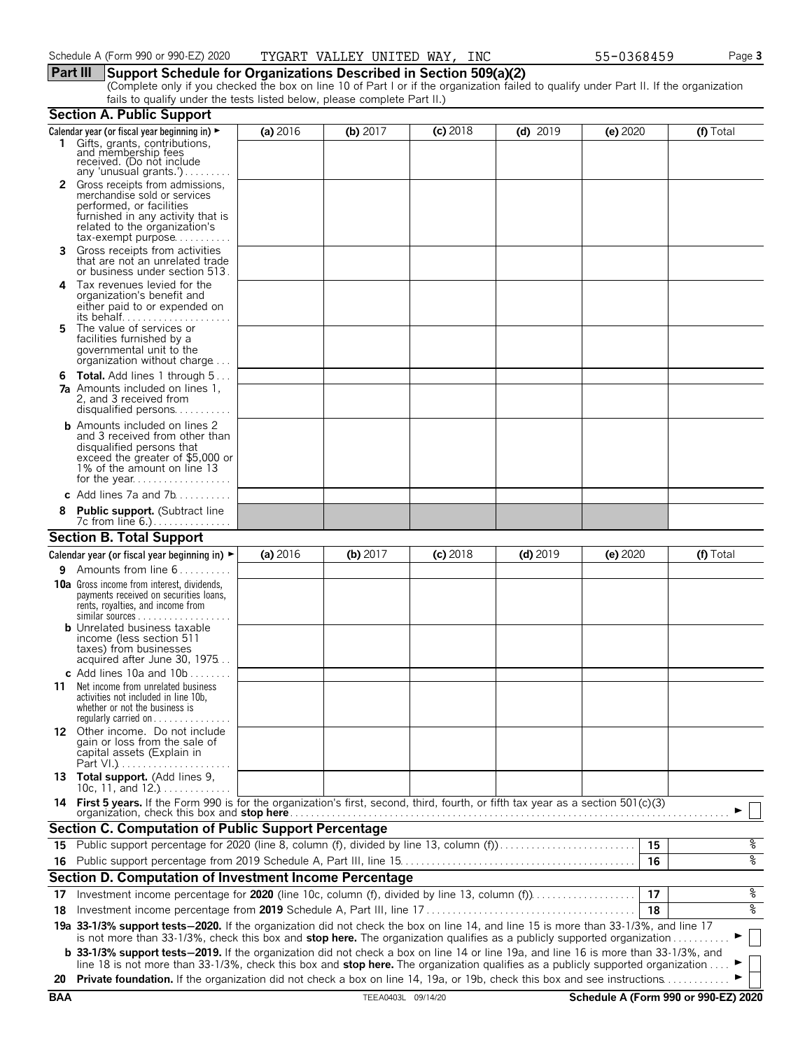Schedule A (Form 990 or 990-EZ) 2020 TYGART VALLEY UNITED WAY, INC 55-0368459

## Part III Support Schedule for Organizations Described in Section 509(a)(2)

(Complete only if you checked the box on line 10 of Part I or if the organization failed to qualify under Part II. If the organization fails to qualify under the tests listed below, please complete Part II.)

### Section A. Public Support

| Calendar year (or fiscal year beginning in) ► | (a) 2016 | (b) 2017 | (c) 2018 | (d) 2019 | (e) 2020 | (f) Total |
|---|---|---|---|---|---|---|
| **1** Gifts, grants, contributions, and membership fees received. (Do not include any 'unusual grants.') | | | | | | |
| **2** Gross receipts from admissions, merchandise sold or services performed, or facilities furnished in any activity that is related to the organization's tax-exempt purpose | | | | | | |
| **3** Gross receipts from activities that are not an unrelated trade or business under section 513 | | | | | | |
| **4** Tax revenues levied for the organization's benefit and either paid to or expended on its behalf | | | | | | |
| **5** The value of services or facilities furnished by a governmental unit to the organization without charge | | | | | | |
| **6 Total.** Add lines 1 through 5 | | | | | | |
| **7a** Amounts included on lines 1, 2, and 3 received from disqualified persons | | | | | | |
| **b** Amounts included on lines 2 and 3 received from other than disqualified persons that exceed the greater of $5,000 or 1% of the amount on line 13 for the year | | | | | | |
| **c** Add lines 7a and 7b | | | | | | |
| **8 Public support.** (Subtract line 7c from line 6.) | | | | | | |

### Section B. Total Support

| Calendar year (or fiscal year beginning in) ► | (a) 2016 | (b) 2017 | (c) 2018 | (d) 2019 | (e) 2020 | (f) Total |
|---|---|---|---|---|---|---|
| **9** Amounts from line 6 | | | | | | |
| **10a** Gross income from interest, dividends, payments received on securities loans, rents, royalties, and income from similar sources | | | | | | |
| **b** Unrelated business taxable income (less section 511 taxes) from businesses acquired after June 30, 1975 | | | | | | |
| **c** Add lines 10a and 10b | | | | | | |
| **11** Net income from unrelated business activities not included in line 10b, whether or not the business is regularly carried on | | | | | | |
| **12** Other income. Do not include gain or loss from the sale of capital assets (Explain in Part VI.) | | | | | | |
| **13 Total support.** (Add lines 9, 10c, 11, and 12.) | | | | | | |

**14 First 5 years.** If the Form 990 is for the organization's first, second, third, fourth, or fifth tax year as a section 501(c)(3) organization, check this box and **stop here** ► ☐

### Section C. Computation of Public Support Percentage

| | | | |
|---|---|---|---|
| **15** | Public support percentage for 2020 (line 8, column (f), divided by line 13, column (f)) | 15 | % |
| **16** | Public support percentage from 2019 Schedule A, Part III, line 15 | 16 | % |

### Section D. Computation of Investment Income Percentage

| | | | |
|---|---|---|---|
| **17** | Investment income percentage for **2020** (line 10c, column (f), divided by line 13, column (f)) | 17 | % |
| **18** | Investment income percentage from **2019** Schedule A, Part III, line 17 | 18 | % |

**19a 33-1/3% support tests—2020.** If the organization did not check the box on line 14, and line 15 is more than 33-1/3%, and line 17 is not more than 33-1/3%, check this box and **stop here.** The organization qualifies as a publicly supported organization ► ☐

**b 33-1/3% support tests—2019.** If the organization did not check a box on line 14 or line 19a, and line 16 is more than 33-1/3%, and line 18 is not more than 33-1/3%, check this box and **stop here.** The organization qualifies as a publicly supported organization ► ☐

**20 Private foundation.** If the organization did not check a box on line 14, 19a, or 19b, check this box and see instructions ► ☐

BAA TEEA0403L 09/14/20 Schedule A (Form 990 or 990-EZ) 2020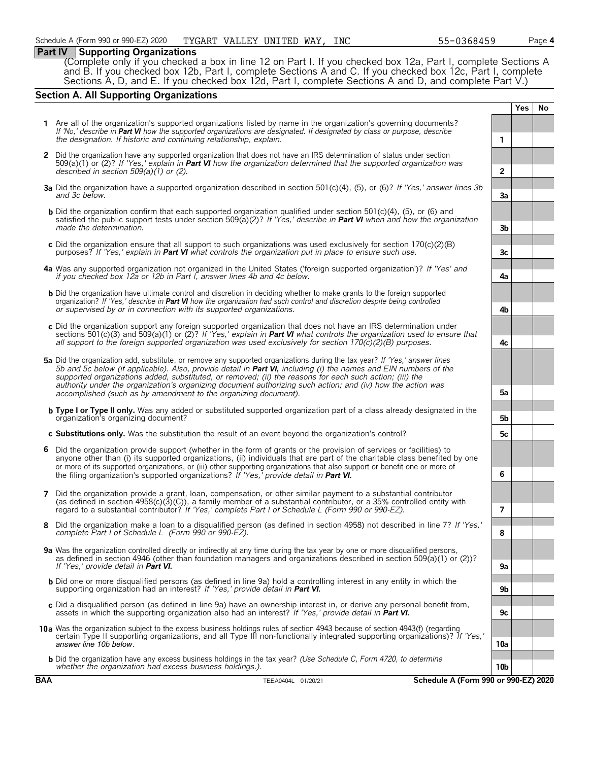Schedule A (Form 990 or 990-EZ) 2020 TYGART VALLEY UNITED WAY, INC 55-0368459 Page **4**

## Part IV Supporting Organizations

(Complete only if you checked a box in line 12 on Part I. If you checked box 12a, Part I, complete Sections A and B. If you checked box 12b, Part I, complete Sections A and C. If you checked box 12c, Part I, complete Sections A, D, and E. If you checked box 12d, Part I, complete Sections A and D, and complete Part V.)

### Section A. All Supporting Organizations

| | | | Yes | No |
|---|---|---|---|---|
| **1** | Are all of the organization's supported organizations listed by name in the organization's governing documents? *If 'No,' describe in **Part VI** how the supported organizations are designated. If designated by class or purpose, describe the designation. If historic and continuing relationship, explain.* | **1** | | |
| **2** | Did the organization have any supported organization that does not have an IRS determination of status under section 509(a)(1) or (2)? *If 'Yes,' explain in **Part VI** how the organization determined that the supported organization was described in section 509(a)(1) or (2).* | **2** | | |
| **3a** | Did the organization have a supported organization described in section 501(c)(4), (5), or (6)? *If 'Yes,' answer lines 3b and 3c below.* | **3a** | | |
| **b** | Did the organization confirm that each supported organization qualified under section 501(c)(4), (5), or (6) and satisfied the public support tests under section 509(a)(2)? *If 'Yes,' describe in **Part VI** when and how the organization made the determination.* | **3b** | | |
| **c** | Did the organization ensure that all support to such organizations was used exclusively for section 170(c)(2)(B) purposes? *If 'Yes,' explain in **Part VI** what controls the organization put in place to ensure such use.* | **3c** | | |
| **4a** | Was any supported organization not organized in the United States ('foreign supported organization')? *If 'Yes' and if you checked box 12a or 12b in Part I, answer lines 4b and 4c below.* | **4a** | | |
| **b** | Did the organization have ultimate control and discretion in deciding whether to make grants to the foreign supported organization? *If 'Yes,' describe in **Part VI** how the organization had such control and discretion despite being controlled or supervised by or in connection with its supported organizations.* | **4b** | | |
| **c** | Did the organization support any foreign supported organization that does not have an IRS determination under sections 501(c)(3) and 509(a)(1) or (2)? *If 'Yes,' explain in **Part VI** what controls the organization used to ensure that all support to the foreign supported organization was used exclusively for section 170(c)(2)(B) purposes.* | **4c** | | |
| **5a** | Did the organization add, substitute, or remove any supported organizations during the tax year? *If 'Yes,' answer lines 5b and 5c below (if applicable). Also, provide detail in **Part VI,** including (i) the names and EIN numbers of the supported organizations added, substituted, or removed; (ii) the reasons for each such action; (iii) the authority under the organization's organizing document authorizing such action; and (iv) how the action was accomplished (such as by amendment to the organizing document).* | **5a** | | |
| **b** | **Type I or Type II only.** Was any added or substituted supported organization part of a class already designated in the organization's organizing document? | **5b** | | |
| **c** | **Substitutions only.** Was the substitution the result of an event beyond the organization's control? | **5c** | | |
| **6** | Did the organization provide support (whether in the form of grants or the provision of services or facilities) to anyone other than (i) its supported organizations, (ii) individuals that are part of the charitable class benefited by one or more of its supported organizations, or (iii) other supporting organizations that also support or benefit one or more of the filing organization's supported organizations? *If 'Yes,' provide detail in **Part VI.*** | **6** | | |
| **7** | Did the organization provide a grant, loan, compensation, or other similar payment to a substantial contributor (as defined in section 4958(c)(3)(C)), a family member of a substantial contributor, or a 35% controlled entity with regard to a substantial contributor? *If 'Yes,' complete Part I of Schedule L (Form 990 or 990-EZ).* | **7** | | |
| **8** | Did the organization make a loan to a disqualified person (as defined in section 4958) not described in line 7? *If 'Yes,' complete Part I of Schedule L (Form 990 or 990-EZ).* | **8** | | |
| **9a** | Was the organization controlled directly or indirectly at any time during the tax year by one or more disqualified persons, as defined in section 4946 (other than foundation managers and organizations described in section 509(a)(1) or (2))? *If 'Yes,' provide detail in **Part VI.*** | **9a** | | |
| **b** | Did one or more disqualified persons (as defined in line 9a) hold a controlling interest in any entity in which the supporting organization had an interest? *If 'Yes,' provide detail in **Part VI.*** | **9b** | | |
| **c** | Did a disqualified person (as defined in line 9a) have an ownership interest in, or derive any personal benefit from, assets in which the supporting organization also had an interest? *If 'Yes,' provide detail in **Part VI.*** | **9c** | | |
| **10a** | Was the organization subject to the excess business holdings rules of section 4943 because of section 4943(f) (regarding certain Type II supporting organizations, and all Type III non-functionally integrated supporting organizations)? *If 'Yes,' answer line 10b below.* | **10a** | | |
| **b** | Did the organization have any excess business holdings in the tax year? *(Use Schedule C, Form 4720, to determine whether the organization had excess business holdings.).* | **10b** | | |

**BAA** TEEA0404L 01/20/21 **Schedule A (Form 990 or 990-EZ) 2020**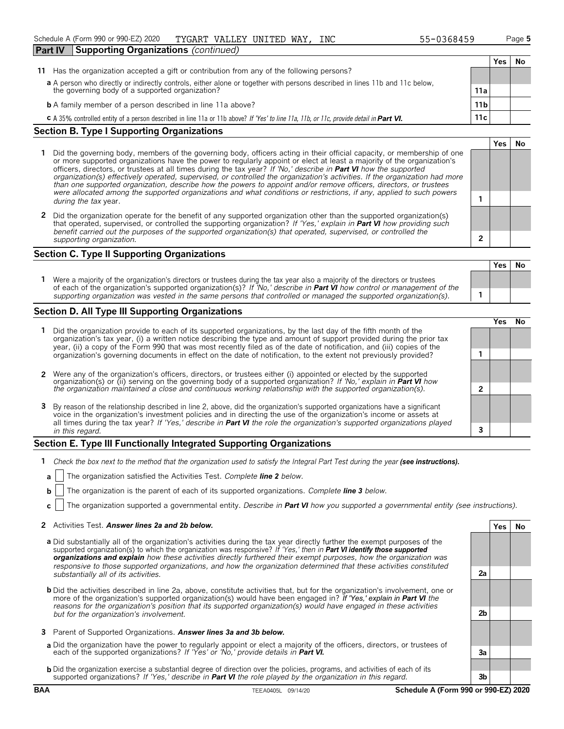Schedule A (Form 990 or 990-EZ) 2020 TYGART VALLEY UNITED WAY, INC 55-0368459 Page 5

**Part IV Supporting Organizations** *(continued)*

| | | | Yes | No |
|---|---|---|---|---|
| **11** | Has the organization accepted a gift or contribution from any of the following persons? | | | |
| **a** | A person who directly or indirectly controls, either alone or together with persons described in lines 11b and 11c below, the governing body of a supported organization? | 11a | | |
| **b** | A family member of a person described in line 11a above? | 11b | | |
| **c** | A 35% controlled entity of a person described in line 11a or 11b above? *If 'Yes' to line 11a, 11b, or 11c, provide detail in* ***Part VI.*** | 11c | | |

## Section B. Type I Supporting Organizations

| | | | Yes | No |
|---|---|---|---|---|
| **1** | Did the governing body, members of the governing body, officers acting in their official capacity, or membership of one or more supported organizations have the power to regularly appoint or elect at least a majority of the organization's officers, directors, or trustees at all times during the tax year? *If 'No,' describe in* ***Part VI*** *how the supported organization(s) effectively operated, supervised, or controlled the organization's activities. If the organization had more than one supported organization, describe how the powers to appoint and/or remove officers, directors, or trustees were allocated among the supported organizations and what conditions or restrictions, if any, applied to such powers during the tax* year. | 1 | | |
| **2** | Did the organization operate for the benefit of any supported organization other than the supported organization(s) that operated, supervised, or controlled the supporting organization? *If 'Yes,' explain in* ***Part VI*** *how providing such benefit carried out the purposes of the supported organization(s) that operated, supervised, or controlled the supporting organization.* | 2 | | |

## Section C. Type II Supporting Organizations

| | | | Yes | No |
|---|---|---|---|---|
| **1** | Were a majority of the organization's directors or trustees during the tax year also a majority of the directors or trustees of each of the organization's supported organization(s)? *If 'No,' describe in* ***Part VI*** *how control or management of the supporting organization was vested in the same persons that controlled or managed the supported organization(s).* | 1 | | |

## Section D. All Type III Supporting Organizations

| | | | Yes | No |
|---|---|---|---|---|
| **1** | Did the organization provide to each of its supported organizations, by the last day of the fifth month of the organization's tax year, (i) a written notice describing the type and amount of support provided during the prior tax year, (ii) a copy of the Form 990 that was most recently filed as of the date of notification, and (iii) copies of the organization's governing documents in effect on the date of notification, to the extent not previously provided? | 1 | | |
| **2** | Were any of the organization's officers, directors, or trustees either (i) appointed or elected by the supported organization(s) or (ii) serving on the governing body of a supported organization? *If 'No,' explain in* ***Part VI*** *how the organization maintained a close and continuous working relationship with the supported organization(s).* | 2 | | |
| **3** | By reason of the relationship described in line 2, above, did the organization's supported organizations have a significant voice in the organization's investment policies and in directing the use of the organization's income or assets at all times during the tax year? *If 'Yes,' describe in* ***Part VI*** *the role the organization's supported organizations played in this regard.* | 3 | | |

## Section E. Type III Functionally Integrated Supporting Organizations

**1** *Check the box next to the method that the organization used to satisfy the Integral Part Test during the year* ***(see instructions).***

- **a** ☐ The organization satisfied the Activities Test. *Complete* ***line 2*** *below.*
- **b** ☐ The organization is the parent of each of its supported organizations. *Complete* ***line 3*** *below.*
- **c** ☐ The organization supported a governmental entity. *Describe in* ***Part VI*** *how you supported a governmental entity (see instructions).*

| | | | Yes | No |
|---|---|---|---|---|
| **2** | Activities Test. ***Answer lines 2a and 2b below.*** | | | |
| **a** | Did substantially all of the organization's activities during the tax year directly further the exempt purposes of the supported organization(s) to which the organization was responsive? *If 'Yes,' then in* ***Part VI identify those supported organizations and explain*** *how these activities directly furthered their exempt purposes, how the organization was responsive to those supported organizations, and how the organization determined that these activities constituted substantially all of its activities.* | 2a | | |
| **b** | Did the activities described in line 2a, above, constitute activities that, but for the organization's involvement, one or more of the organization's supported organization(s) would have been engaged in? *If 'Yes,' explain in* ***Part VI*** *the reasons for the organization's position that its supported organization(s) would have engaged in these activities but for the organization's involvement.* | 2b | | |
| **3** | Parent of Supported Organizations. ***Answer lines 3a and 3b below.*** | | | |
| **a** | Did the organization have the power to regularly appoint or elect a majority of the officers, directors, or trustees of each of the supported organizations? *If 'Yes' or 'No,' provide details in* ***Part VI.*** | 3a | | |
| **b** | Did the organization exercise a substantial degree of direction over the policies, programs, and activities of each of its supported organizations? *If 'Yes,' describe in* ***Part VI*** *the role played by the organization in this regard.* | 3b | | |

BAA TEEA0405L 09/14/20 **Schedule A (Form 990 or 990-EZ) 2020**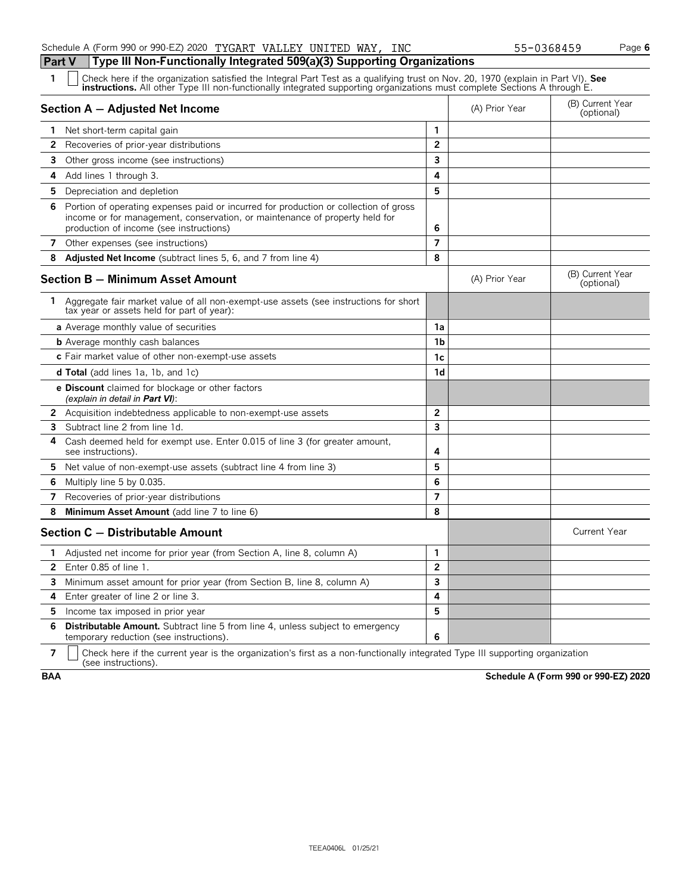Schedule A (Form 990 or 990-EZ) 2020 TYGART VALLEY UNITED WAY, INC 55-0368459 Page 6

## Part V — Type III Non-Functionally Integrated 509(a)(3) Supporting Organizations

**1** ☐ Check here if the organization satisfied the Integral Part Test as a qualifying trust on Nov. 20, 1970 (explain in Part VI). **See instructions.** All other Type III non-functionally integrated supporting organizations must complete Sections A through E.

| Section A — Adjusted Net Income | | (A) Prior Year | (B) Current Year (optional) |
|---|---|---|---|
| 1 Net short-term capital gain | 1 | | |
| 2 Recoveries of prior-year distributions | 2 | | |
| 3 Other gross income (see instructions) | 3 | | |
| 4 Add lines 1 through 3. | 4 | | |
| 5 Depreciation and depletion | 5 | | |
| 6 Portion of operating expenses paid or incurred for production or collection of gross income or for management, conservation, or maintenance of property held for production of income (see instructions) | 6 | | |
| 7 Other expenses (see instructions) | 7 | | |
| 8 **Adjusted Net Income** (subtract lines 5, 6, and 7 from line 4) | 8 | | |

| Section B — Minimum Asset Amount | | (A) Prior Year | (B) Current Year (optional) |
|---|---|---|---|
| 1 Aggregate fair market value of all non-exempt-use assets (see instructions for short tax year or assets held for part of year): | | | |
| **a** Average monthly value of securities | 1a | | |
| **b** Average monthly cash balances | 1b | | |
| **c** Fair market value of other non-exempt-use assets | 1c | | |
| **d Total** (add lines 1a, 1b, and 1c) | 1d | | |
| **e Discount** claimed for blockage or other factors *(explain in detail in **Part VI**)*: | | | |
| 2 Acquisition indebtedness applicable to non-exempt-use assets | 2 | | |
| 3 Subtract line 2 from line 1d. | 3 | | |
| 4 Cash deemed held for exempt use. Enter 0.015 of line 3 (for greater amount, see instructions). | 4 | | |
| 5 Net value of non-exempt-use assets (subtract line 4 from line 3) | 5 | | |
| 6 Multiply line 5 by 0.035. | 6 | | |
| 7 Recoveries of prior-year distributions | 7 | | |
| 8 **Minimum Asset Amount** (add line 7 to line 6) | 8 | | |

| Section C — Distributable Amount | | | Current Year |
|---|---|---|---|
| 1 Adjusted net income for prior year (from Section A, line 8, column A) | 1 | | |
| 2 Enter 0.85 of line 1. | 2 | | |
| 3 Minimum asset amount for prior year (from Section B, line 8, column A) | 3 | | |
| 4 Enter greater of line 2 or line 3. | 4 | | |
| 5 Income tax imposed in prior year | 5 | | |
| 6 **Distributable Amount.** Subtract line 5 from line 4, unless subject to emergency temporary reduction (see instructions). | 6 | | |

**7** ☐ Check here if the current year is the organization's first as a non-functionally integrated Type III supporting organization (see instructions).

BAA Schedule A (Form 990 or 990-EZ) 2020

TEEA0406L 01/25/21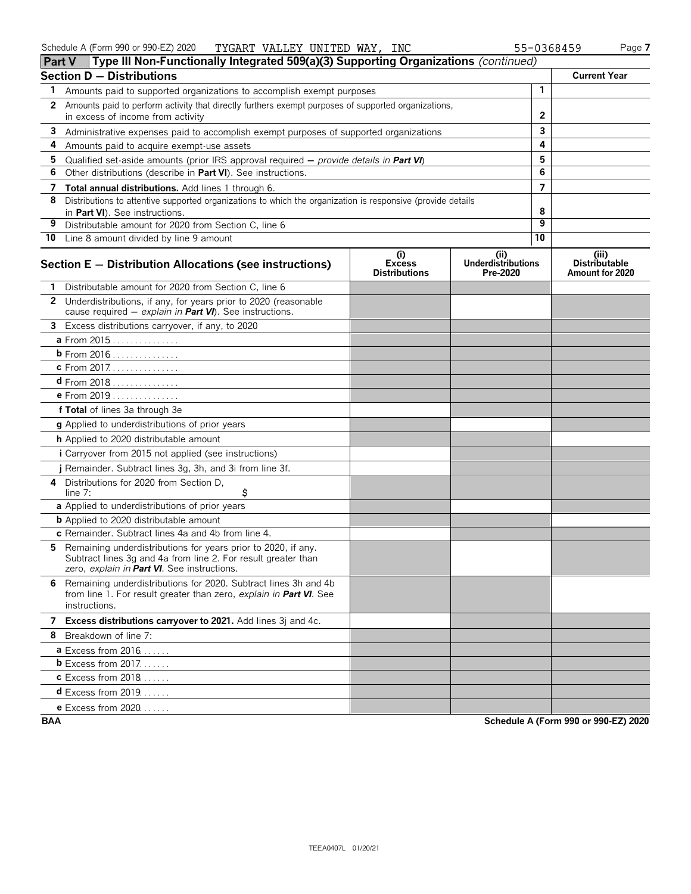Schedule A (Form 990 or 990-EZ) 2020 TYGART VALLEY UNITED WAY, INC 55-0368459

## Part V Type III Non-Functionally Integrated 509(a)(3) Supporting Organizations *(continued)*

| Section D — Distributions | | Current Year |
|---|---|---|
| 1 Amounts paid to supported organizations to accomplish exempt purposes | 1 | |
| 2 Amounts paid to perform activity that directly furthers exempt purposes of supported organizations, in excess of income from activity | 2 | |
| 3 Administrative expenses paid to accomplish exempt purposes of supported organizations | 3 | |
| 4 Amounts paid to acquire exempt-use assets | 4 | |
| 5 Qualified set-aside amounts (prior IRS approval required — *provide details in **Part VI***) | 5 | |
| 6 Other distributions (describe in **Part VI**). See instructions. | 6 | |
| 7 **Total annual distributions.** Add lines 1 through 6. | 7 | |
| 8 Distributions to attentive supported organizations to which the organization is responsive (provide details in **Part VI**). See instructions. | 8 | |
| 9 Distributable amount for 2020 from Section C, line 6 | 9 | |
| 10 Line 8 amount divided by line 9 amount | 10 | |

| Section E — Distribution Allocations (see instructions) | (i) Excess Distributions | (ii) Underdistributions Pre-2020 | (iii) Distributable Amount for 2020 |
|---|---|---|---|
| 1 Distributable amount for 2020 from Section C, line 6 | | | |
| 2 Underdistributions, if any, for years prior to 2020 (reasonable cause required — *explain in **Part VI***). See instructions. | | | |
| 3 Excess distributions carryover, if any, to 2020 | | | |
| a From 2015 | | | |
| b From 2016 | | | |
| c From 2017 | | | |
| d From 2018 | | | |
| e From 2019 | | | |
| f **Total** of lines 3a through 3e | | | |
| g Applied to underdistributions of prior years | | | |
| h Applied to 2020 distributable amount | | | |
| i Carryover from 2015 not applied (see instructions) | | | |
| j Remainder. Subtract lines 3g, 3h, and 3i from line 3f. | | | |
| 4 Distributions for 2020 from Section D, line 7: $ | | | |
| a Applied to underdistributions of prior years | | | |
| b Applied to 2020 distributable amount | | | |
| c Remainder. Subtract lines 4a and 4b from line 4. | | | |
| 5 Remaining underdistributions for years prior to 2020, if any. Subtract lines 3g and 4a from line 2. For result greater than zero, *explain in **Part VI***. See instructions. | | | |
| 6 Remaining underdistributions for 2020. Subtract lines 3h and 4b from line 1. For result greater than zero, *explain in **Part VI***. See instructions. | | | |
| 7 **Excess distributions carryover to 2021.** Add lines 3j and 4c. | | | |
| 8 Breakdown of line 7: | | | |
| a Excess from 2016 | | | |
| b Excess from 2017 | | | |
| c Excess from 2018 | | | |
| d Excess from 2019 | | | |
| e Excess from 2020 | | | |

BAA Schedule A (Form 990 or 990-EZ) 2020

TEEA0407L 01/20/21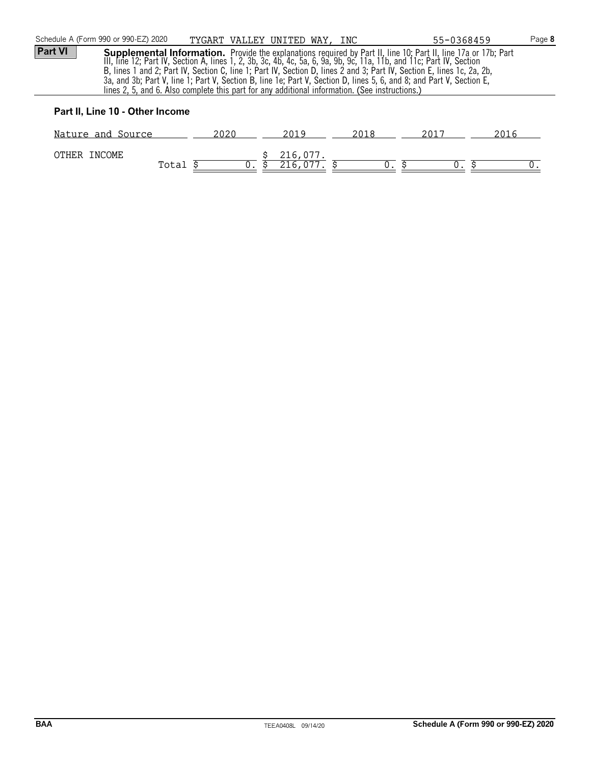**Part VI** **Supplemental Information.** Provide the explanations required by Part II, line 10; Part II, line 17a or 17b; Part III, line 12; Part IV, Section A, lines 1, 2, 3b, 3c, 4b, 4c, 5a, 6, 9a, 9b, 9c, 11a, 11b, and 11c; Part IV, Section B, lines 1 and 2; Part IV, Section C, line 1; Part IV, Section D, lines 2 and 3; Part IV, Section E, lines 1c, 2a, 2b, 3a, and 3b; Part V, line 1; Part V, Section B, line 1e; Part V, Section D, lines 5, 6, and 8; and Part V, Section E, lines 2, 5, and 6. Also complete this part for any additional information. (See instructions.)

### Part II, Line 10 - Other Income

| Nature and Source | 2020 | 2019 | 2018 | 2017 | 2016 |
|---|---|---|---|---|---|
| OTHER INCOME | | $ 216,077. | | | |
| Total | $ 0. | $ 216,077. | $ 0. | $ 0. | $ 0. |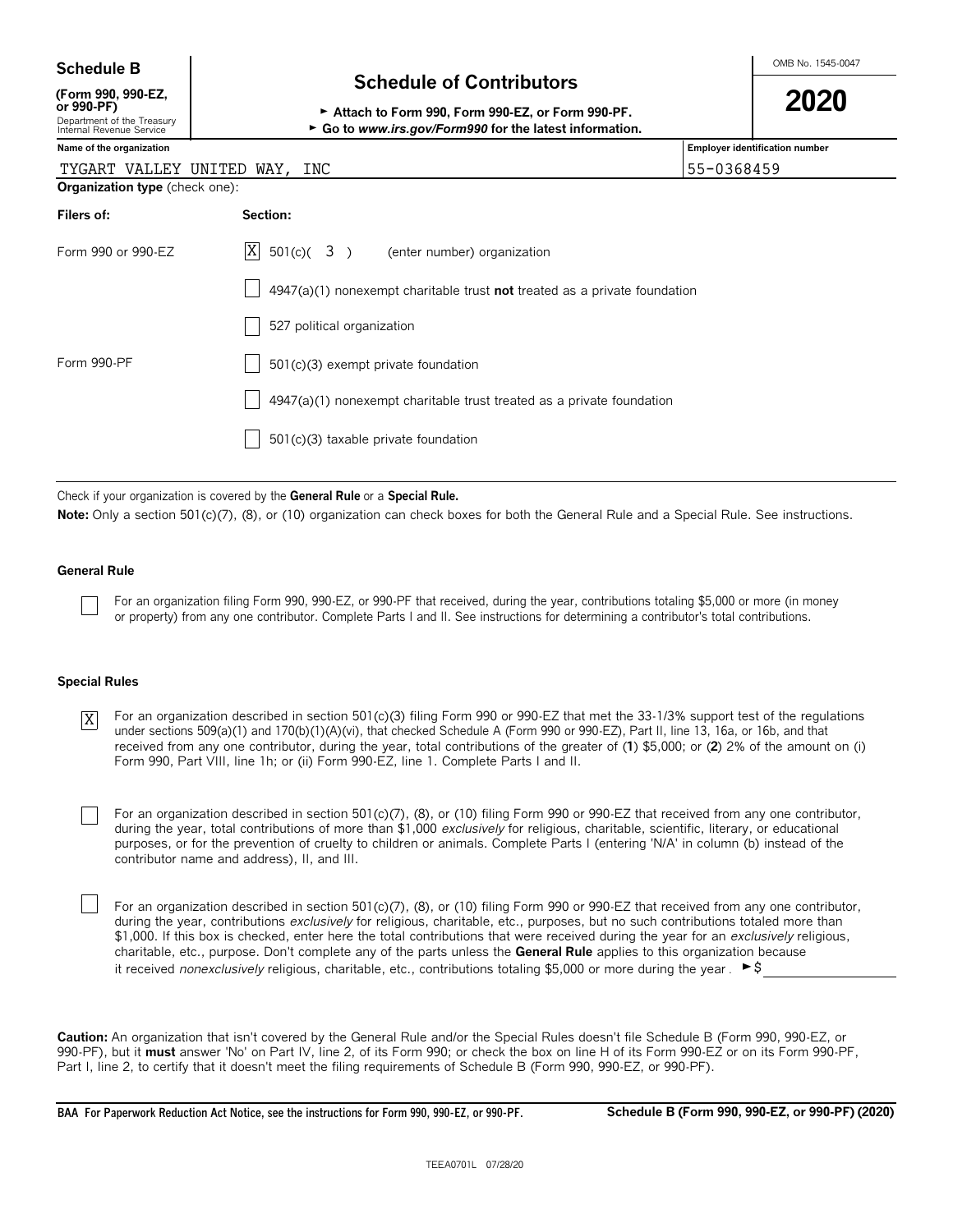**Schedule B**
**(Form 990, 990-EZ, or 990-PF)**
Department of the Treasury
Internal Revenue Service

# Schedule of Contributors

► **Attach to Form 990, Form 990-EZ, or Form 990-PF.**
► **Go to *www.irs.gov/Form990* for the latest information.**

OMB No. 1545-0047

**2020**

| Name of the organization | Employer identification number |
|---|---|
| TYGART VALLEY UNITED WAY, INC | 55-0368459 |

**Organization type** (check one):

| Filers of: | Section: |
|---|---|
| Form 990 or 990-EZ | [X] 501(c)( 3 ) (enter number) organization |
| | [ ] 4947(a)(1) nonexempt charitable trust **not** treated as a private foundation |
| | [ ] 527 political organization |
| Form 990-PF | [ ] 501(c)(3) exempt private foundation |
| | [ ] 4947(a)(1) nonexempt charitable trust treated as a private foundation |
| | [ ] 501(c)(3) taxable private foundation |

Check if your organization is covered by the **General Rule** or a **Special Rule.**

**Note:** Only a section 501(c)(7), (8), or (10) organization can check boxes for both the General Rule and a Special Rule. See instructions.

### General Rule

[ ] For an organization filing Form 990, 990-EZ, or 990-PF that received, during the year, contributions totaling $5,000 or more (in money or property) from any one contributor. Complete Parts I and II. See instructions for determining a contributor's total contributions.

### Special Rules

[X] For an organization described in section 501(c)(3) filing Form 990 or 990-EZ that met the 33-1/3% support test of the regulations under sections 509(a)(1) and 170(b)(1)(A)(vi), that checked Schedule A (Form 990 or 990-EZ), Part II, line 13, 16a, or 16b, and that received from any one contributor, during the year, total contributions of the greater of (**1**) $5,000; or (**2**) 2% of the amount on (i) Form 990, Part VIII, line 1h; or (ii) Form 990-EZ, line 1. Complete Parts I and II.

[ ] For an organization described in section 501(c)(7), (8), or (10) filing Form 990 or 990-EZ that received from any one contributor, during the year, total contributions of more than $1,000 *exclusively* for religious, charitable, scientific, literary, or educational purposes, or for the prevention of cruelty to children or animals. Complete Parts I (entering 'N/A' in column (b) instead of the contributor name and address), II, and III.

[ ] For an organization described in section 501(c)(7), (8), or (10) filing Form 990 or 990-EZ that received from any one contributor, during the year, contributions *exclusively* for religious, charitable, etc., purposes, but no such contributions totaled more than $1,000. If this box is checked, enter here the total contributions that were received during the year for an *exclusively* religious, charitable, etc., purpose. Don't complete any of the parts unless the **General Rule** applies to this organization because it received *nonexclusively* religious, charitable, etc., contributions totaling $5,000 or more during the year . ►$ ____________

**Caution:** An organization that isn't covered by the General Rule and/or the Special Rules doesn't file Schedule B (Form 990, 990-EZ, or 990-PF), but it **must** answer 'No' on Part IV, line 2, of its Form 990; or check the box on line H of its Form 990-EZ or on its Form 990-PF, Part I, line 2, to certify that it doesn't meet the filing requirements of Schedule B (Form 990, 990-EZ, or 990-PF).

**BAA For Paperwork Reduction Act Notice, see the instructions for Form 990, 990-EZ, or 990-PF.** **Schedule B (Form 990, 990-EZ, or 990-PF) (2020)**

TEEA0701L 07/28/20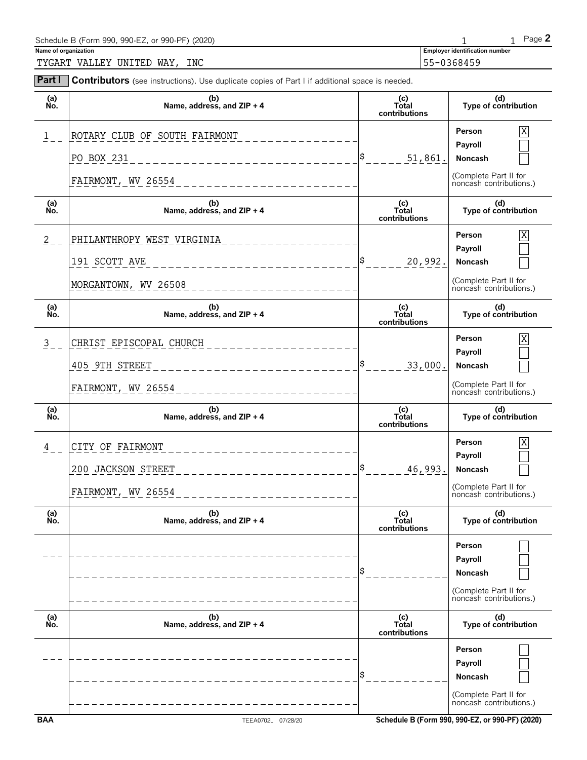Schedule B (Form 990, 990-EZ, or 990-PF) (2020)

**Name of organization**

TYGART VALLEY UNITED WAY, INC

**Employer identification number**

55-0368459

**Part I** **Contributors** (see instructions). Use duplicate copies of Part I if additional space is needed.

| (a) No. | (b) Name, address, and ZIP + 4 | (c) Total contributions | (d) Type of contribution |
|---|---|---|---|
| 1 | ROTARY CLUB OF SOUTH FAIRMONT<br>PO BOX 231<br>FAIRMONT, WV 26554 | $ 51,861. | Person [X]<br>Payroll [ ]<br>Noncash [ ]<br>(Complete Part II for noncash contributions.) |
| 2 | PHILANTHROPY WEST VIRGINIA<br>191 SCOTT AVE<br>MORGANTOWN, WV 26508 | $ 20,992. | Person [X]<br>Payroll [ ]<br>Noncash [ ]<br>(Complete Part II for noncash contributions.) |
| 3 | CHRIST EPISCOPAL CHURCH<br>405 9TH STREET<br>FAIRMONT, WV 26554 | $ 33,000. | Person [X]<br>Payroll [ ]<br>Noncash [ ]<br>(Complete Part II for noncash contributions.) |
| 4 | CITY OF FAIRMONT<br>200 JACKSON STREET<br>FAIRMONT, WV 26554 | $ 46,993. | Person [X]<br>Payroll [ ]<br>Noncash [ ]<br>(Complete Part II for noncash contributions.) |
| | | $ | Person [ ]<br>Payroll [ ]<br>Noncash [ ]<br>(Complete Part II for noncash contributions.) |
| | | $ | Person [ ]<br>Payroll [ ]<br>Noncash [ ]<br>(Complete Part II for noncash contributions.) |

BAA TEEA0702L 07/28/20 Schedule B (Form 990, 990-EZ, or 990-PF) (2020)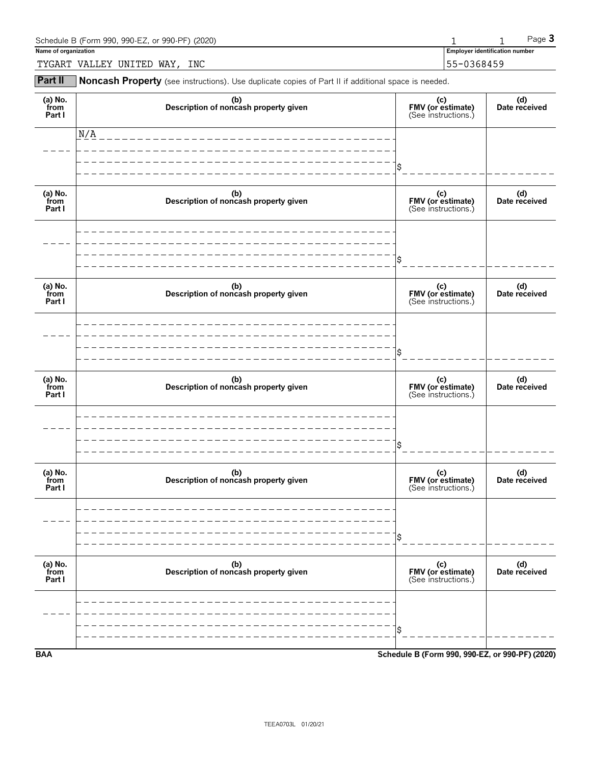Schedule B (Form 990, 990-EZ, or 990-PF) (2020) 1 1 Page **3**

**Name of organization**

TYGART VALLEY UNITED WAY, INC

**Employer identification number**

55-0368459

**Part II** **Noncash Property** (see instructions). Use duplicate copies of Part II if additional space is needed.

| (a) No. from Part I | (b) Description of noncash property given | (c) FMV (or estimate) (See instructions.) | (d) Date received |
|---|---|---|---|
| | N/A | $ | |

| (a) No. from Part I | (b) Description of noncash property given | (c) FMV (or estimate) (See instructions.) | (d) Date received |
|---|---|---|---|
| | | $ | |

| (a) No. from Part I | (b) Description of noncash property given | (c) FMV (or estimate) (See instructions.) | (d) Date received |
|---|---|---|---|
| | | $ | |

| (a) No. from Part I | (b) Description of noncash property given | (c) FMV (or estimate) (See instructions.) | (d) Date received |
|---|---|---|---|
| | | $ | |

| (a) No. from Part I | (b) Description of noncash property given | (c) FMV (or estimate) (See instructions.) | (d) Date received |
|---|---|---|---|
| | | $ | |

| (a) No. from Part I | (b) Description of noncash property given | (c) FMV (or estimate) (See instructions.) | (d) Date received |
|---|---|---|---|
| | | $ | |

**BAA** **Schedule B (Form 990, 990-EZ, or 990-PF) (2020)**

TEEA0703L 01/20/21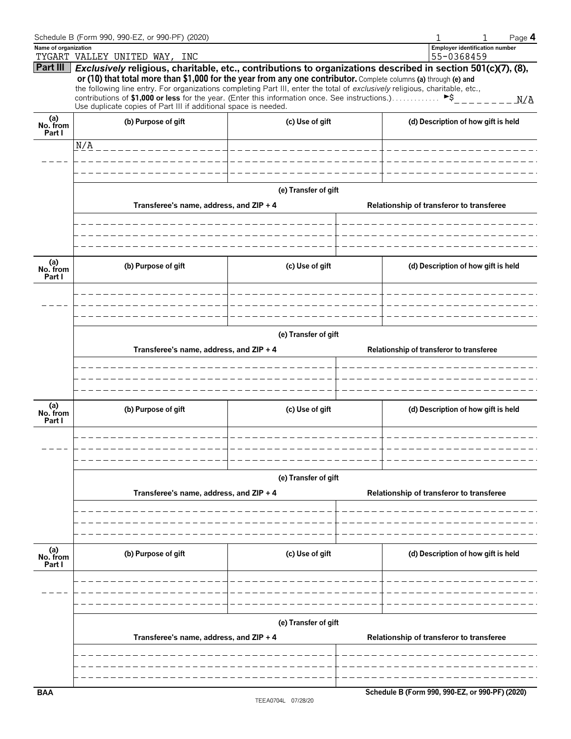Schedule B (Form 990, 990-EZ, or 990-PF) (2020)

Page **4**

**Name of organization**

TYGART VALLEY UNITED WAY, INC

**Employer identification number**

55-0368459

## Part III *Exclusively* religious, charitable, etc., contributions to organizations described in section 501(c)(7), (8), or (10) that total more than $1,000 for the year from any one contributor.

Complete columns **(a)** through **(e)** and the following line entry. For organizations completing Part III, enter the total of *exclusively* religious, charitable, etc., contributions of **$1,000 or less** for the year. (Enter this information once. See instructions.) ► $ N/A

Use duplicate copies of Part III if additional space is needed.

| (a) No. from Part I | (b) Purpose of gift | (c) Use of gift | (d) Description of how gift is held |
|---|---|---|---|
| | N/A | | |

**(e) Transfer of gift**

| Transferee's name, address, and ZIP + 4 | Relationship of transferor to transferee |
|---|---|
| | |

| (a) No. from Part I | (b) Purpose of gift | (c) Use of gift | (d) Description of how gift is held |
|---|---|---|---|
| | | | |

**(e) Transfer of gift**

| Transferee's name, address, and ZIP + 4 | Relationship of transferor to transferee |
|---|---|
| | |

| (a) No. from Part I | (b) Purpose of gift | (c) Use of gift | (d) Description of how gift is held |
|---|---|---|---|
| | | | |

**(e) Transfer of gift**

| Transferee's name, address, and ZIP + 4 | Relationship of transferor to transferee |
|---|---|
| | |

| (a) No. from Part I | (b) Purpose of gift | (c) Use of gift | (d) Description of how gift is held |
|---|---|---|---|
| | | | |

**(e) Transfer of gift**

| Transferee's name, address, and ZIP + 4 | Relationship of transferor to transferee |
|---|---|
| | |

BAA

TEEA0704L 07/28/20

**Schedule B (Form 990, 990-EZ, or 990-PF) (2020)**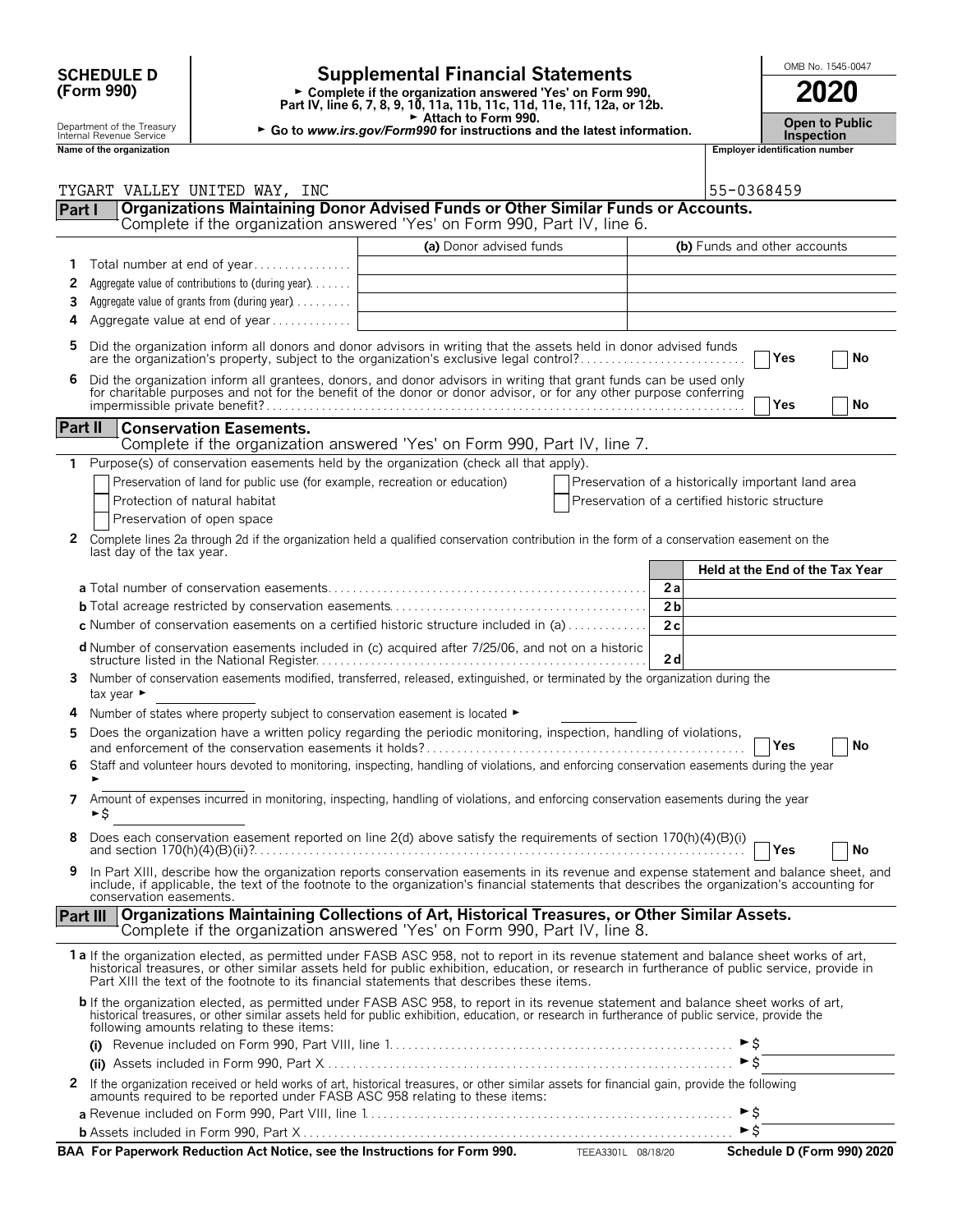**SCHEDULE D (Form 990)**

Department of the Treasury
Internal Revenue Service

# Supplemental Financial Statements

► Complete if the organization answered 'Yes' on Form 990, Part IV, line 6, 7, 8, 9, 10, 11a, 11b, 11c, 11d, 11e, 11f, 12a, or 12b.
► Attach to Form 990.
► Go to *www.irs.gov/Form990* for instructions and the latest information.

OMB No. 1545-0047

**2020**

**Open to Public Inspection**

| Name of the organization | Employer identification number |
|---|---|
| TYGART VALLEY UNITED WAY, INC | 55-0368459 |

## Part I — Organizations Maintaining Donor Advised Funds or Other Similar Funds or Accounts.

Complete if the organization answered 'Yes' on Form 990, Part IV, line 6.

| | | (a) Donor advised funds | (b) Funds and other accounts |
|---|---|---|---|
| 1 | Total number at end of year | | |
| 2 | Aggregate value of contributions to (during year) | | |
| 3 | Aggregate value of grants from (during year) | | |
| 4 | Aggregate value at end of year | | |

5 Did the organization inform all donors and donor advisors in writing that the assets held in donor advised funds are the organization's property, subject to the organization's exclusive legal control? ☐ Yes ☐ No

6 Did the organization inform all grantees, donors, and donor advisors in writing that grant funds can be used only for charitable purposes and not for the benefit of the donor or donor advisor, or for any other purpose conferring impermissible private benefit? ☐ Yes ☐ No

## Part II — Conservation Easements.

Complete if the organization answered 'Yes' on Form 990, Part IV, line 7.

1 Purpose(s) of conservation easements held by the organization (check all that apply).

☐ Preservation of land for public use (for example, recreation or education)
☐ Protection of natural habitat
☐ Preservation of open space
☐ Preservation of a historically important land area
☐ Preservation of a certified historic structure

2 Complete lines 2a through 2d if the organization held a qualified conservation contribution in the form of a conservation easement on the last day of the tax year.

| | | | Held at the End of the Tax Year |
|---|---|---|---|
| a | Total number of conservation easements | 2a | |
| b | Total acreage restricted by conservation easements | 2b | |
| c | Number of conservation easements on a certified historic structure included in (a) | 2c | |
| d | Number of conservation easements included in (c) acquired after 7/25/06, and not on a historic structure listed in the National Register | 2d | |

3 Number of conservation easements modified, transferred, released, extinguished, or terminated by the organization during the tax year ►

4 Number of states where property subject to conservation easement is located ►

5 Does the organization have a written policy regarding the periodic monitoring, inspection, handling of violations, and enforcement of the conservation easements it holds? ☐ Yes ☐ No

6 Staff and volunteer hours devoted to monitoring, inspecting, handling of violations, and enforcing conservation easements during the year ►

7 Amount of expenses incurred in monitoring, inspecting, handling of violations, and enforcing conservation easements during the year ►$

8 Does each conservation easement reported on line 2(d) above satisfy the requirements of section 170(h)(4)(B)(i) and section 170(h)(4)(B)(ii)? ☐ Yes ☐ No

9 In Part XIII, describe how the organization reports conservation easements in its revenue and expense statement and balance sheet, and include, if applicable, the text of the footnote to the organization's financial statements that describes the organization's accounting for conservation easements.

## Part III — Organizations Maintaining Collections of Art, Historical Treasures, or Other Similar Assets.

Complete if the organization answered 'Yes' on Form 990, Part IV, line 8.

1a If the organization elected, as permitted under FASB ASC 958, not to report in its revenue statement and balance sheet works of art, historical treasures, or other similar assets held for public exhibition, education, or research in furtherance of public service, provide in Part XIII the text of the footnote to its financial statements that describes these items.

b If the organization elected, as permitted under FASB ASC 958, to report in its revenue statement and balance sheet works of art, historical treasures, or other similar assets held for public exhibition, education, or research in furtherance of public service, provide the following amounts relating to these items:

(i) Revenue included on Form 990, Part VIII, line 1 ►$

(ii) Assets included in Form 990, Part X ►$

2 If the organization received or held works of art, historical treasures, or other similar assets for financial gain, provide the following amounts required to be reported under FASB ASC 958 relating to these items:

a Revenue included on Form 990, Part VIII, line 1 ►$

b Assets included in Form 990, Part X ►$

**BAA For Paperwork Reduction Act Notice, see the Instructions for Form 990.** TEEA3301L 08/18/20 **Schedule D (Form 990) 2020**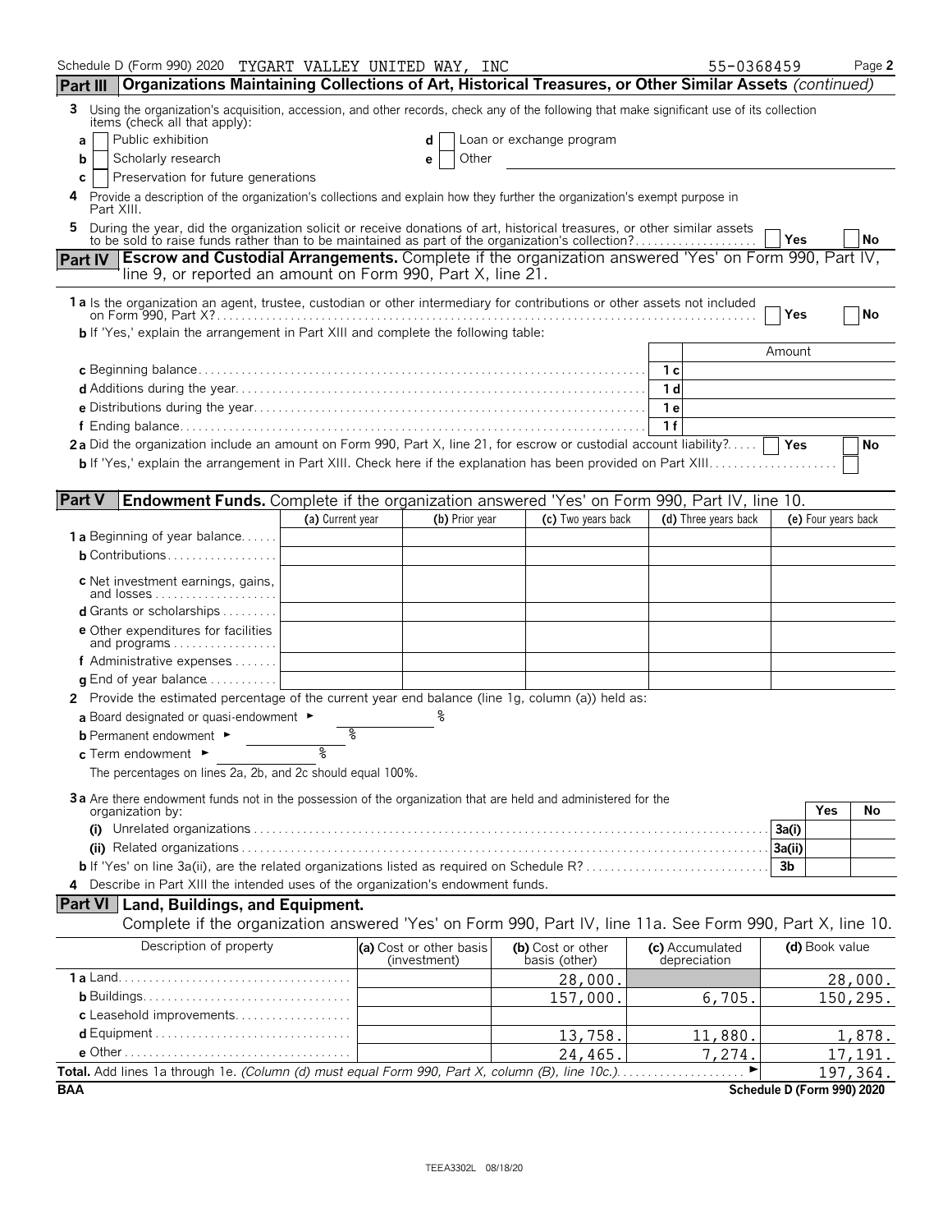Schedule D (Form 990) 2020 TYGART VALLEY UNITED WAY, INC 55-0368459

## Part III Organizations Maintaining Collections of Art, Historical Treasures, or Other Similar Assets *(continued)*

**3** Using the organization's acquisition, accession, and other records, check any of the following that make significant use of its collection items (check all that apply):

- **a** ☐ Public exhibition
- **b** ☐ Scholarly research
- **c** ☐ Preservation for future generations
- **d** ☐ Loan or exchange program
- **e** ☐ Other

**4** Provide a description of the organization's collections and explain how they further the organization's exempt purpose in Part XIII.

**5** During the year, did the organization solicit or receive donations of art, historical treasures, or other similar assets to be sold to raise funds rather than to be maintained as part of the organization's collection? ☐ Yes ☐ No

## Part IV Escrow and Custodial Arrangements. Complete if the organization answered 'Yes' on Form 990, Part IV, line 9, or reported an amount on Form 990, Part X, line 21.

**1a** Is the organization an agent, trustee, custodian or other intermediary for contributions or other assets not included on Form 990, Part X? ☐ Yes ☐ No

**b** If 'Yes,' explain the arrangement in Part XIII and complete the following table:

| | | Amount |
|---|---|---|
| **c** Beginning balance | 1c | |
| **d** Additions during the year | 1d | |
| **e** Distributions during the year | 1e | |
| **f** Ending balance | 1f | |

**2a** Did the organization include an amount on Form 990, Part X, line 21, for escrow or custodial account liability? ☐ Yes ☐ No

**b** If 'Yes,' explain the arrangement in Part XIII. Check here if the explanation has been provided on Part XIII ☐

## Part V Endowment Funds. Complete if the organization answered 'Yes' on Form 990, Part IV, line 10.

| | (a) Current year | (b) Prior year | (c) Two years back | (d) Three years back | (e) Four years back |
|---|---|---|---|---|---|
| **1a** Beginning of year balance | | | | | |
| **b** Contributions | | | | | |
| **c** Net investment earnings, gains, and losses | | | | | |
| **d** Grants or scholarships | | | | | |
| **e** Other expenditures for facilities and programs | | | | | |
| **f** Administrative expenses | | | | | |
| **g** End of year balance | | | | | |

**2** Provide the estimated percentage of the current year end balance (line 1g, column (a)) held as:

- **a** Board designated or quasi-endowment ► %
- **b** Permanent endowment ► %
- **c** Term endowment ► %

The percentages on lines 2a, 2b, and 2c should equal 100%.

**3a** Are there endowment funds not in the possession of the organization that are held and administered for the organization by:

| | | Yes | No |
|---|---|---|---|
| **(i)** Unrelated organizations | 3a(i) | | |
| **(ii)** Related organizations | 3a(ii) | | |
| **b** If 'Yes' on line 3a(ii), are the related organizations listed as required on Schedule R? | 3b | | |

**4** Describe in Part XIII the intended uses of the organization's endowment funds.

## Part VI Land, Buildings, and Equipment.

Complete if the organization answered 'Yes' on Form 990, Part IV, line 11a. See Form 990, Part X, line 10.

| Description of property | (a) Cost or other basis (investment) | (b) Cost or other basis (other) | (c) Accumulated depreciation | (d) Book value |
|---|---|---|---|---|
| **1a** Land | | 28,000. | | 28,000. |
| **b** Buildings | | 157,000. | 6,705. | 150,295. |
| **c** Leasehold improvements | | | | |
| **d** Equipment | | 13,758. | 11,880. | 1,878. |
| **e** Other | | 24,465. | 7,274. | 17,191. |
| **Total.** Add lines 1a through 1e. *(Column (d) must equal Form 990, Part X, column (B), line 10c.)* ► | | | | 197,364. |

BAA Schedule D (Form 990) 2020

TEEA3302L 08/18/20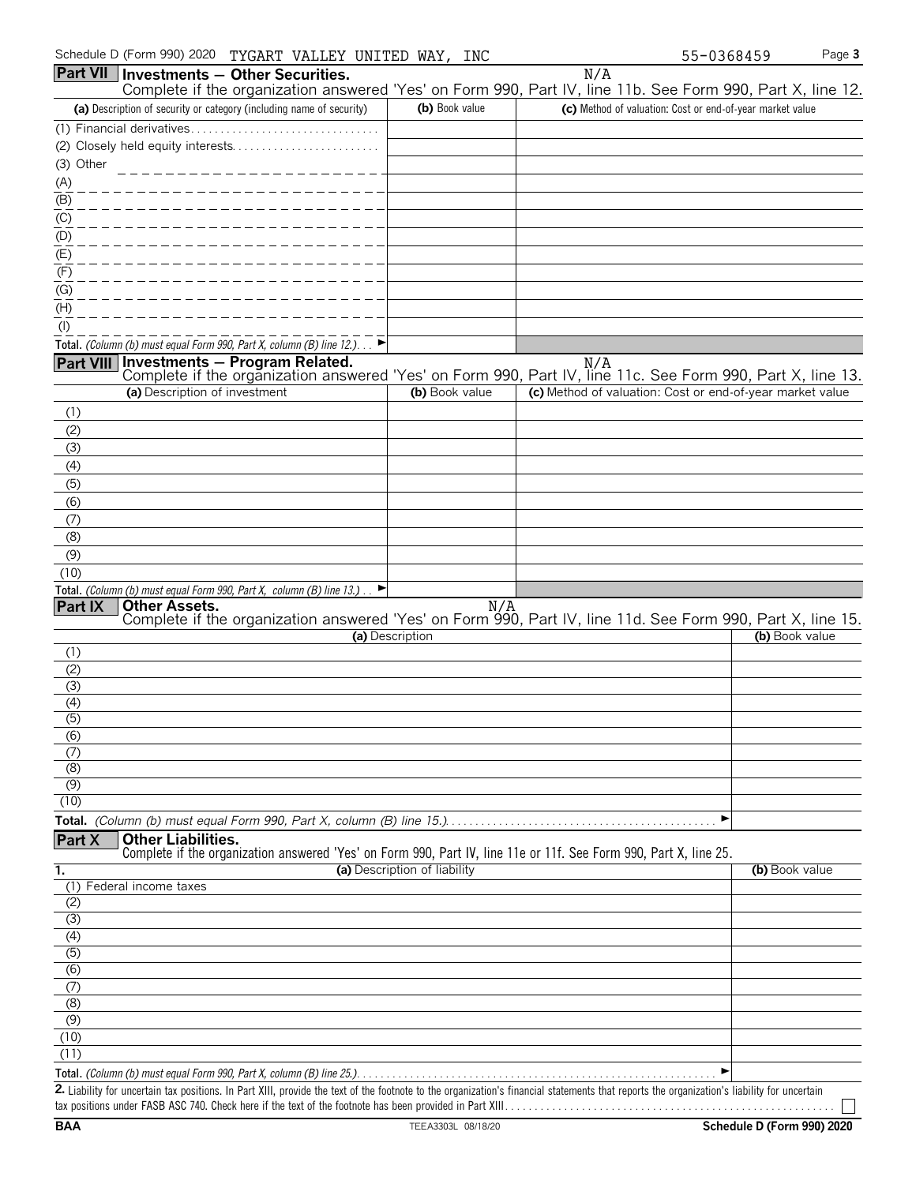Schedule D (Form 990) 2020 TYGART VALLEY UNITED WAY, INC 55-0368459

## Part VII Investments — Other Securities.

N/A

Complete if the organization answered 'Yes' on Form 990, Part IV, line 11b. See Form 990, Part X, line 12.

| (a) Description of security or category (including name of security) | (b) Book value | (c) Method of valuation: Cost or end-of-year market value |
|---|---|---|
| (1) Financial derivatives | | |
| (2) Closely held equity interests | | |
| (3) Other | | |
| (A) | | |
| (B) | | |
| (C) | | |
| (D) | | |
| (E) | | |
| (F) | | |
| (G) | | |
| (H) | | |
| (I) | | |
| **Total.** *(Column (b) must equal Form 990, Part X, column (B) line 12.)* ► | | |

## Part VIII Investments — Program Related.

N/A

Complete if the organization answered 'Yes' on Form 990, Part IV, line 11c. See Form 990, Part X, line 13.

| (a) Description of investment | (b) Book value | (c) Method of valuation: Cost or end-of-year market value |
|---|---|---|
| (1) | | |
| (2) | | |
| (3) | | |
| (4) | | |
| (5) | | |
| (6) | | |
| (7) | | |
| (8) | | |
| (9) | | |
| (10) | | |
| **Total.** *(Column (b) must equal Form 990, Part X, column (B) line 13.)* ► | | |

## Part IX Other Assets.

N/A

Complete if the organization answered 'Yes' on Form 990, Part IV, line 11d. See Form 990, Part X, line 15.

| (a) Description | (b) Book value |
|---|---|
| (1) | |
| (2) | |
| (3) | |
| (4) | |
| (5) | |
| (6) | |
| (7) | |
| (8) | |
| (9) | |
| (10) | |
| **Total.** *(Column (b) must equal Form 990, Part X, column (B) line 15.)* ► | |

## Part X Other Liabilities.

Complete if the organization answered 'Yes' on Form 990, Part IV, line 11e or 11f. See Form 990, Part X, line 25.

| 1. (a) Description of liability | (b) Book value |
|---|---|
| (1) Federal income taxes | |
| (2) | |
| (3) | |
| (4) | |
| (5) | |
| (6) | |
| (7) | |
| (8) | |
| (9) | |
| (10) | |
| (11) | |
| **Total.** *(Column (b) must equal Form 990, Part X, column (B) line 25.)* ► | |

**2.** Liability for uncertain tax positions. In Part XIII, provide the text of the footnote to the organization's financial statements that reports the organization's liability for uncertain tax positions under FASB ASC 740. Check here if the text of the footnote has been provided in Part XIII ☐

BAA TEEA3303L 08/18/20 Schedule D (Form 990) 2020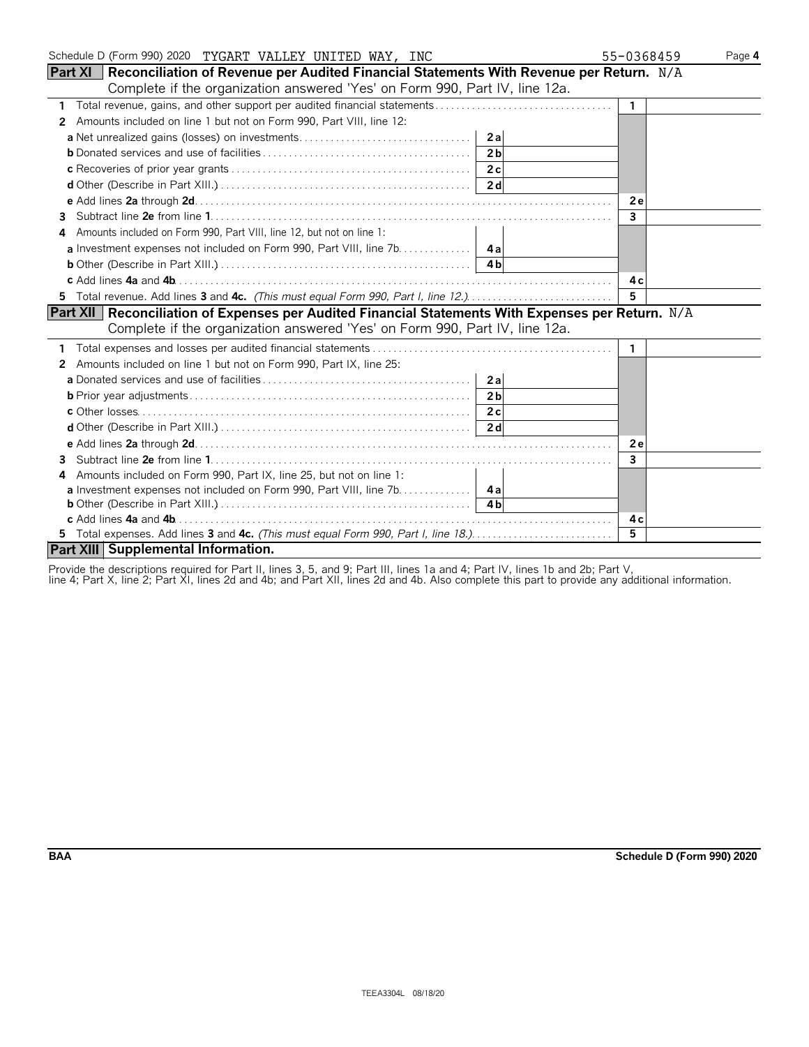Schedule D (Form 990) 2020 TYGART VALLEY UNITED WAY, INC 55-0368459 Page **4**

## Part XI Reconciliation of Revenue per Audited Financial Statements With Revenue per Return. N/A

Complete if the organization answered 'Yes' on Form 990, Part IV, line 12a.

| | | | | |
|---|---|---|---|---|
| **1** | Total revenue, gains, and other support per audited financial statements | | **1** | |
| **2** | Amounts included on line 1 but not on Form 990, Part VIII, line 12: | | | |
| | **a** Net unrealized gains (losses) on investments | **2a** | | |
| | **b** Donated services and use of facilities | **2b** | | |
| | **c** Recoveries of prior year grants | **2c** | | |
| | **d** Other (Describe in Part XIII.) | **2d** | | |
| | **e** Add lines **2a** through **2d** | | **2e** | |
| **3** | Subtract line **2e** from line **1** | | **3** | |
| **4** | Amounts included on Form 990, Part VIII, line 12, but not on line 1: | | | |
| | **a** Investment expenses not included on Form 990, Part VIII, line 7b | **4a** | | |
| | **b** Other (Describe in Part XIII.) | **4b** | | |
| | **c** Add lines **4a** and **4b** | | **4c** | |
| **5** | Total revenue. Add lines **3** and **4c.** *(This must equal Form 990, Part I, line 12.)* | | **5** | |

## Part XII Reconciliation of Expenses per Audited Financial Statements With Expenses per Return. N/A

Complete if the organization answered 'Yes' on Form 990, Part IV, line 12a.

| | | | | |
|---|---|---|---|---|
| **1** | Total expenses and losses per audited financial statements | | **1** | |
| **2** | Amounts included on line 1 but not on Form 990, Part IX, line 25: | | | |
| | **a** Donated services and use of facilities | **2a** | | |
| | **b** Prior year adjustments | **2b** | | |
| | **c** Other losses | **2c** | | |
| | **d** Other (Describe in Part XIII.) | **2d** | | |
| | **e** Add lines **2a** through **2d** | | **2e** | |
| **3** | Subtract line **2e** from line **1** | | **3** | |
| **4** | Amounts included on Form 990, Part IX, line 25, but not on line 1: | | | |
| | **a** Investment expenses not included on Form 990, Part VIII, line 7b | **4a** | | |
| | **b** Other (Describe in Part XIII.) | **4b** | | |
| | **c** Add lines **4a** and **4b** | | **4c** | |
| **5** | Total expenses. Add lines **3** and **4c.** *(This must equal Form 990, Part I, line 18.)* | | **5** | |

## Part XIII Supplemental Information.

Provide the descriptions required for Part II, lines 3, 5, and 9; Part III, lines 1a and 4; Part IV, lines 1b and 2b; Part V, line 4; Part X, line 2; Part XI, lines 2d and 4b; and Part XII, lines 2d and 4b. Also complete this part to provide any additional information.

**BAA** **Schedule D (Form 990) 2020**

TEEA3304L 08/18/20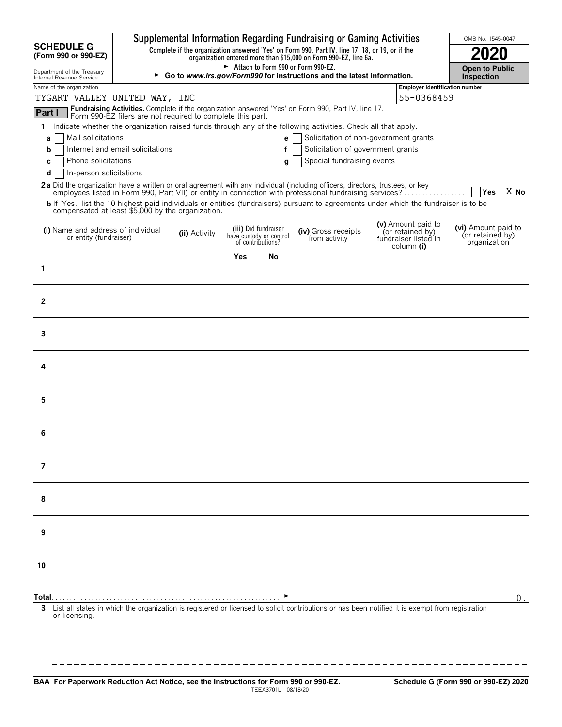# SCHEDULE G (Form 990 or 990-EZ)

Department of the Treasury
Internal Revenue Service

## Supplemental Information Regarding Fundraising or Gaming Activities

**Complete if the organization answered 'Yes' on Form 990, Part IV, line 17, 18, or 19, or if the organization entered more than $15,000 on Form 990-EZ, line 6a.**

► Attach to Form 990 or Form 990-EZ.

► **Go to *www.irs.gov/Form990* for instructions and the latest information.**

OMB No. 1545-0047

**2020**

**Open to Public Inspection**

Name of the organization: TYGART VALLEY UNITED WAY, INC

Employer identification number: 55-0368459

**Part I** **Fundraising Activities.** Complete if the organization answered 'Yes' on Form 990, Part IV, line 17. Form 990-EZ filers are not required to complete this part.

**1** Indicate whether the organization raised funds through any of the following activities. Check all that apply.

- **a** [ ] Mail solicitations
- **b** [ ] Internet and email solicitations
- **c** [ ] Phone solicitations
- **d** [ ] In-person solicitations
- **e** [ ] Solicitation of non-government grants
- **f** [ ] Solicitation of government grants
- **g** [ ] Special fundraising events

**2a** Did the organization have a written or oral agreement with any individual (including officers, directors, trustees, or key employees listed in Form 990, Part VII) or entity in connection with professional fundraising services? [ ] Yes [X] No

**b** If 'Yes,' list the 10 highest paid individuals or entities (fundraisers) pursuant to agreements under which the fundraiser is to be compensated at least $5,000 by the organization.

| (i) Name and address of individual or entity (fundraiser) | (ii) Activity | (iii) Did fundraiser have custody or control of contributions? Yes | No | (iv) Gross receipts from activity | (v) Amount paid to (or retained by) fundraiser listed in column (i) | (vi) Amount paid to (or retained by) organization |
|---|---|---|---|---|---|---|
| 1 | | | | | | |
| 2 | | | | | | |
| 3 | | | | | | |
| 4 | | | | | | |
| 5 | | | | | | |
| 6 | | | | | | |
| 7 | | | | | | |
| 8 | | | | | | |
| 9 | | | | | | |
| 10 | | | | | | |
| **Total** ► | | | | | | 0. |

**3** List all states in which the organization is registered or licensed to solicit contributions or has been notified it is exempt from registration or licensing.

**BAA For Paperwork Reduction Act Notice, see the Instructions for Form 990 or 990-EZ.** TEEA3701L 08/18/20 **Schedule G (Form 990 or 990-EZ) 2020**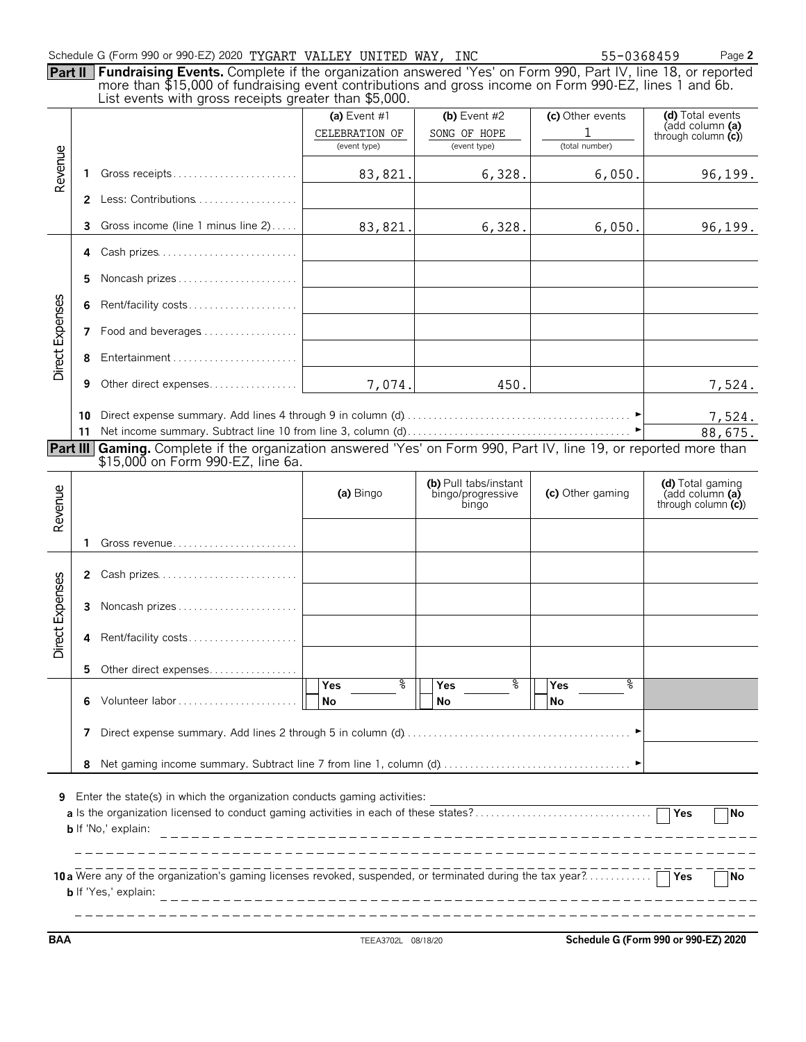Schedule G (Form 990 or 990-EZ) 2020 TYGART VALLEY UNITED WAY, INC 55-0368459

**Part II** **Fundraising Events.** Complete if the organization answered 'Yes' on Form 990, Part IV, line 18, or reported more than $15,000 of fundraising event contributions and gross income on Form 990-EZ, lines 1 and 6b. List events with gross receipts greater than $5,000.

| | | | (a) Event #1 | (b) Event #2 | (c) Other events | (d) Total events (add column (a) through column (c)) |
|---|---|---|---|---|---|---|
| | | | CELEBRATION OF (event type) | SONG OF HOPE (event type) | 1 (total number) | |
| Revenue | 1 | Gross receipts | 83,821. | 6,328. | 6,050. | 96,199. |
| | 2 | Less: Contributions | | | | |
| | 3 | Gross income (line 1 minus line 2) | 83,821. | 6,328. | 6,050. | 96,199. |
| Direct Expenses | 4 | Cash prizes | | | | |
| | 5 | Noncash prizes | | | | |
| | 6 | Rent/facility costs | | | | |
| | 7 | Food and beverages | | | | |
| | 8 | Entertainment | | | | |
| | 9 | Other direct expenses | 7,074. | 450. | | 7,524. |
| | 10 | Direct expense summary. Add lines 4 through 9 in column (d) | | | | 7,524. |
| | 11 | Net income summary. Subtract line 10 from line 3, column (d) | | | | 88,675. |

**Part III** **Gaming.** Complete if the organization answered 'Yes' on Form 990, Part IV, line 19, or reported more than $15,000 on Form 990-EZ, line 6a.

| | | | (a) Bingo | (b) Pull tabs/instant bingo/progressive bingo | (c) Other gaming | (d) Total gaming (add column (a) through column (c)) |
|---|---|---|---|---|---|---|
| Revenue | 1 | Gross revenue | | | | |
| Direct Expenses | 2 | Cash prizes | | | | |
| | 3 | Noncash prizes | | | | |
| | 4 | Rent/facility costs | | | | |
| | 5 | Other direct expenses | | | | |
| | 6 | Volunteer labor | Yes ___ % / No | Yes ___ % / No | Yes ___ % / No | |
| | 7 | Direct expense summary. Add lines 2 through 5 in column (d) | | | | |
| | 8 | Net gaming income summary. Subtract line 7 from line 1, column (d) | | | | |

**9** Enter the state(s) in which the organization conducts gaming activities:

**a** Is the organization licensed to conduct gaming activities in each of these states? ☐ Yes ☐ No

**b** If 'No,' explain:

**10 a** Were any of the organization's gaming licenses revoked, suspended, or terminated during the tax year? ☐ Yes ☐ No

**b** If 'Yes,' explain:

BAA TEEA3702L 08/18/20 Schedule G (Form 990 or 990-EZ) 2020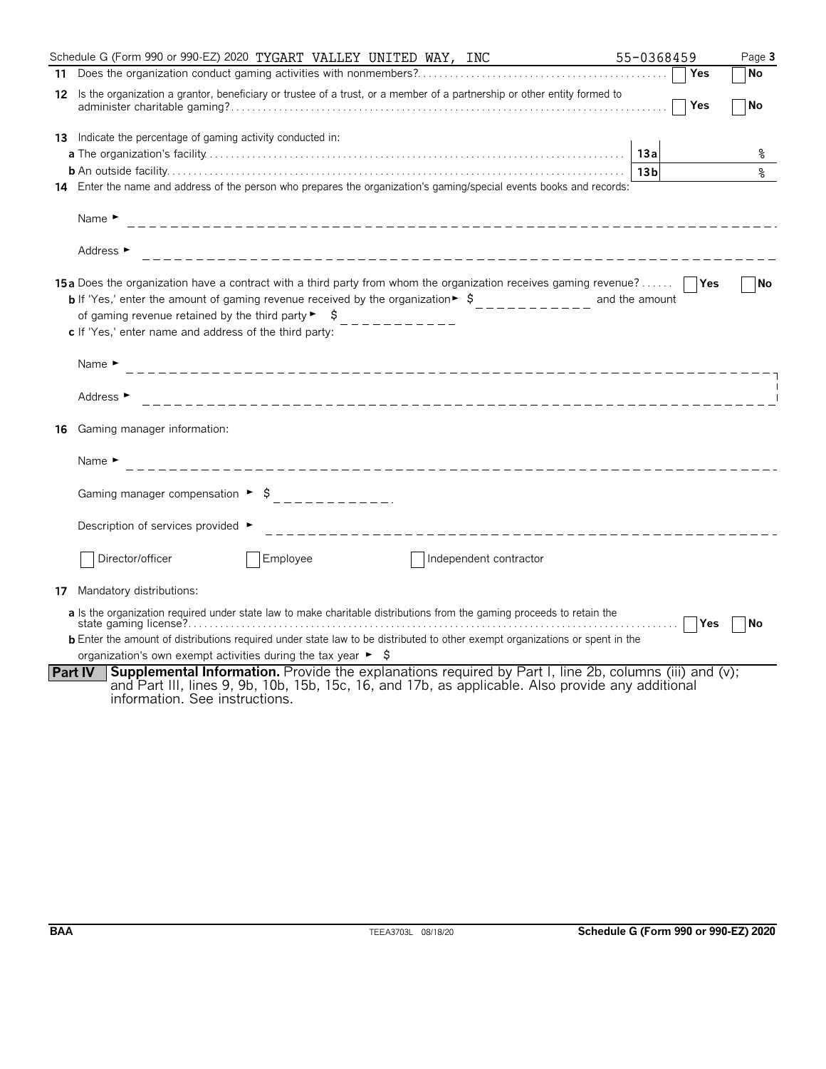Schedule G (Form 990 or 990-EZ) 2020 TYGART VALLEY UNITED WAY, INC 55-0368459

**11** Does the organization conduct gaming activities with nonmembers? ☐ Yes ☐ No

**12** Is the organization a grantor, beneficiary or trustee of a trust, or a member of a partnership or other entity formed to administer charitable gaming? ☐ Yes ☐ No

**13** Indicate the percentage of gaming activity conducted in:

**a** The organization's facility — **13a** %

**b** An outside facility — **13b** %

**14** Enter the name and address of the person who prepares the organization's gaming/special events books and records:

Name ►

Address ►

**15a** Does the organization have a contract with a third party from whom the organization receives gaming revenue? ☐ Yes ☐ No

**b** If 'Yes,' enter the amount of gaming revenue received by the organization ► $ \_\_\_\_\_\_\_\_\_\_ and the amount of gaming revenue retained by the third party ► $ \_\_\_\_\_\_\_\_\_\_

**c** If 'Yes,' enter name and address of the third party:

Name ►

Address ►

**16** Gaming manager information:

Name ►

Gaming manager compensation ► $

Description of services provided ►

☐ Director/officer ☐ Employee ☐ Independent contractor

**17** Mandatory distributions:

**a** Is the organization required under state law to make charitable distributions from the gaming proceeds to retain the state gaming license? ☐ Yes ☐ No

**b** Enter the amount of distributions required under state law to be distributed to other exempt organizations or spent in the organization's own exempt activities during the tax year ► $

**Part IV** **Supplemental Information.** Provide the explanations required by Part I, line 2b, columns (iii) and (v); and Part III, lines 9, 9b, 10b, 15b, 15c, 16, and 17b, as applicable. Also provide any additional information. See instructions.

BAA TEEA3703L 08/18/20 **Schedule G (Form 990 or 990-EZ) 2020**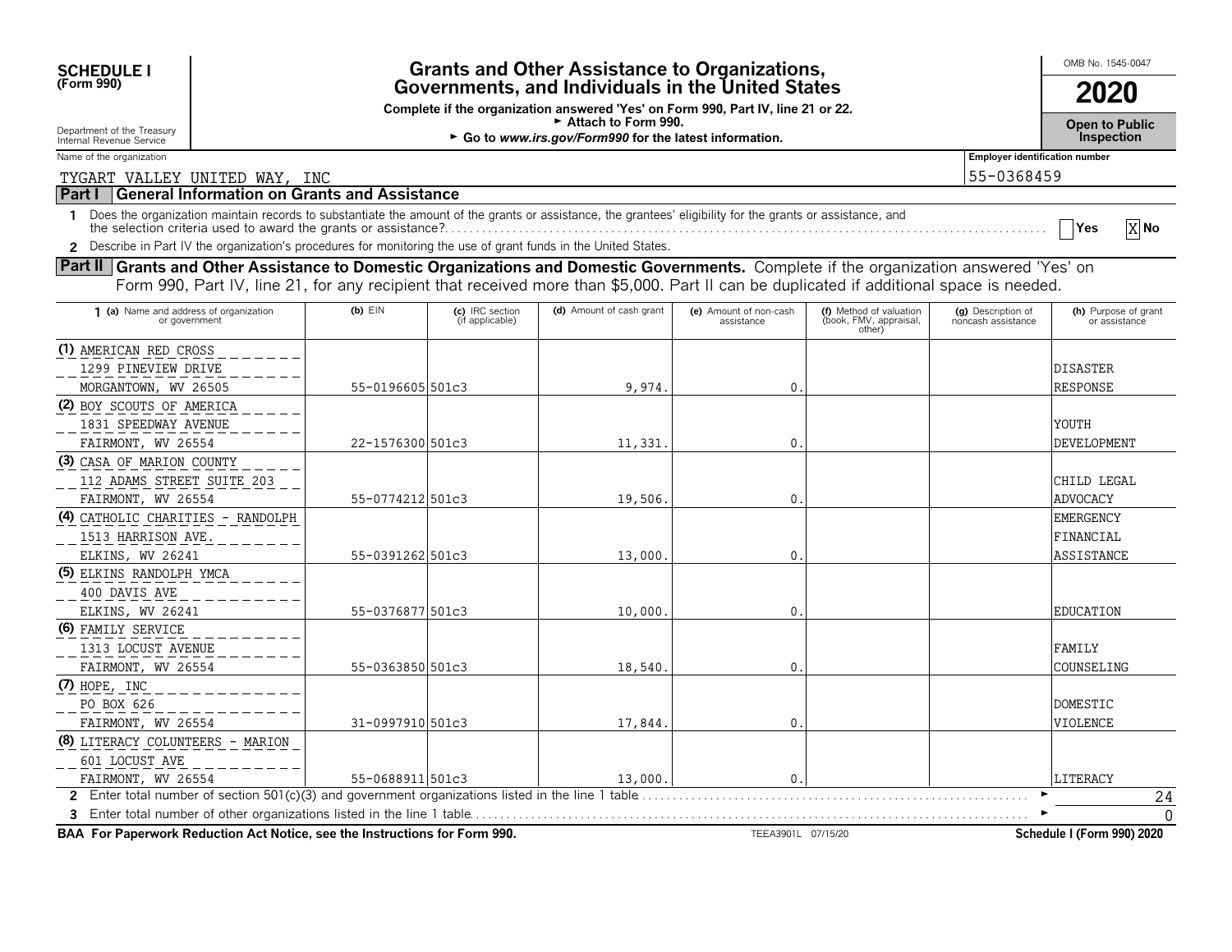**SCHEDULE I**
**(Form 990)**

Department of the Treasury
Internal Revenue Service

# Grants and Other Assistance to Organizations, Governments, and Individuals in the United States

**Complete if the organization answered 'Yes' on Form 990, Part IV, line 21 or 22.**
► **Attach to Form 990.**
► **Go to *www.irs.gov/Form990* for the latest information.**

OMB No. 1545-0047

**2020**

**Open to Public Inspection**

Name of the organization: TYGART VALLEY UNITED WAY, INC

Employer identification number: 55-0368459

## Part I General Information on Grants and Assistance

1 Does the organization maintain records to substantiate the amount of the grants or assistance, the grantees' eligibility for the grants or assistance, and the selection criteria used to award the grants or assistance? [ ] Yes [X] No

2 Describe in Part IV the organization's procedures for monitoring the use of grant funds in the United States.

## Part II Grants and Other Assistance to Domestic Organizations and Domestic Governments.

Complete if the organization answered 'Yes' on Form 990, Part IV, line 21, for any recipient that received more than $5,000. Part II can be duplicated if additional space is needed.

| 1 (a) Name and address of organization or government | (b) EIN | (c) IRC section (if applicable) | (d) Amount of cash grant | (e) Amount of non-cash assistance | (f) Method of valuation (book, FMV, appraisal, other) | (g) Description of noncash assistance | (h) Purpose of grant or assistance |
|---|---|---|---|---|---|---|---|
| (1) AMERICAN RED CROSS<br>1299 PINEVIEW DRIVE<br>MORGANTOWN, WV 26505 | 55-0196605 | 501c3 | 9,974. | 0. | | | DISASTER RESPONSE |
| (2) BOY SCOUTS OF AMERICA<br>1831 SPEEDWAY AVENUE<br>FAIRMONT, WV 26554 | 22-1576300 | 501c3 | 11,331. | 0. | | | YOUTH DEVELOPMENT |
| (3) CASA OF MARION COUNTY<br>112 ADAMS STREET SUITE 203<br>FAIRMONT, WV 26554 | 55-0774212 | 501c3 | 19,506. | 0. | | | CHILD LEGAL ADVOCACY |
| (4) CATHOLIC CHARITIES - RANDOLPH<br>1513 HARRISON AVE.<br>ELKINS, WV 26241 | 55-0391262 | 501c3 | 13,000. | 0. | | | EMERGENCY FINANCIAL ASSISTANCE |
| (5) ELKINS RANDOLPH YMCA<br>400 DAVIS AVE<br>ELKINS, WV 26241 | 55-0376877 | 501c3 | 10,000. | 0. | | | EDUCATION |
| (6) FAMILY SERVICE<br>1313 LOCUST AVENUE<br>FAIRMONT, WV 26554 | 55-0363850 | 501c3 | 18,540. | 0. | | | FAMILY COUNSELING |
| (7) HOPE, INC<br>PO BOX 626<br>FAIRMONT, WV 26554 | 31-0997910 | 501c3 | 17,844. | 0. | | | DOMESTIC VIOLENCE |
| (8) LITERACY COLUNTEERS - MARION<br>601 LOCUST AVE<br>FAIRMONT, WV 26554 | 55-0688911 | 501c3 | 13,000. | 0. | | | LITERACY |

2 Enter total number of section 501(c)(3) and government organizations listed in the line 1 table ► 24

3 Enter total number of other organizations listed in the line 1 table ► 0

**BAA For Paperwork Reduction Act Notice, see the Instructions for Form 990.** TEEA3901L 07/15/20 **Schedule I (Form 990) 2020**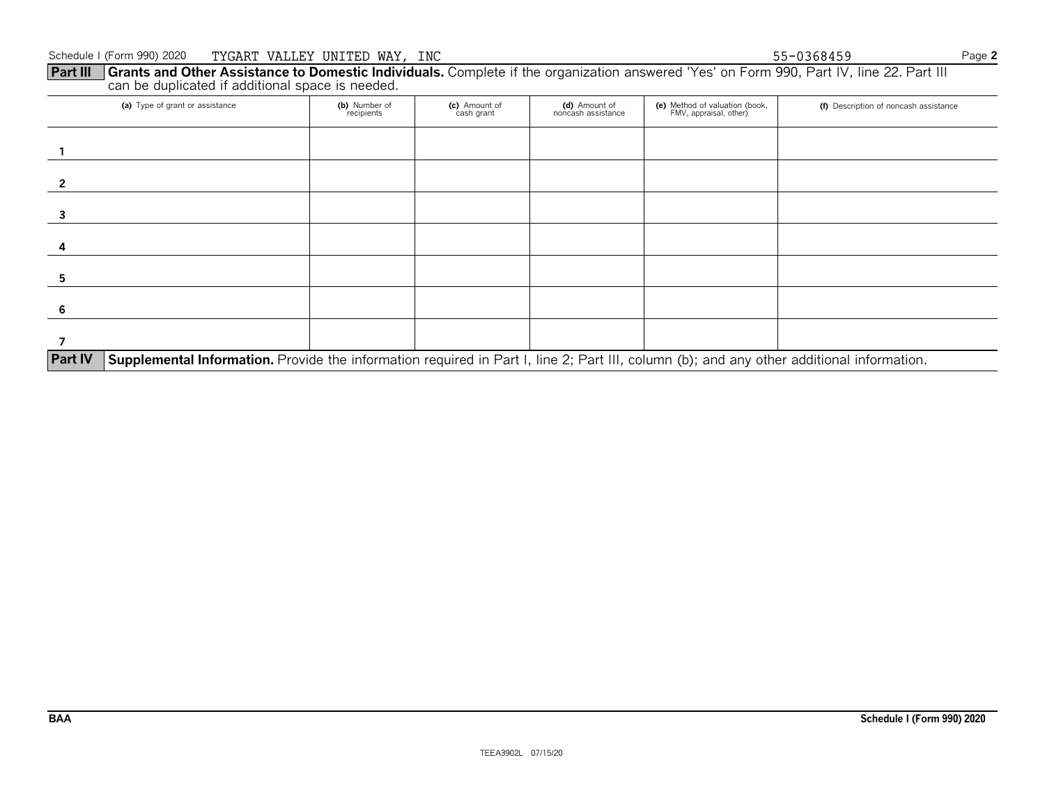Schedule I (Form 990) 2020 TYGART VALLEY UNITED WAY, INC 55-0368459

**Part III** **Grants and Other Assistance to Domestic Individuals.** Complete if the organization answered 'Yes' on Form 990, Part IV, line 22. Part III can be duplicated if additional space is needed.

| | (a) Type of grant or assistance | (b) Number of recipients | (c) Amount of cash grant | (d) Amount of noncash assistance | (e) Method of valuation (book, FMV, appraisal, other) | (f) Description of noncash assistance |
|---|---|---|---|---|---|---|
| 1 | | | | | | |
| 2 | | | | | | |
| 3 | | | | | | |
| 4 | | | | | | |
| 5 | | | | | | |
| 6 | | | | | | |
| 7 | | | | | | |

**Part IV** **Supplemental Information.** Provide the information required in Part I, line 2; Part III, column (b); and any other additional information.

BAA Schedule I (Form 990) 2020

TEEA3902L 07/15/20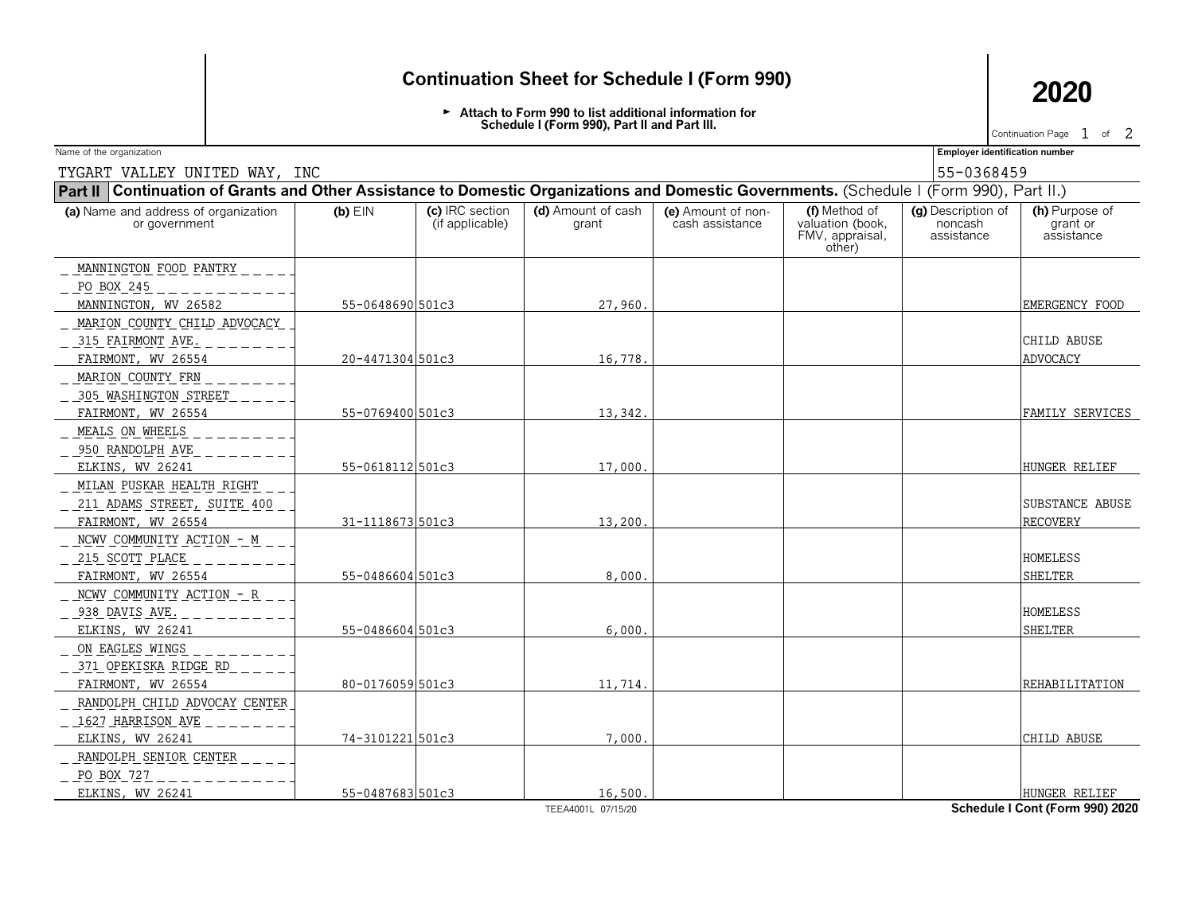# Continuation Sheet for Schedule I (Form 990)

► Attach to Form 990 to list additional information for Schedule I (Form 990), Part II and Part III.

**2020**

Continuation Page 1 of 2

Name of the organization: TYGART VALLEY UNITED WAY, INC

Employer identification number: 55-0368459

**Part II** **Continuation of Grants and Other Assistance to Domestic Organizations and Domestic Governments.** (Schedule I (Form 990), Part II.)

| (a) Name and address of organization or government | (b) EIN | (c) IRC section (if applicable) | (d) Amount of cash grant | (e) Amount of non-cash assistance | (f) Method of valuation (book, FMV, appraisal, other) | (g) Description of noncash assistance | (h) Purpose of grant or assistance |
|---|---|---|---|---|---|---|---|
| MANNINGTON FOOD PANTRY<br>PO BOX 245<br>MANNINGTON, WV 26582 | 55-0648690 | 501c3 | 27,960. | | | | EMERGENCY FOOD |
| MARION COUNTY CHILD ADVOCACY<br>315 FAIRMONT AVE.<br>FAIRMONT, WV 26554 | 20-4471304 | 501c3 | 16,778. | | | | CHILD ABUSE ADVOCACY |
| MARION COUNTY FRN<br>305 WASHINGTON STREET<br>FAIRMONT, WV 26554 | 55-0769400 | 501c3 | 13,342. | | | | FAMILY SERVICES |
| MEALS ON WHEELS<br>950 RANDOLPH AVE<br>ELKINS, WV 26241 | 55-0618112 | 501c3 | 17,000. | | | | HUNGER RELIEF |
| MILAN PUSKAR HEALTH RIGHT<br>211 ADAMS STREET, SUITE 400<br>FAIRMONT, WV 26554 | 31-1118673 | 501c3 | 13,200. | | | | SUBSTANCE ABUSE RECOVERY |
| NCWV COMMUNITY ACTION - M<br>215 SCOTT PLACE<br>FAIRMONT, WV 26554 | 55-0486604 | 501c3 | 8,000. | | | | HOMELESS SHELTER |
| NCWV COMMUNITY ACTION - R<br>938 DAVIS AVE.<br>ELKINS, WV 26241 | 55-0486604 | 501c3 | 6,000. | | | | HOMELESS SHELTER |
| ON EAGLES WINGS<br>371 OPEKISKA RIDGE RD<br>FAIRMONT, WV 26554 | 80-0176059 | 501c3 | 11,714. | | | | REHABILITATION |
| RANDOLPH CHILD ADVOCAY CENTER<br>1627 HARRISON AVE<br>ELKINS, WV 26241 | 74-3101221 | 501c3 | 7,000. | | | | CHILD ABUSE |
| RANDOLPH SENIOR CENTER<br>PO BOX 727<br>ELKINS, WV 26241 | 55-0487683 | 501c3 | 16,500. | | | | HUNGER RELIEF |

TEEA4001L 07/15/20

Schedule I Cont (Form 990) 2020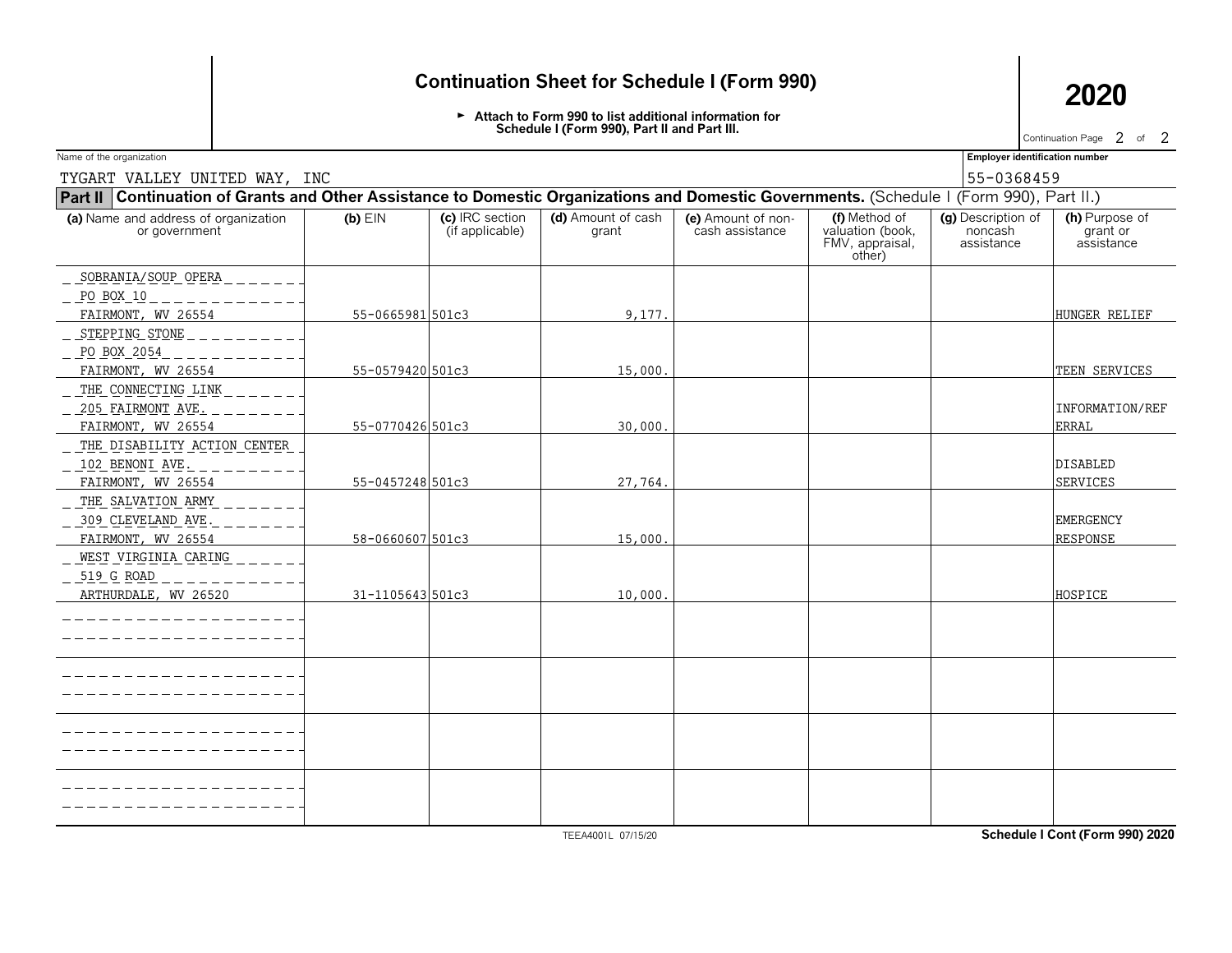# Continuation Sheet for Schedule I (Form 990)

## 2020

► Attach to Form 990 to list additional information for Schedule I (Form 990), Part II and Part III.

Continuation Page 2 of 2

Name of the organization: TYGART VALLEY UNITED WAY, INC

Employer identification number: 55-0368459

**Part II** **Continuation of Grants and Other Assistance to Domestic Organizations and Domestic Governments.** (Schedule I (Form 990), Part II.)

| (a) Name and address of organization or government | (b) EIN | (c) IRC section (if applicable) | (d) Amount of cash grant | (e) Amount of non-cash assistance | (f) Method of valuation (book, FMV, appraisal, other) | (g) Description of noncash assistance | (h) Purpose of grant or assistance |
|---|---|---|---|---|---|---|---|
| SOBRANIA/SOUP OPERA<br>PO BOX 10<br>FAIRMONT, WV 26554 | 55-0665981 | 501c3 | 9,177. | | | | HUNGER RELIEF |
| STEPPING STONE<br>PO BOX 2054<br>FAIRMONT, WV 26554 | 55-0579420 | 501c3 | 15,000. | | | | TEEN SERVICES |
| THE CONNECTING LINK<br>205 FAIRMONT AVE.<br>FAIRMONT, WV 26554 | 55-0770426 | 501c3 | 30,000. | | | | INFORMATION/REFERRAL |
| THE DISABILITY ACTION CENTER<br>102 BENONI AVE.<br>FAIRMONT, WV 26554 | 55-0457248 | 501c3 | 27,764. | | | | DISABLED SERVICES |
| THE SALVATION ARMY<br>309 CLEVELAND AVE.<br>FAIRMONT, WV 26554 | 58-0660607 | 501c3 | 15,000. | | | | EMERGENCY RESPONSE |
| WEST VIRGINIA CARING<br>519 G ROAD<br>ARTHURDALE, WV 26520 | 31-1105643 | 501c3 | 10,000. | | | | HOSPICE |

TEEA4001L 07/15/20

Schedule I Cont (Form 990) 2020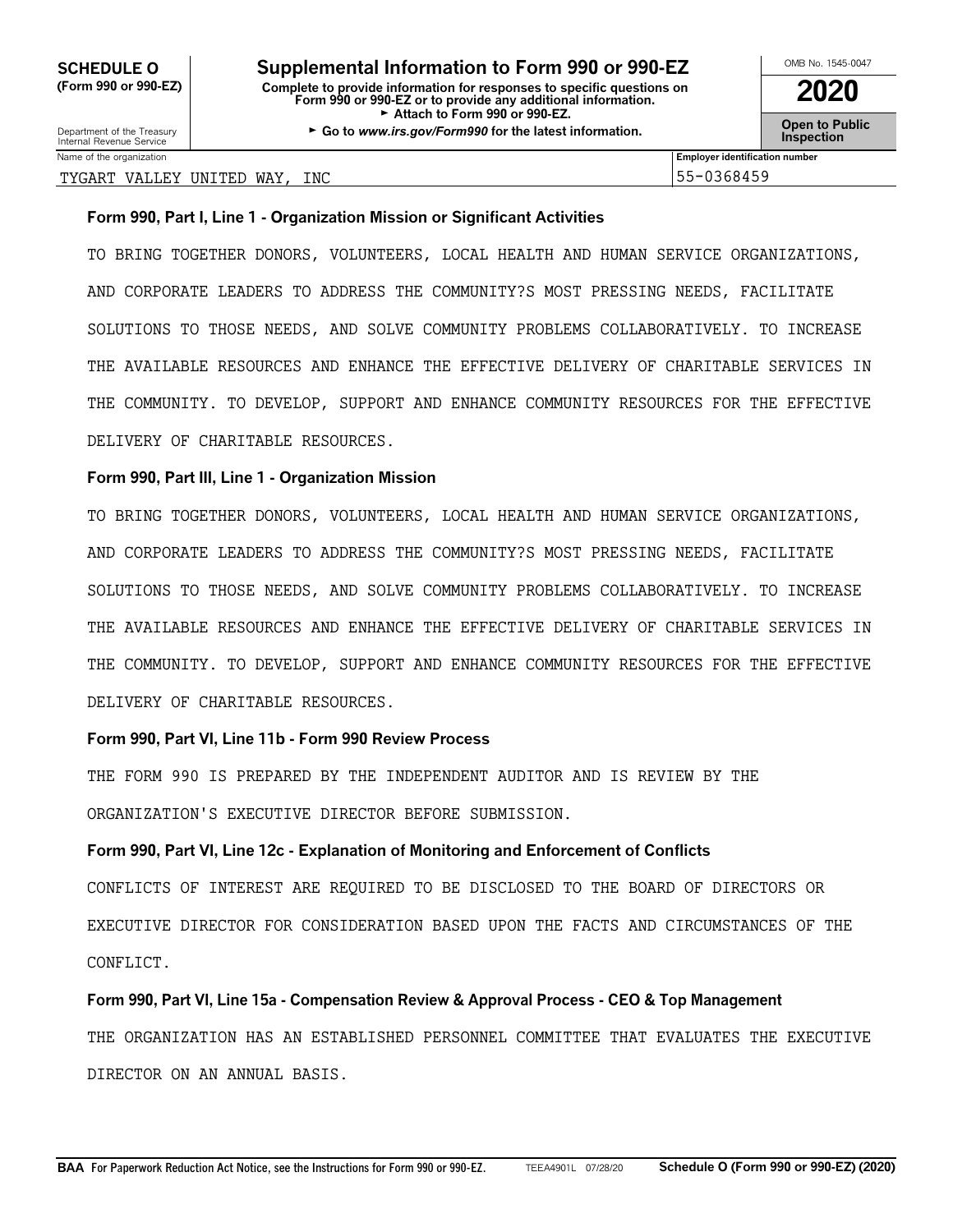**SCHEDULE O (Form 990 or 990-EZ)**

Department of the Treasury
Internal Revenue Service

# Supplemental Information to Form 990 or 990-EZ

**Complete to provide information for responses to specific questions on Form 990 or 990-EZ or to provide any additional information.**
► **Attach to Form 990 or 990-EZ.**
► **Go to *www.irs.gov/Form990* for the latest information.**

OMB No. 1545-0047

**2020**

**Open to Public Inspection**

| Name of the organization | Employer identification number |
|---|---|
| TYGART VALLEY UNITED WAY, INC | 55-0368459 |

**Form 990, Part I, Line 1 - Organization Mission or Significant Activities**

TO BRING TOGETHER DONORS, VOLUNTEERS, LOCAL HEALTH AND HUMAN SERVICE ORGANIZATIONS, AND CORPORATE LEADERS TO ADDRESS THE COMMUNITY?S MOST PRESSING NEEDS, FACILITATE SOLUTIONS TO THOSE NEEDS, AND SOLVE COMMUNITY PROBLEMS COLLABORATIVELY. TO INCREASE THE AVAILABLE RESOURCES AND ENHANCE THE EFFECTIVE DELIVERY OF CHARITABLE SERVICES IN THE COMMUNITY. TO DEVELOP, SUPPORT AND ENHANCE COMMUNITY RESOURCES FOR THE EFFECTIVE DELIVERY OF CHARITABLE RESOURCES.

**Form 990, Part III, Line 1 - Organization Mission**

TO BRING TOGETHER DONORS, VOLUNTEERS, LOCAL HEALTH AND HUMAN SERVICE ORGANIZATIONS, AND CORPORATE LEADERS TO ADDRESS THE COMMUNITY?S MOST PRESSING NEEDS, FACILITATE SOLUTIONS TO THOSE NEEDS, AND SOLVE COMMUNITY PROBLEMS COLLABORATIVELY. TO INCREASE THE AVAILABLE RESOURCES AND ENHANCE THE EFFECTIVE DELIVERY OF CHARITABLE SERVICES IN THE COMMUNITY. TO DEVELOP, SUPPORT AND ENHANCE COMMUNITY RESOURCES FOR THE EFFECTIVE DELIVERY OF CHARITABLE RESOURCES.

**Form 990, Part VI, Line 11b - Form 990 Review Process**

THE FORM 990 IS PREPARED BY THE INDEPENDENT AUDITOR AND IS REVIEW BY THE ORGANIZATION'S EXECUTIVE DIRECTOR BEFORE SUBMISSION.

**Form 990, Part VI, Line 12c - Explanation of Monitoring and Enforcement of Conflicts**

CONFLICTS OF INTEREST ARE REQUIRED TO BE DISCLOSED TO THE BOARD OF DIRECTORS OR EXECUTIVE DIRECTOR FOR CONSIDERATION BASED UPON THE FACTS AND CIRCUMSTANCES OF THE CONFLICT.

**Form 990, Part VI, Line 15a - Compensation Review & Approval Process - CEO & Top Management**

THE ORGANIZATION HAS AN ESTABLISHED PERSONNEL COMMITTEE THAT EVALUATES THE EXECUTIVE DIRECTOR ON AN ANNUAL BASIS.

**BAA** For Paperwork Reduction Act Notice, see the Instructions for Form 990 or 990-EZ. TEEA4901L 07/28/20 **Schedule O (Form 990 or 990-EZ) (2020)**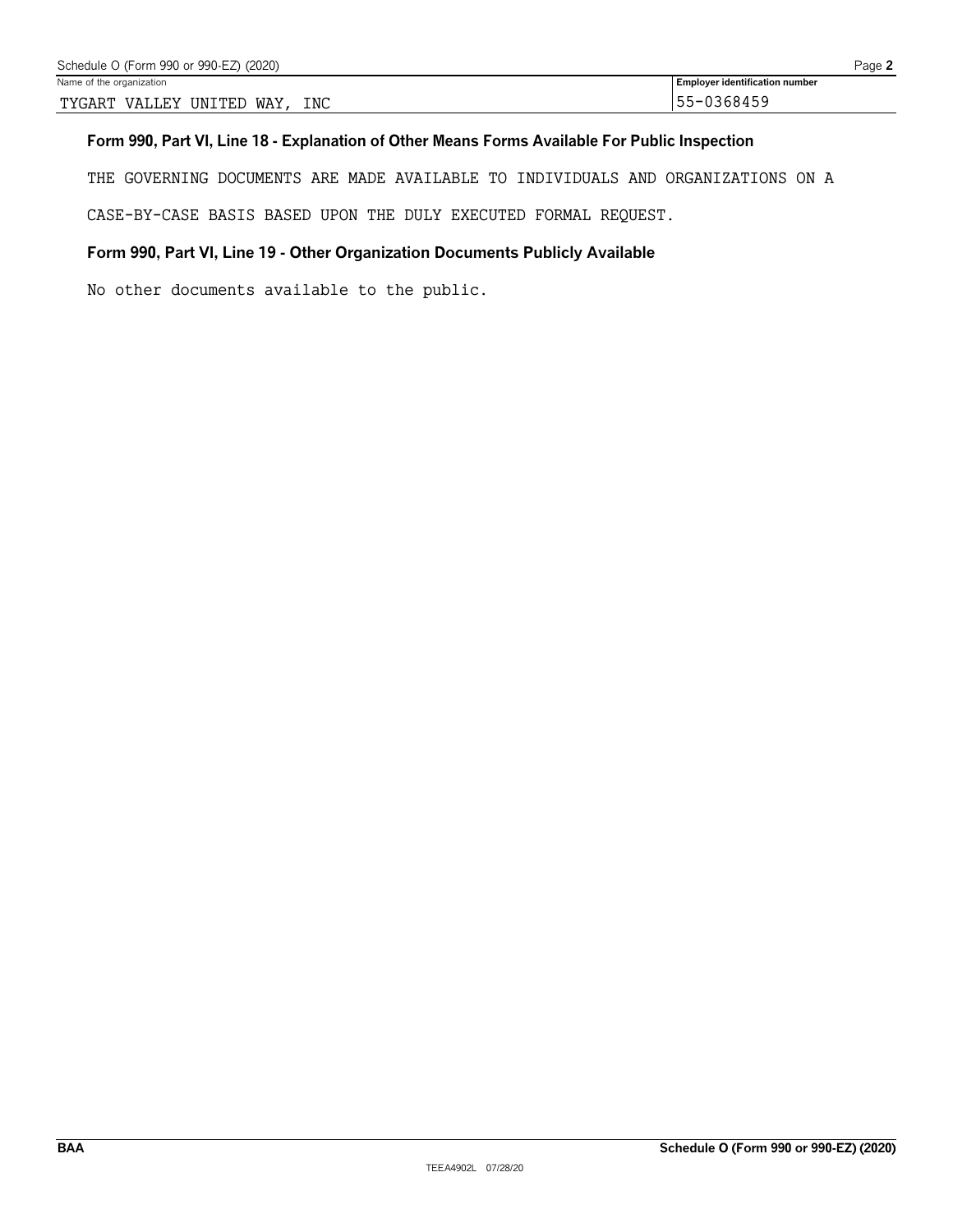Schedule O (Form 990 or 990-EZ) (2020)

| Name of the organization | Employer identification number |
| --- | --- |
| TYGART VALLEY UNITED WAY, INC | 55-0368459 |

**Form 990, Part VI, Line 18 - Explanation of Other Means Forms Available For Public Inspection**

THE GOVERNING DOCUMENTS ARE MADE AVAILABLE TO INDIVIDUALS AND ORGANIZATIONS ON A CASE-BY-CASE BASIS BASED UPON THE DULY EXECUTED FORMAL REQUEST.

**Form 990, Part VI, Line 19 - Other Organization Documents Publicly Available**

No other documents available to the public.

BAA

**Schedule O (Form 990 or 990-EZ) (2020)**

TEEA4902L 07/28/20